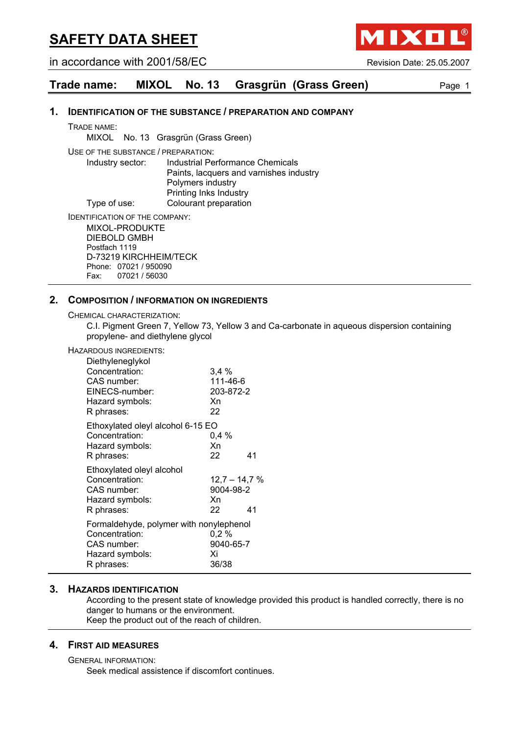# SAFETY DATA SHEET

in accordance with 2001/58/EC

Revision Date: 25.05.2007

## Trade name: MIXOL No. 13 Grasgrün (Grass Green)

## 1. IDENTIFICATION OF THE SUBSTANCE / PREPARATION AND COMPANY

TRADE NAME:

MIXOL No. 13 Grasgrün (Grass Green)

USE OF THE SUBSTANCE / PREPARATION:

Industry sector: Industrial Performance Chemicals
Paints, lacquers and varnishes industry
Polymers industry
Printing Inks Industry

Type of use: Colourant preparation

IDENTIFICATION OF THE COMPANY:

MIXOL-PRODUKTE
DIEBOLD GMBH
Postfach 1119
D-73219 KIRCHHEIM/TECK
Phone: 07021 / 950090
Fax: 07021 / 56030

## 2. COMPOSITION / INFORMATION ON INGREDIENTS

CHEMICAL CHARACTERIZATION:

C.I. Pigment Green 7, Yellow 73, Yellow 3 and Ca-carbonate in aqueous dispersion containing propylene- and diethylene glycol

HAZARDOUS INGREDIENTS:

Diethyleneglykol
Concentration: 3,4 %
CAS number: 111-46-6
EINECS-number: 203-872-2
Hazard symbols: Xn
R phrases: 22

Ethoxylated oleyl alcohol 6-15 EO
Concentration: 0,4 %
Hazard symbols: Xn
R phrases: 22 41

Ethoxylated oleyl alcohol
Concentration: 12,7 – 14,7 %
CAS number: 9004-98-2
Hazard symbols: Xn
R phrases: 22 41

Formaldehyde, polymer with nonylephenol
Concentration: 0,2 %
CAS number: 9040-65-7
Hazard symbols: Xi
R phrases: 36/38

## 3. HAZARDS IDENTIFICATION

According to the present state of knowledge provided this product is handled correctly, there is no danger to humans or the environment.
Keep the product out of the reach of children.

## 4. FIRST AID MEASURES

GENERAL INFORMATION:

Seek medical assistence if discomfort continues.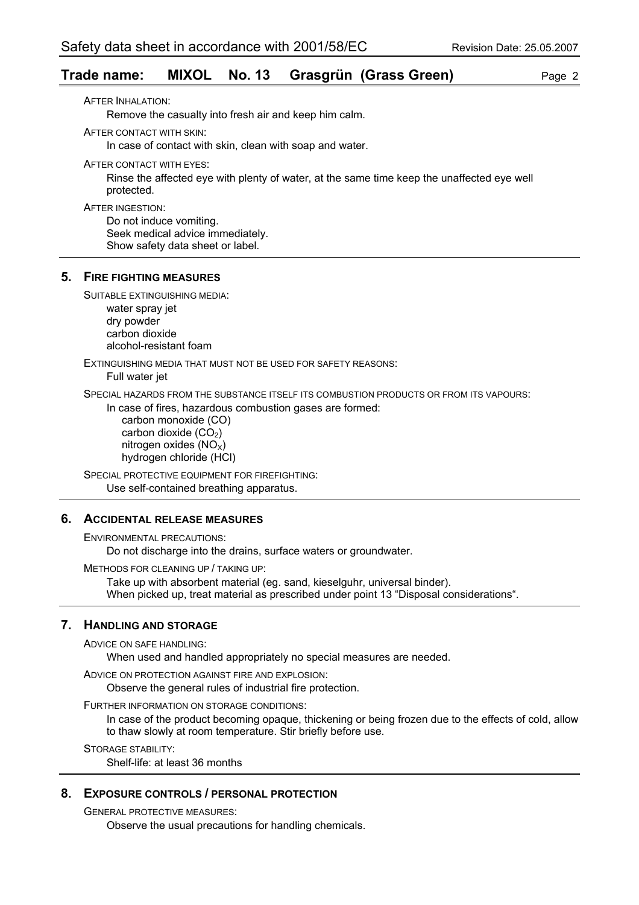AFTER INHALATION:

Remove the casualty into fresh air and keep him calm.

AFTER CONTACT WITH SKIN:

In case of contact with skin, clean with soap and water.

AFTER CONTACT WITH EYES:

Rinse the affected eye with plenty of water, at the same time keep the unaffected eye well protected.

AFTER INGESTION:

Do not induce vomiting.
Seek medical advice immediately.
Show safety data sheet or label.

## 5. FIRE FIGHTING MEASURES

SUITABLE EXTINGUISHING MEDIA:

water spray jet
dry powder
carbon dioxide
alcohol-resistant foam

EXTINGUISHING MEDIA THAT MUST NOT BE USED FOR SAFETY REASONS:

Full water jet

SPECIAL HAZARDS FROM THE SUBSTANCE ITSELF ITS COMBUSTION PRODUCTS OR FROM ITS VAPOURS:

In case of fires, hazardous combustion gases are formed:

carbon monoxide (CO)
carbon dioxide ($CO_2$)
nitrogen oxides ($NO_X$)
hydrogen chloride (HCl)

SPECIAL PROTECTIVE EQUIPMENT FOR FIREFIGHTING:

Use self-contained breathing apparatus.

## 6. ACCIDENTAL RELEASE MEASURES

ENVIRONMENTAL PRECAUTIONS:

Do not discharge into the drains, surface waters or groundwater.

METHODS FOR CLEANING UP / TAKING UP:

Take up with absorbent material (eg. sand, kieselguhr, universal binder).
When picked up, treat material as prescribed under point 13 "Disposal considerations".

## 7. HANDLING AND STORAGE

ADVICE ON SAFE HANDLING:

When used and handled appropriately no special measures are needed.

ADVICE ON PROTECTION AGAINST FIRE AND EXPLOSION:

Observe the general rules of industrial fire protection.

FURTHER INFORMATION ON STORAGE CONDITIONS:

In case of the product becoming opaque, thickening or being frozen due to the effects of cold, allow to thaw slowly at room temperature. Stir briefly before use.

STORAGE STABILITY:

Shelf-life: at least 36 months

## 8. EXPOSURE CONTROLS / PERSONAL PROTECTION

GENERAL PROTECTIVE MEASURES:

Observe the usual precautions for handling chemicals.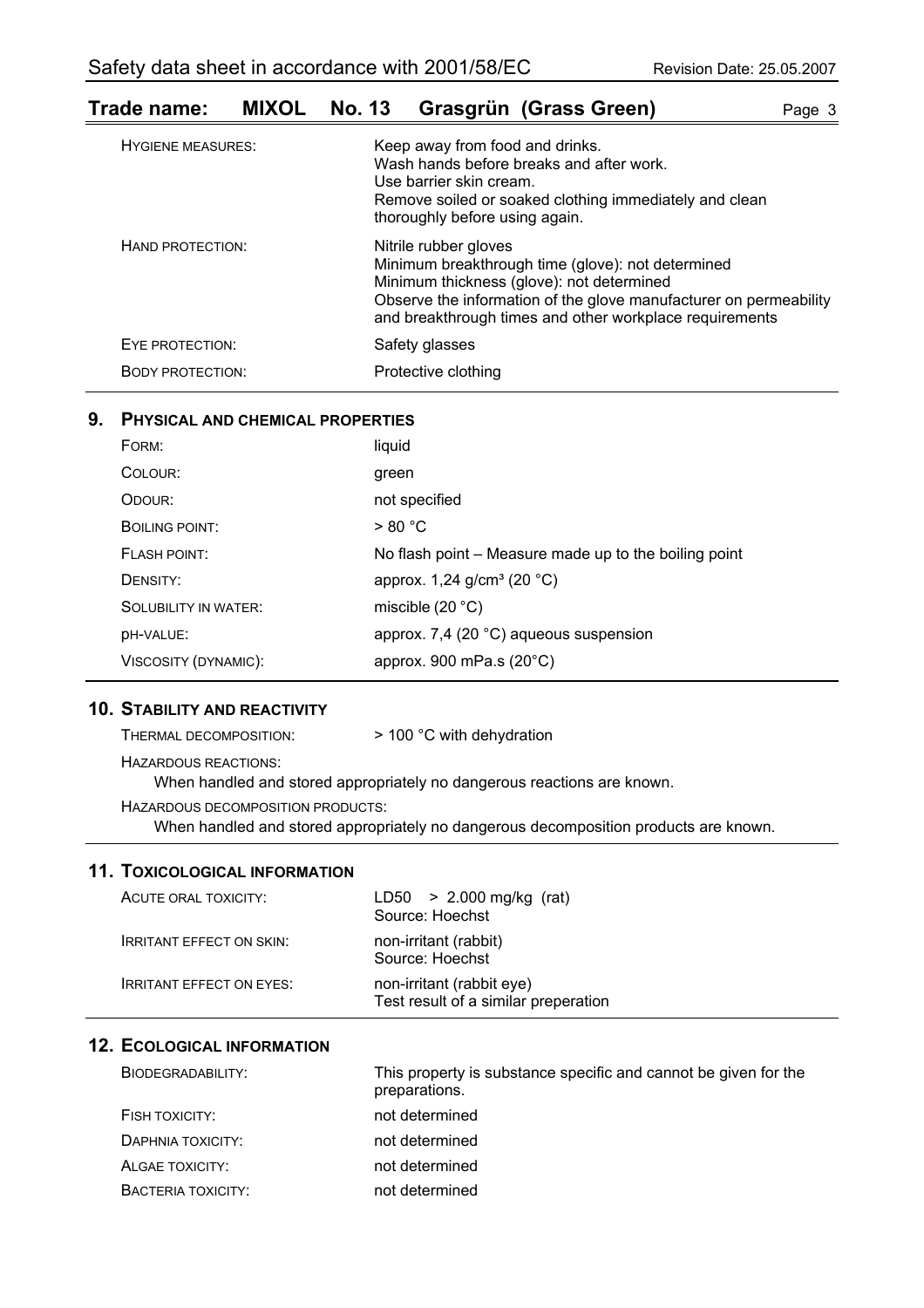| | |
|---|---|
| HYGIENE MEASURES: | Keep away from food and drinks.<br>Wash hands before breaks and after work.<br>Use barrier skin cream.<br>Remove soiled or soaked clothing immediately and clean thoroughly before using again. |
| HAND PROTECTION: | Nitrile rubber gloves<br>Minimum breakthrough time (glove): not determined<br>Minimum thickness (glove): not determined<br>Observe the information of the glove manufacturer on permeability and breakthrough times and other workplace requirements |
| EYE PROTECTION: | Safety glasses |
| BODY PROTECTION: | Protective clothing |

## 9. PHYSICAL AND CHEMICAL PROPERTIES

| | |
|---|---|
| FORM: | liquid |
| COLOUR: | green |
| ODOUR: | not specified |
| BOILING POINT: | > 80 °C |
| FLASH POINT: | No flash point – Measure made up to the boiling point |
| DENSITY: | approx. 1,24 g/cm³ (20 °C) |
| SOLUBILITY IN WATER: | miscible (20 °C) |
| pH-VALUE: | approx. 7,4 (20 °C) aqueous suspension |
| VISCOSITY (DYNAMIC): | approx. 900 mPa.s (20°C) |

## 10. STABILITY AND REACTIVITY

THERMAL DECOMPOSITION: > 100 °C with dehydration

HAZARDOUS REACTIONS:
When handled and stored appropriately no dangerous reactions are known.

HAZARDOUS DECOMPOSITION PRODUCTS:
When handled and stored appropriately no dangerous decomposition products are known.

## 11. TOXICOLOGICAL INFORMATION

| | |
|---|---|
| ACUTE ORAL TOXICITY: | LD50 > 2.000 mg/kg (rat)<br>Source: Hoechst |
| IRRITANT EFFECT ON SKIN: | non-irritant (rabbit)<br>Source: Hoechst |
| IRRITANT EFFECT ON EYES: | non-irritant (rabbit eye)<br>Test result of a similar preperation |

## 12. ECOLOGICAL INFORMATION

| | |
|---|---|
| BIODEGRADABILITY: | This property is substance specific and cannot be given for the preparations. |
| FISH TOXICITY: | not determined |
| DAPHNIA TOXICITY: | not determined |
| ALGAE TOXICITY: | not determined |
| BACTERIA TOXICITY: | not determined |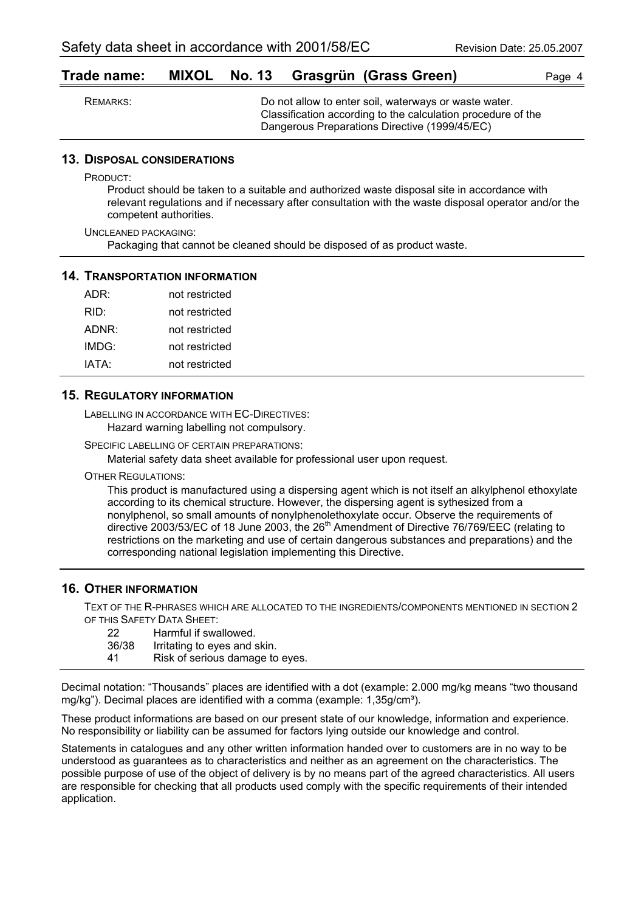| REMARKS: | Do not allow to enter soil, waterways or waste water. Classification according to the calculation procedure of the Dangerous Preparations Directive (1999/45/EC) |
|---|---|

## 13. DISPOSAL CONSIDERATIONS

PRODUCT:

Product should be taken to a suitable and authorized waste disposal site in accordance with relevant regulations and if necessary after consultation with the waste disposal operator and/or the competent authorities.

UNCLEANED PACKAGING:

Packaging that cannot be cleaned should be disposed of as product waste.

## 14. TRANSPORTATION INFORMATION

| | |
|---|---|
| ADR: | not restricted |
| RID: | not restricted |
| ADNR: | not restricted |
| IMDG: | not restricted |
| IATA: | not restricted |

## 15. REGULATORY INFORMATION

LABELLING IN ACCORDANCE WITH EC-DIRECTIVES:

Hazard warning labelling not compulsory.

SPECIFIC LABELLING OF CERTAIN PREPARATIONS:

Material safety data sheet available for professional user upon request.

OTHER REGULATIONS:

This product is manufactured using a dispersing agent which is not itself an alkylphenol ethoxylate according to its chemical structure. However, the dispersing agent is sythesized from a nonylphenol, so small amounts of nonylphenolethoxylate occur. Observe the requirements of directive 2003/53/EC of 18 June 2003, the 26th Amendment of Directive 76/769/EEC (relating to restrictions on the marketing and use of certain dangerous substances and preparations) and the corresponding national legislation implementing this Directive.

## 16. OTHER INFORMATION

TEXT OF THE R-PHRASES WHICH ARE ALLOCATED TO THE INGREDIENTS/COMPONENTS MENTIONED IN SECTION 2 OF THIS SAFETY DATA SHEET:

| | |
|---|---|
| 22 | Harmful if swallowed. |
| 36/38 | Irritating to eyes and skin. |
| 41 | Risk of serious damage to eyes. |

Decimal notation: “Thousands” places are identified with a dot (example: 2.000 mg/kg means “two thousand mg/kg”). Decimal places are identified with a comma (example: 1,35g/cm³).

These product informations are based on our present state of our knowledge, information and experience. No responsibility or liability can be assumed for factors lying outside our knowledge and control.

Statements in catalogues and any other written information handed over to customers are in no way to be understood as guarantees as to characteristics and neither as an agreement on the characteristics. The possible purpose of use of the object of delivery is by no means part of the agreed characteristics. All users are responsible for checking that all products used comply with the specific requirements of their intended application.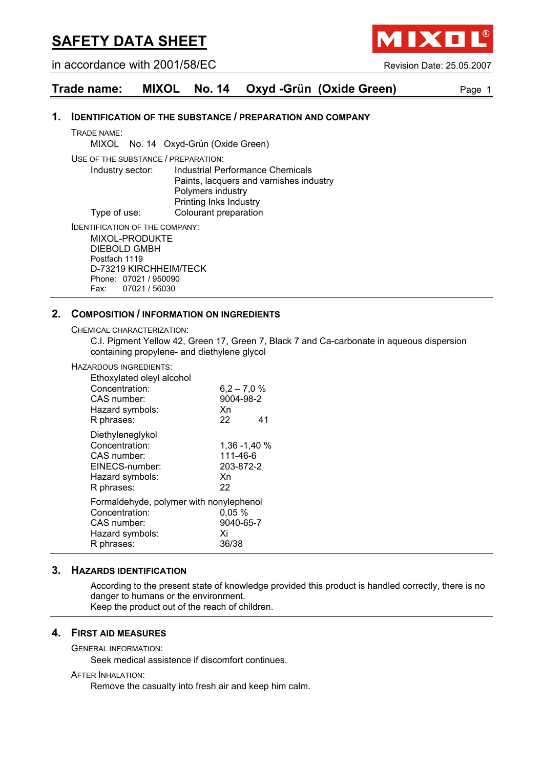# SAFETY DATA SHEET

in accordance with 2001/58/EC

Revision Date: 25.05.2007

## Trade name: MIXOL No. 14 Oxyd-Grün (Oxide Green)

## 1. IDENTIFICATION OF THE SUBSTANCE / PREPARATION AND COMPANY

TRADE NAME:

MIXOL No. 14 Oxyd-Grün (Oxide Green)

USE OF THE SUBSTANCE / PREPARATION:

Industry sector: Industrial Performance Chemicals
Paints, lacquers and varnishes industry
Polymers industry
Printing Inks Industry

Type of use: Colourant preparation

IDENTIFICATION OF THE COMPANY:

MIXOL-PRODUKTE
DIEBOLD GMBH
Postfach 1119
D-73219 KIRCHHEIM/TECK
Phone: 07021 / 950090
Fax: 07021 / 56030

## 2. COMPOSITION / INFORMATION ON INGREDIENTS

CHEMICAL CHARACTERIZATION:

C.I. Pigment Yellow 42, Green 17, Green 7, Black 7 and Ca-carbonate in aqueous dispersion containing propylene- and diethylene glycol

HAZARDOUS INGREDIENTS:

Ethoxylated oleyl alcohol

| | |
|---|---|
| Concentration: | 6,2 – 7,0 % |
| CAS number: | 9004-98-2 |
| Hazard symbols: | Xn |
| R phrases: | 22 41 |

Diethyleneglykol

| | |
|---|---|
| Concentration: | 1,36 -1,40 % |
| CAS number: | 111-46-6 |
| EINECS-number: | 203-872-2 |
| Hazard symbols: | Xn |
| R phrases: | 22 |

Formaldehyde, polymer with nonylephenol

| | |
|---|---|
| Concentration: | 0,05 % |
| CAS number: | 9040-65-7 |
| Hazard symbols: | Xi |
| R phrases: | 36/38 |

## 3. HAZARDS IDENTIFICATION

According to the present state of knowledge provided this product is handled correctly, there is no danger to humans or the environment.
Keep the product out of the reach of children.

## 4. FIRST AID MEASURES

GENERAL INFORMATION:

Seek medical assistence if discomfort continues.

AFTER INHALATION:

Remove the casualty into fresh air and keep him calm.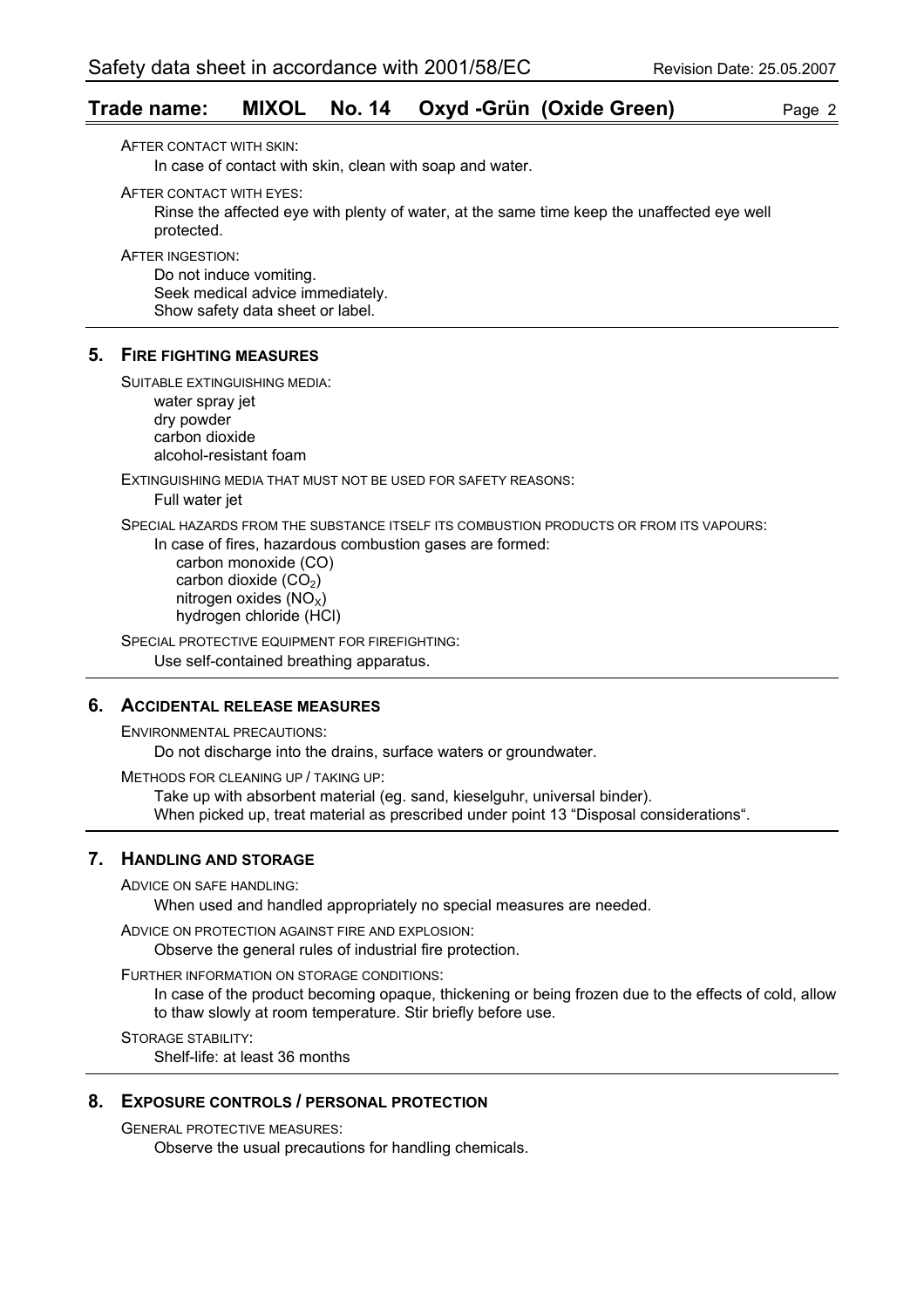AFTER CONTACT WITH SKIN:

In case of contact with skin, clean with soap and water.

AFTER CONTACT WITH EYES:

Rinse the affected eye with plenty of water, at the same time keep the unaffected eye well protected.

AFTER INGESTION:

Do not induce vomiting.
Seek medical advice immediately.
Show safety data sheet or label.

## 5. FIRE FIGHTING MEASURES

SUITABLE EXTINGUISHING MEDIA:

water spray jet
dry powder
carbon dioxide
alcohol-resistant foam

EXTINGUISHING MEDIA THAT MUST NOT BE USED FOR SAFETY REASONS:

Full water jet

SPECIAL HAZARDS FROM THE SUBSTANCE ITSELF ITS COMBUSTION PRODUCTS OR FROM ITS VAPOURS:

In case of fires, hazardous combustion gases are formed:

- carbon monoxide (CO)
- carbon dioxide ($CO_2$)
- nitrogen oxides ($NO_X$)
- hydrogen chloride (HCl)

SPECIAL PROTECTIVE EQUIPMENT FOR FIREFIGHTING:

Use self-contained breathing apparatus.

## 6. ACCIDENTAL RELEASE MEASURES

ENVIRONMENTAL PRECAUTIONS:

Do not discharge into the drains, surface waters or groundwater.

METHODS FOR CLEANING UP / TAKING UP:

Take up with absorbent material (eg. sand, kieselguhr, universal binder).
When picked up, treat material as prescribed under point 13 "Disposal considerations".

## 7. HANDLING AND STORAGE

ADVICE ON SAFE HANDLING:

When used and handled appropriately no special measures are needed.

ADVICE ON PROTECTION AGAINST FIRE AND EXPLOSION:

Observe the general rules of industrial fire protection.

FURTHER INFORMATION ON STORAGE CONDITIONS:

In case of the product becoming opaque, thickening or being frozen due to the effects of cold, allow to thaw slowly at room temperature. Stir briefly before use.

STORAGE STABILITY:

Shelf-life: at least 36 months

## 8. EXPOSURE CONTROLS / PERSONAL PROTECTION

GENERAL PROTECTIVE MEASURES:

Observe the usual precautions for handling chemicals.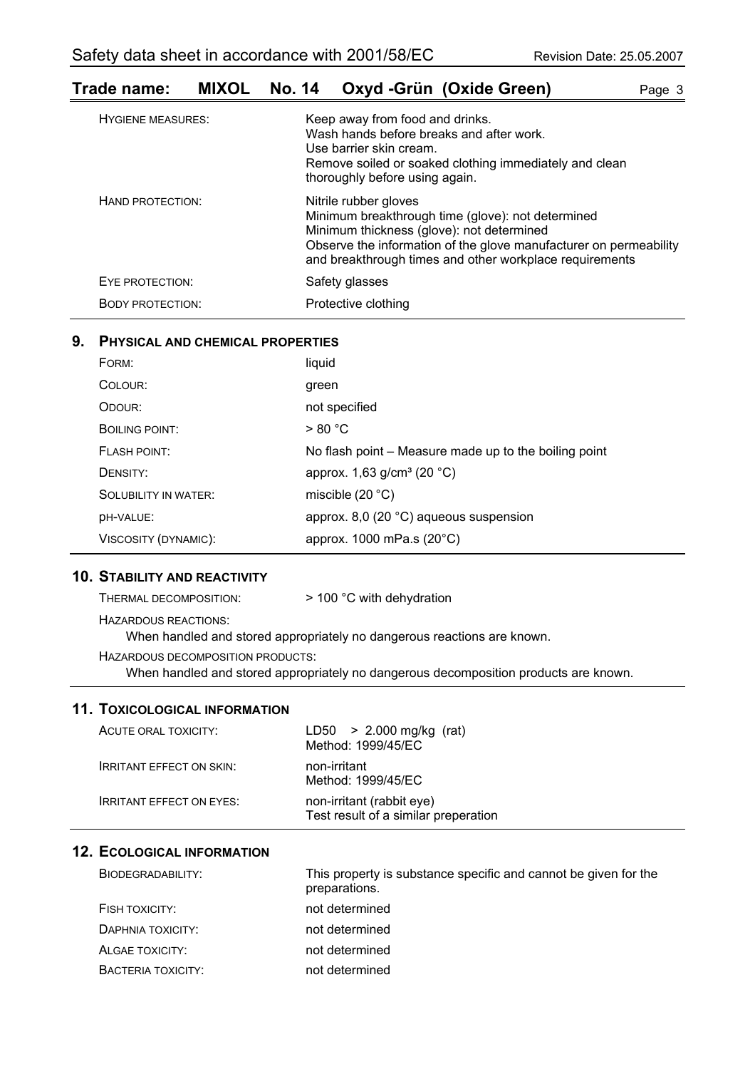| | |
|---|---|
| Hygiene measures: | Keep away from food and drinks.<br>Wash hands before breaks and after work.<br>Use barrier skin cream.<br>Remove soiled or soaked clothing immediately and clean thoroughly before using again. |
| Hand protection: | Nitrile rubber gloves<br>Minimum breakthrough time (glove): not determined<br>Minimum thickness (glove): not determined<br>Observe the information of the glove manufacturer on permeability and breakthrough times and other workplace requirements |
| Eye protection: | Safety glasses |
| Body protection: | Protective clothing |

## 9. Physical and chemical properties

| | |
|---|---|
| Form: | liquid |
| Colour: | green |
| Odour: | not specified |
| Boiling point: | > 80 °C |
| Flash point: | No flash point – Measure made up to the boiling point |
| Density: | approx. 1,63 g/cm³ (20 °C) |
| Solubility in water: | miscible (20 °C) |
| pH-value: | approx. 8,0 (20 °C) aqueous suspension |
| Viscosity (dynamic): | approx. 1000 mPa.s (20°C) |

## 10. Stability and reactivity

Thermal decomposition: > 100 °C with dehydration

Hazardous reactions:

When handled and stored appropriately no dangerous reactions are known.

Hazardous decomposition products:

When handled and stored appropriately no dangerous decomposition products are known.

## 11. Toxicological information

| | |
|---|---|
| Acute oral toxicity: | LD50 > 2.000 mg/kg (rat)<br>Method: 1999/45/EC |
| Irritant effect on skin: | non-irritant<br>Method: 1999/45/EC |
| Irritant effect on eyes: | non-irritant (rabbit eye)<br>Test result of a similar preperation |

## 12. Ecological information

| | |
|---|---|
| Biodegradability: | This property is substance specific and cannot be given for the preparations. |
| Fish toxicity: | not determined |
| Daphnia toxicity: | not determined |
| Algae toxicity: | not determined |
| Bacteria toxicity: | not determined |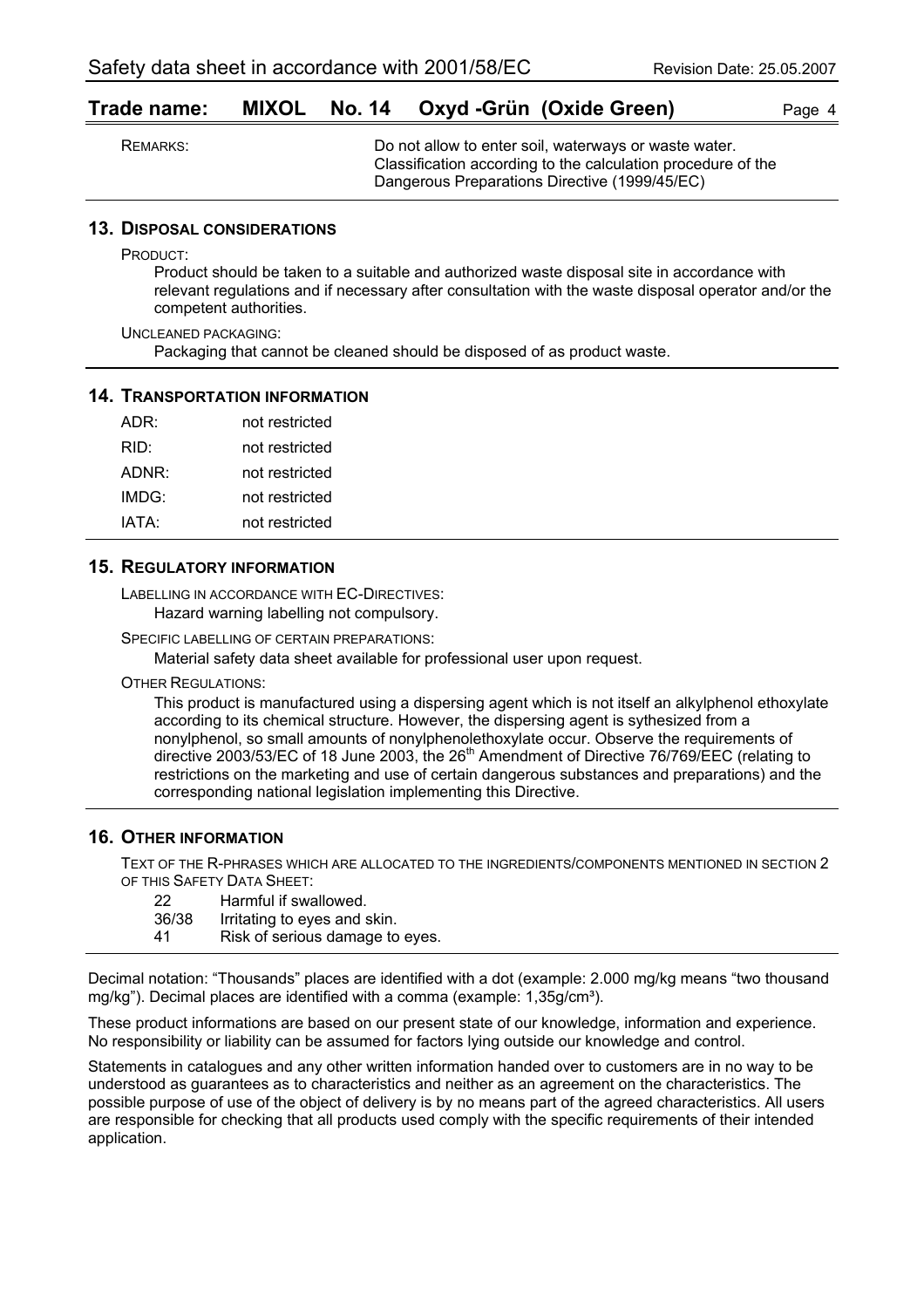| | |
|---|---|
| REMARKS: | Do not allow to enter soil, waterways or waste water. Classification according to the calculation procedure of the Dangerous Preparations Directive (1999/45/EC) |

## 13. DISPOSAL CONSIDERATIONS

PRODUCT:

Product should be taken to a suitable and authorized waste disposal site in accordance with relevant regulations and if necessary after consultation with the waste disposal operator and/or the competent authorities.

UNCLEANED PACKAGING:

Packaging that cannot be cleaned should be disposed of as product waste.

## 14. TRANSPORTATION INFORMATION

| | |
|---|---|
| ADR: | not restricted |
| RID: | not restricted |
| ADNR: | not restricted |
| IMDG: | not restricted |
| IATA: | not restricted |

## 15. REGULATORY INFORMATION

LABELLING IN ACCORDANCE WITH EC-DIRECTIVES:

Hazard warning labelling not compulsory.

SPECIFIC LABELLING OF CERTAIN PREPARATIONS:

Material safety data sheet available for professional user upon request.

OTHER REGULATIONS:

This product is manufactured using a dispersing agent which is not itself an alkylphenol ethoxylate according to its chemical structure. However, the dispersing agent is sythesized from a nonylphenol, so small amounts of nonylphenolethoxylate occur. Observe the requirements of directive 2003/53/EC of 18 June 2003, the 26th Amendment of Directive 76/769/EEC (relating to restrictions on the marketing and use of certain dangerous substances and preparations) and the corresponding national legislation implementing this Directive.

## 16. OTHER INFORMATION

TEXT OF THE R-PHRASES WHICH ARE ALLOCATED TO THE INGREDIENTS/COMPONENTS MENTIONED IN SECTION 2 OF THIS SAFETY DATA SHEET:

| | |
|---|---|
| 22 | Harmful if swallowed. |
| 36/38 | Irritating to eyes and skin. |
| 41 | Risk of serious damage to eyes. |

Decimal notation: "Thousands" places are identified with a dot (example: 2.000 mg/kg means "two thousand mg/kg"). Decimal places are identified with a comma (example: 1,35g/cm³).

These product informations are based on our present state of our knowledge, information and experience. No responsibility or liability can be assumed for factors lying outside our knowledge and control.

Statements in catalogues and any other written information handed over to customers are in no way to be understood as guarantees as to characteristics and neither as an agreement on the characteristics. The possible purpose of use of the object of delivery is by no means part of the agreed characteristics. All users are responsible for checking that all products used comply with the specific requirements of their intended application.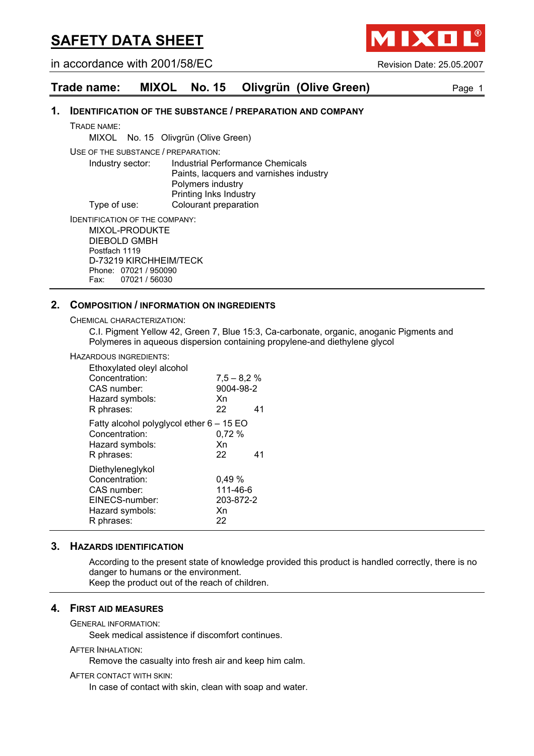# SAFETY DATA SHEET

in accordance with 2001/58/EC

Revision Date: 25.05.2007

## Trade name: MIXOL No. 15 Olivgrün (Olive Green)

## 1. IDENTIFICATION OF THE SUBSTANCE / PREPARATION AND COMPANY

TRADE NAME:

MIXOL No. 15 Olivgrün (Olive Green)

USE OF THE SUBSTANCE / PREPARATION:

| | |
|---|---|
| Industry sector: | Industrial Performance Chemicals<br>Paints, lacquers and varnishes industry<br>Polymers industry<br>Printing Inks Industry |
| Type of use: | Colourant preparation |

IDENTIFICATION OF THE COMPANY:

MIXOL-PRODUKTE
DIEBOLD GMBH
Postfach 1119
D-73219 KIRCHHEIM/TECK
Phone: 07021 / 950090
Fax: 07021 / 56030

## 2. COMPOSITION / INFORMATION ON INGREDIENTS

CHEMICAL CHARACTERIZATION:

C.I. Pigment Yellow 42, Green 7, Blue 15:3, Ca-carbonate, organic, anoganic Pigments and Polymeres in aqueous dispersion containing propylene-and diethylene glycol

HAZARDOUS INGREDIENTS:

Ethoxylated oleyl alcohol

| | | |
|---|---|---|
| Concentration: | 7,5 – 8,2 % | |
| CAS number: | 9004-98-2 | |
| Hazard symbols: | Xn | |
| R phrases: | 22 | 41 |

Fatty alcohol polyglycol ether 6 – 15 EO

| | | |
|---|---|---|
| Concentration: | 0,72 % | |
| Hazard symbols: | Xn | |
| R phrases: | 22 | 41 |

Diethyleneglykol

| | |
|---|---|
| Concentration: | 0,49 % |
| CAS number: | 111-46-6 |
| EINECS-number: | 203-872-2 |
| Hazard symbols: | Xn |
| R phrases: | 22 |

## 3. HAZARDS IDENTIFICATION

According to the present state of knowledge provided this product is handled correctly, there is no danger to humans or the environment.
Keep the product out of the reach of children.

## 4. FIRST AID MEASURES

GENERAL INFORMATION:

Seek medical assistence if discomfort continues.

AFTER INHALATION:

Remove the casualty into fresh air and keep him calm.

AFTER CONTACT WITH SKIN:

In case of contact with skin, clean with soap and water.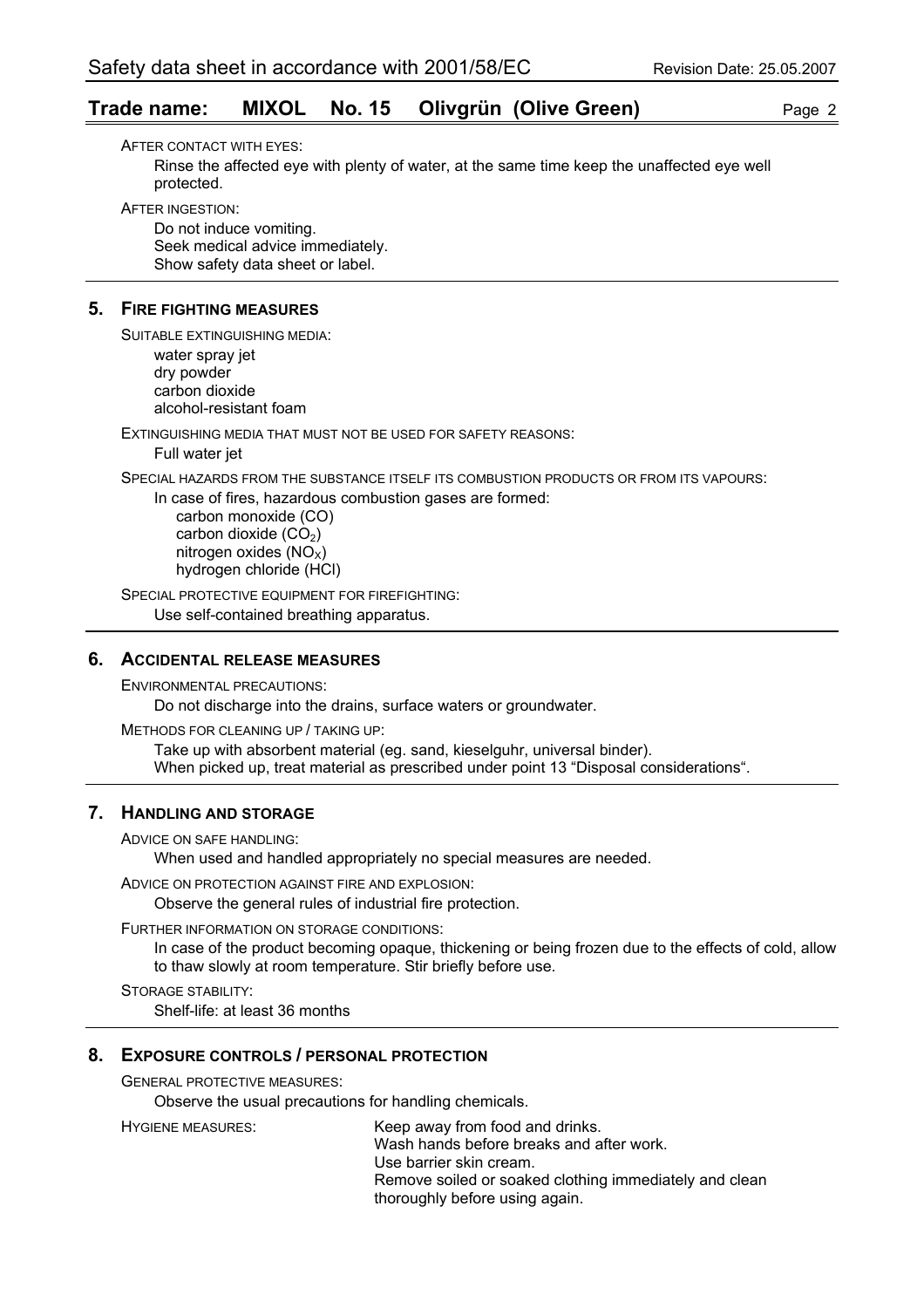AFTER CONTACT WITH EYES:

Rinse the affected eye with plenty of water, at the same time keep the unaffected eye well protected.

AFTER INGESTION:

Do not induce vomiting.
Seek medical advice immediately.
Show safety data sheet or label.

## 5. FIRE FIGHTING MEASURES

SUITABLE EXTINGUISHING MEDIA:

water spray jet
dry powder
carbon dioxide
alcohol-resistant foam

EXTINGUISHING MEDIA THAT MUST NOT BE USED FOR SAFETY REASONS:

Full water jet

SPECIAL HAZARDS FROM THE SUBSTANCE ITSELF ITS COMBUSTION PRODUCTS OR FROM ITS VAPOURS:

In case of fires, hazardous combustion gases are formed:

carbon monoxide (CO)
carbon dioxide ($CO_2$)
nitrogen oxides ($NO_X$)
hydrogen chloride (HCl)

SPECIAL PROTECTIVE EQUIPMENT FOR FIREFIGHTING:

Use self-contained breathing apparatus.

## 6. ACCIDENTAL RELEASE MEASURES

ENVIRONMENTAL PRECAUTIONS:

Do not discharge into the drains, surface waters or groundwater.

METHODS FOR CLEANING UP / TAKING UP:

Take up with absorbent material (eg. sand, kieselguhr, universal binder).
When picked up, treat material as prescribed under point 13 “Disposal considerations“.

## 7. HANDLING AND STORAGE

ADVICE ON SAFE HANDLING:

When used and handled appropriately no special measures are needed.

ADVICE ON PROTECTION AGAINST FIRE AND EXPLOSION:

Observe the general rules of industrial fire protection.

FURTHER INFORMATION ON STORAGE CONDITIONS:

In case of the product becoming opaque, thickening or being frozen due to the effects of cold, allow to thaw slowly at room temperature. Stir briefly before use.

STORAGE STABILITY:

Shelf-life: at least 36 months

## 8. EXPOSURE CONTROLS / PERSONAL PROTECTION

GENERAL PROTECTIVE MEASURES:

Observe the usual precautions for handling chemicals.

HYGIENE MEASURES:

Keep away from food and drinks.
Wash hands before breaks and after work.
Use barrier skin cream.
Remove soiled or soaked clothing immediately and clean thoroughly before using again.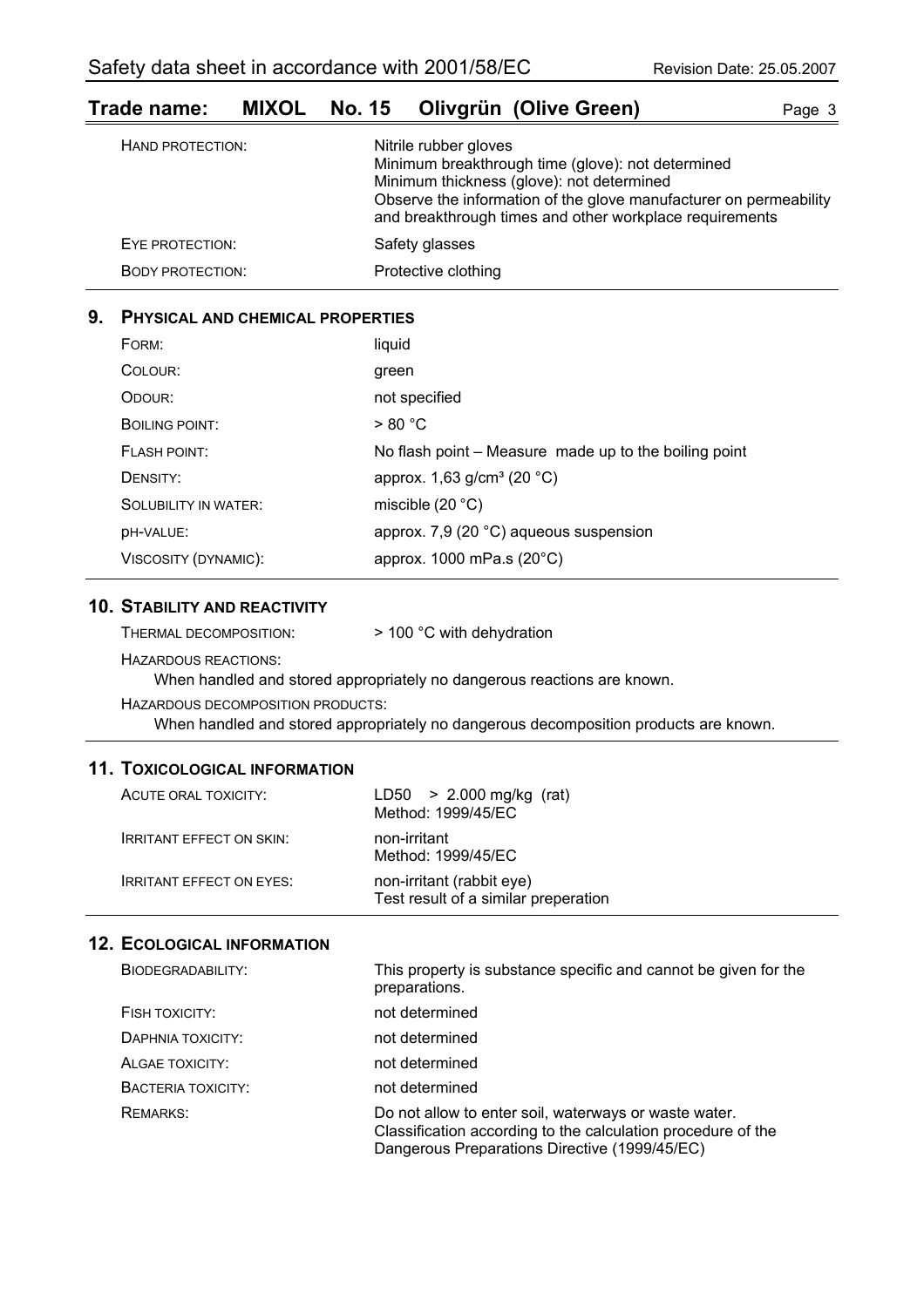| | |
|---|---|
| HAND PROTECTION: | Nitrile rubber gloves<br>Minimum breakthrough time (glove): not determined<br>Minimum thickness (glove): not determined<br>Observe the information of the glove manufacturer on permeability and breakthrough times and other workplace requirements |
| EYE PROTECTION: | Safety glasses |
| BODY PROTECTION: | Protective clothing |

## 9. PHYSICAL AND CHEMICAL PROPERTIES

| | |
|---|---|
| FORM: | liquid |
| COLOUR: | green |
| ODOUR: | not specified |
| BOILING POINT: | > 80 °C |
| FLASH POINT: | No flash point – Measure made up to the boiling point |
| DENSITY: | approx. 1,63 g/cm³ (20 °C) |
| SOLUBILITY IN WATER: | miscible (20 °C) |
| pH-VALUE: | approx. 7,9 (20 °C) aqueous suspension |
| VISCOSITY (DYNAMIC): | approx. 1000 mPa.s (20°C) |

## 10. STABILITY AND REACTIVITY

THERMAL DECOMPOSITION: > 100 °C with dehydration

HAZARDOUS REACTIONS:

When handled and stored appropriately no dangerous reactions are known.

HAZARDOUS DECOMPOSITION PRODUCTS:

When handled and stored appropriately no dangerous decomposition products are known.

## 11. TOXICOLOGICAL INFORMATION

| | |
|---|---|
| ACUTE ORAL TOXICITY: | LD50 > 2.000 mg/kg (rat)<br>Method: 1999/45/EC |
| IRRITANT EFFECT ON SKIN: | non-irritant<br>Method: 1999/45/EC |
| IRRITANT EFFECT ON EYES: | non-irritant (rabbit eye)<br>Test result of a similar preperation |

## 12. ECOLOGICAL INFORMATION

| | |
|---|---|
| BIODEGRADABILITY: | This property is substance specific and cannot be given for the preparations. |
| FISH TOXICITY: | not determined |
| DAPHNIA TOXICITY: | not determined |
| ALGAE TOXICITY: | not determined |
| BACTERIA TOXICITY: | not determined |
| REMARKS: | Do not allow to enter soil, waterways or waste water.<br>Classification according to the calculation procedure of the Dangerous Preparations Directive (1999/45/EC) |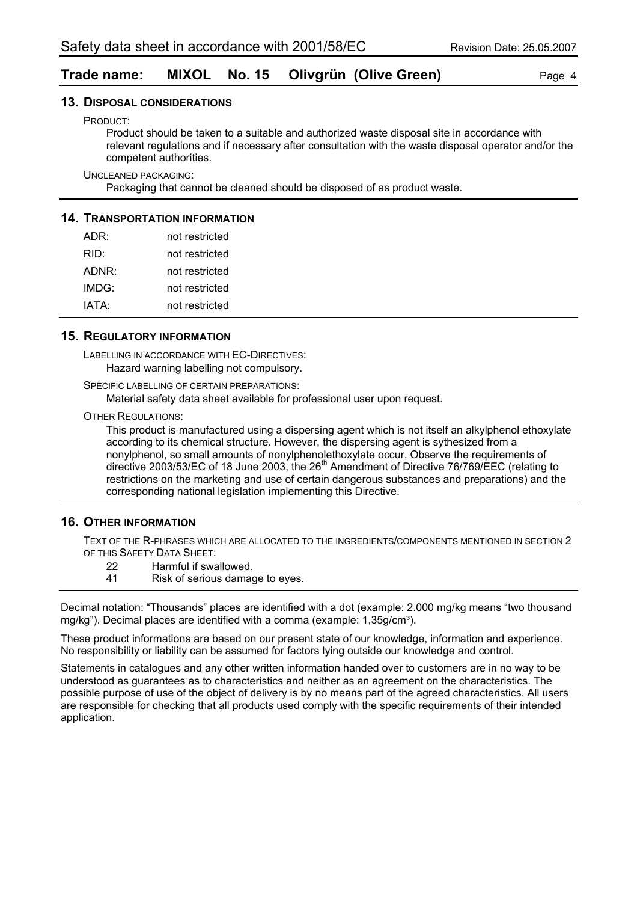## Trade name: MIXOL No. 15 Olivgrün (Olive Green)

## 13. Disposal considerations

PRODUCT:

Product should be taken to a suitable and authorized waste disposal site in accordance with relevant regulations and if necessary after consultation with the waste disposal operator and/or the competent authorities.

UNCLEANED PACKAGING:

Packaging that cannot be cleaned should be disposed of as product waste.

## 14. Transportation information

| | |
|---|---|
| ADR: | not restricted |
| RID: | not restricted |
| ADNR: | not restricted |
| IMDG: | not restricted |
| IATA: | not restricted |

## 15. Regulatory information

LABELLING IN ACCORDANCE WITH EC-DIRECTIVES:

Hazard warning labelling not compulsory.

SPECIFIC LABELLING OF CERTAIN PREPARATIONS:

Material safety data sheet available for professional user upon request.

OTHER REGULATIONS:

This product is manufactured using a dispersing agent which is not itself an alkylphenol ethoxylate according to its chemical structure. However, the dispersing agent is sythesized from a nonylphenol, so small amounts of nonylphenolethoxylate occur. Observe the requirements of directive 2003/53/EC of 18 June 2003, the 26th Amendment of Directive 76/769/EEC (relating to restrictions on the marketing and use of certain dangerous substances and preparations) and the corresponding national legislation implementing this Directive.

## 16. Other information

TEXT OF THE R-PHRASES WHICH ARE ALLOCATED TO THE INGREDIENTS/COMPONENTS MENTIONED IN SECTION 2 OF THIS SAFETY DATA SHEET:

| | |
|---|---|
| 22 | Harmful if swallowed. |
| 41 | Risk of serious damage to eyes. |

Decimal notation: "Thousands" places are identified with a dot (example: 2.000 mg/kg means "two thousand mg/kg"). Decimal places are identified with a comma (example: 1,35g/cm³).

These product informations are based on our present state of our knowledge, information and experience. No responsibility or liability can be assumed for factors lying outside our knowledge and control.

Statements in catalogues and any other written information handed over to customers are in no way to be understood as guarantees as to characteristics and neither as an agreement on the characteristics. The possible purpose of use of the object of delivery is by no means part of the agreed characteristics. All users are responsible for checking that all products used comply with the specific requirements of their intended application.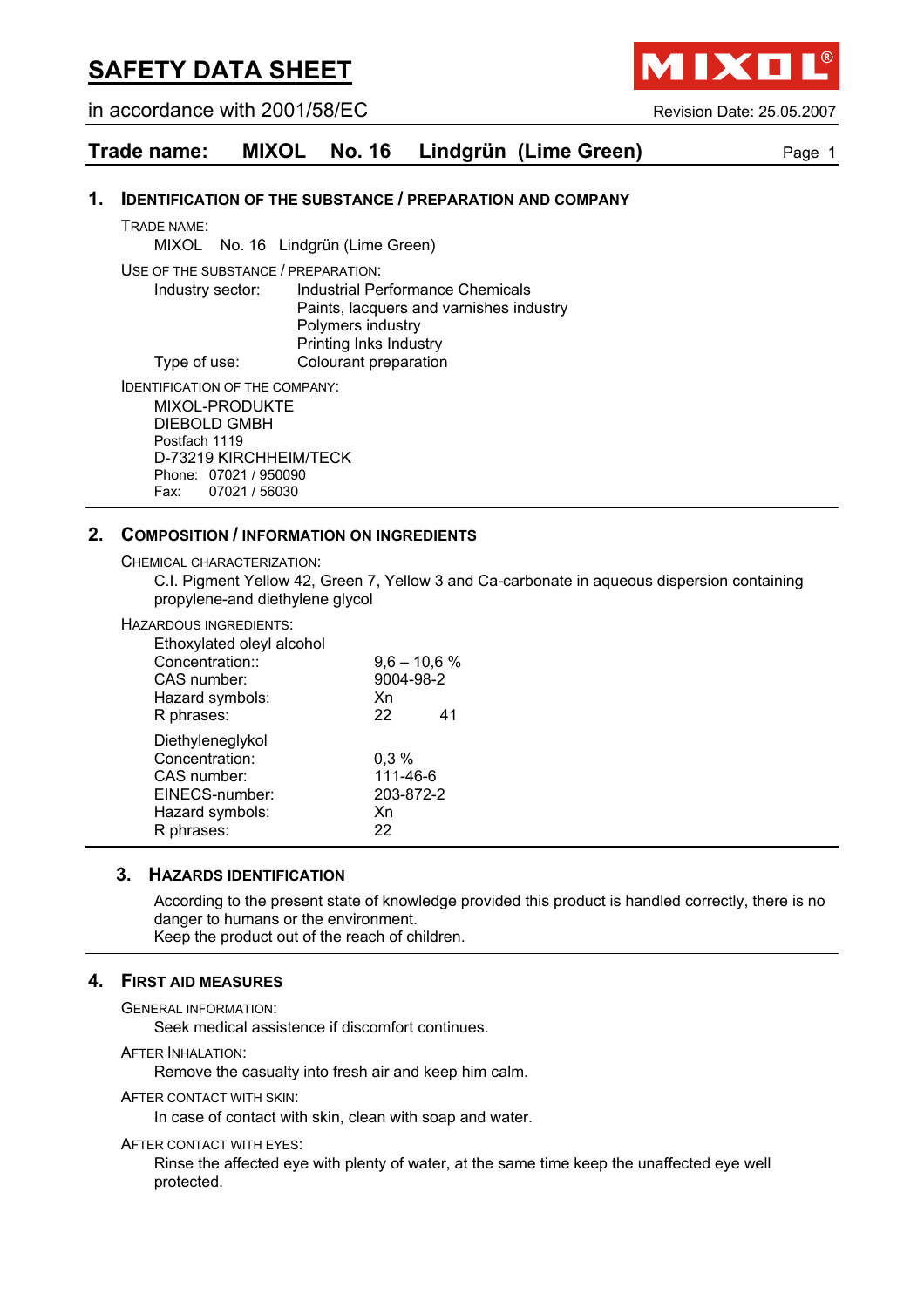# SAFETY DATA SHEET

in accordance with 2001/58/EC

Revision Date: 25.05.2007

## Trade name: MIXOL No. 16 Lindgrün (Lime Green)

## 1. Identification of the Substance / Preparation and Company

TRADE NAME:

MIXOL No. 16 Lindgrün (Lime Green)

USE OF THE SUBSTANCE / PREPARATION:

| | |
|---|---|
| Industry sector: | Industrial Performance Chemicals |
| | Paints, lacquers and varnishes industry |
| | Polymers industry |
| | Printing Inks Industry |
| Type of use: | Colourant preparation |

IDENTIFICATION OF THE COMPANY:

MIXOL-PRODUKTE
DIEBOLD GMBH
Postfach 1119
D-73219 KIRCHHEIM/TECK
Phone: 07021 / 950090
Fax: 07021 / 56030

## 2. Composition / Information on Ingredients

CHEMICAL CHARACTERIZATION:

C.I. Pigment Yellow 42, Green 7, Yellow 3 and Ca-carbonate in aqueous dispersion containing propylene-and diethylene glycol

HAZARDOUS INGREDIENTS:

Ethoxylated oleyl alcohol

| | |
|---|---|
| Concentration:: | 9,6 – 10,6 % |
| CAS number: | 9004-98-2 |
| Hazard symbols: | Xn |
| R phrases: | 22 41 |

Diethyleneglykol

| | |
|---|---|
| Concentration: | 0,3 % |
| CAS number: | 111-46-6 |
| EINECS-number: | 203-872-2 |
| Hazard symbols: | Xn |
| R phrases: | 22 |

## 3. Hazards Identification

According to the present state of knowledge provided this product is handled correctly, there is no danger to humans or the environment.
Keep the product out of the reach of children.

## 4. First Aid Measures

GENERAL INFORMATION:

Seek medical assistence if discomfort continues.

AFTER INHALATION:

Remove the casualty into fresh air and keep him calm.

AFTER CONTACT WITH SKIN:

In case of contact with skin, clean with soap and water.

AFTER CONTACT WITH EYES:

Rinse the affected eye with plenty of water, at the same time keep the unaffected eye well protected.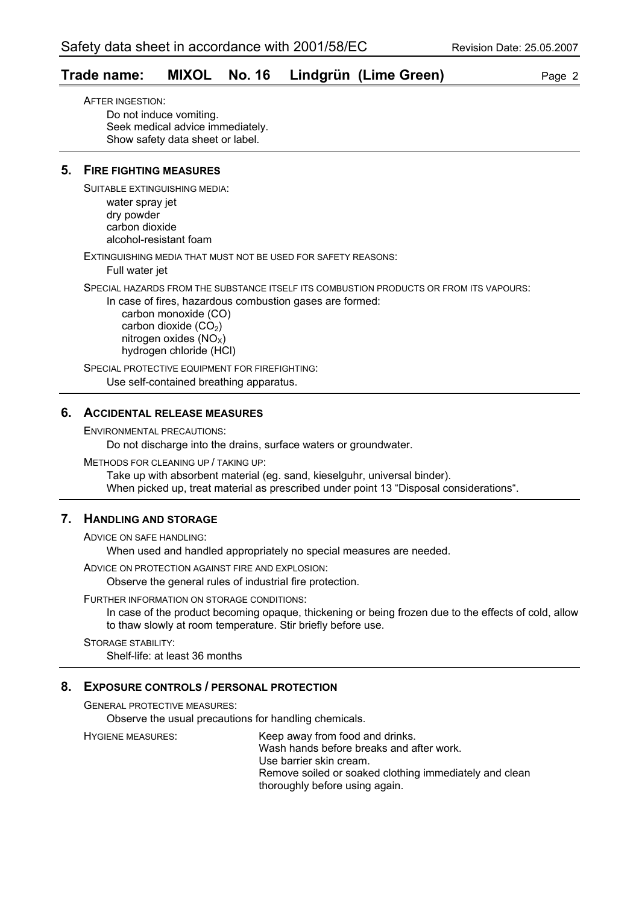AFTER INGESTION:

Do not induce vomiting.
Seek medical advice immediately.
Show safety data sheet or label.

## 5. FIRE FIGHTING MEASURES

SUITABLE EXTINGUISHING MEDIA:

water spray jet
dry powder
carbon dioxide
alcohol-resistant foam

EXTINGUISHING MEDIA THAT MUST NOT BE USED FOR SAFETY REASONS:

Full water jet

SPECIAL HAZARDS FROM THE SUBSTANCE ITSELF ITS COMBUSTION PRODUCTS OR FROM ITS VAPOURS:

In case of fires, hazardous combustion gases are formed:

carbon monoxide (CO)
carbon dioxide ($CO_2$)
nitrogen oxides ($NO_X$)
hydrogen chloride (HCl)

SPECIAL PROTECTIVE EQUIPMENT FOR FIREFIGHTING:

Use self-contained breathing apparatus.

## 6. ACCIDENTAL RELEASE MEASURES

ENVIRONMENTAL PRECAUTIONS:

Do not discharge into the drains, surface waters or groundwater.

METHODS FOR CLEANING UP / TAKING UP:

Take up with absorbent material (eg. sand, kieselguhr, universal binder).
When picked up, treat material as prescribed under point 13 "Disposal considerations".

## 7. HANDLING AND STORAGE

ADVICE ON SAFE HANDLING:

When used and handled appropriately no special measures are needed.

ADVICE ON PROTECTION AGAINST FIRE AND EXPLOSION:

Observe the general rules of industrial fire protection.

FURTHER INFORMATION ON STORAGE CONDITIONS:

In case of the product becoming opaque, thickening or being frozen due to the effects of cold, allow to thaw slowly at room temperature. Stir briefly before use.

STORAGE STABILITY:

Shelf-life: at least 36 months

## 8. EXPOSURE CONTROLS / PERSONAL PROTECTION

GENERAL PROTECTIVE MEASURES:

Observe the usual precautions for handling chemicals.

HYGIENE MEASURES:

Keep away from food and drinks.
Wash hands before breaks and after work.
Use barrier skin cream.
Remove soiled or soaked clothing immediately and clean thoroughly before using again.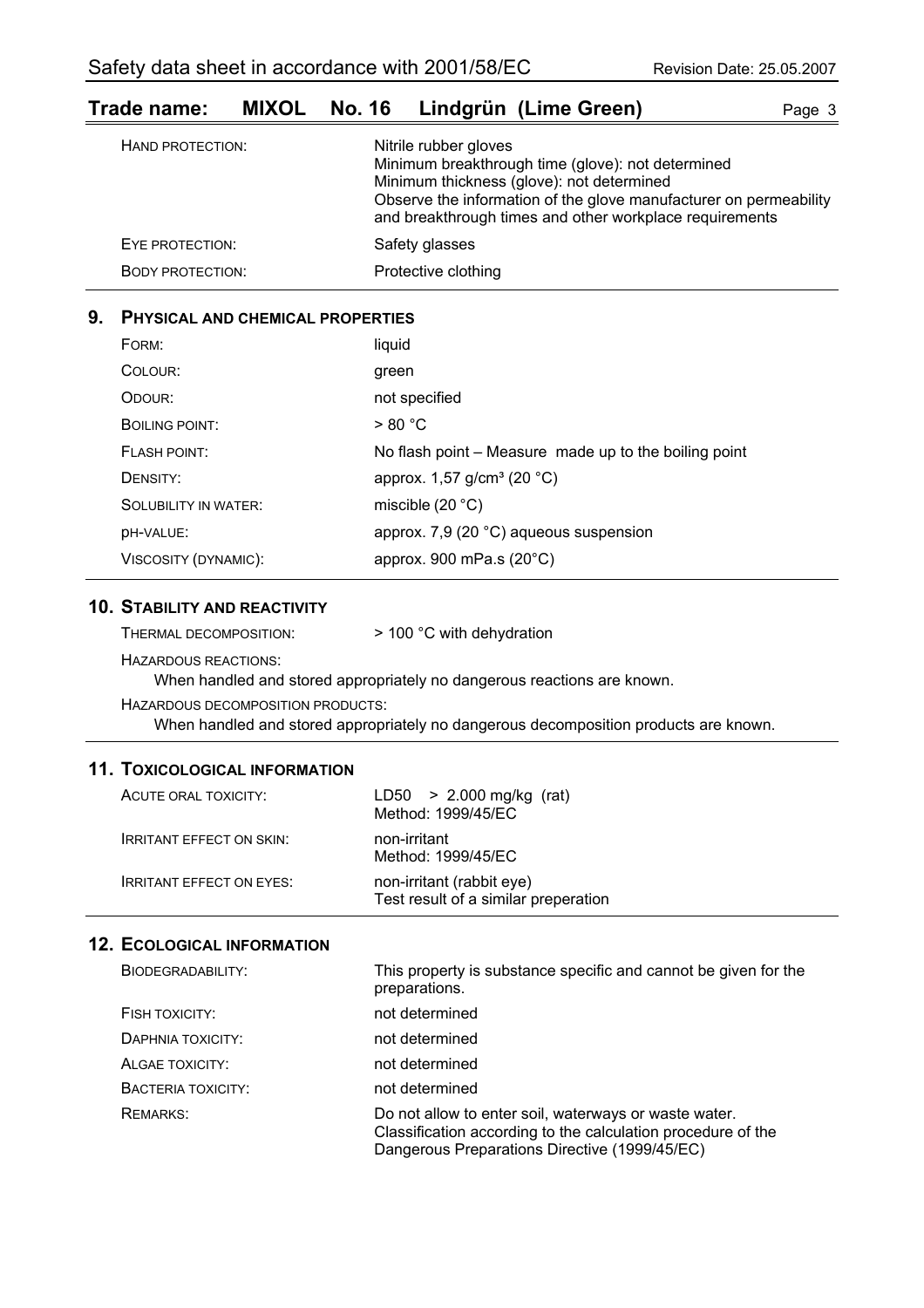| | |
|---|---|
| HAND PROTECTION: | Nitrile rubber gloves<br>Minimum breakthrough time (glove): not determined<br>Minimum thickness (glove): not determined<br>Observe the information of the glove manufacturer on permeability and breakthrough times and other workplace requirements |
| EYE PROTECTION: | Safety glasses |
| BODY PROTECTION: | Protective clothing |

## 9. PHYSICAL AND CHEMICAL PROPERTIES

| | |
|---|---|
| FORM: | liquid |
| COLOUR: | green |
| ODOUR: | not specified |
| BOILING POINT: | > 80 °C |
| FLASH POINT: | No flash point – Measure made up to the boiling point |
| DENSITY: | approx. 1,57 g/cm³ (20 °C) |
| SOLUBILITY IN WATER: | miscible (20 °C) |
| pH-VALUE: | approx. 7,9 (20 °C) aqueous suspension |
| VISCOSITY (DYNAMIC): | approx. 900 mPa.s (20°C) |

## 10. STABILITY AND REACTIVITY

THERMAL DECOMPOSITION: > 100 °C with dehydration

HAZARDOUS REACTIONS:

When handled and stored appropriately no dangerous reactions are known.

HAZARDOUS DECOMPOSITION PRODUCTS:

When handled and stored appropriately no dangerous decomposition products are known.

## 11. TOXICOLOGICAL INFORMATION

| | |
|---|---|
| ACUTE ORAL TOXICITY: | LD50 > 2.000 mg/kg (rat)<br>Method: 1999/45/EC |
| IRRITANT EFFECT ON SKIN: | non-irritant<br>Method: 1999/45/EC |
| IRRITANT EFFECT ON EYES: | non-irritant (rabbit eye)<br>Test result of a similar preperation |

## 12. ECOLOGICAL INFORMATION

| | |
|---|---|
| BIODEGRADABILITY: | This property is substance specific and cannot be given for the preparations. |
| FISH TOXICITY: | not determined |
| DAPHNIA TOXICITY: | not determined |
| ALGAE TOXICITY: | not determined |
| BACTERIA TOXICITY: | not determined |
| REMARKS: | Do not allow to enter soil, waterways or waste water.<br>Classification according to the calculation procedure of the Dangerous Preparations Directive (1999/45/EC) |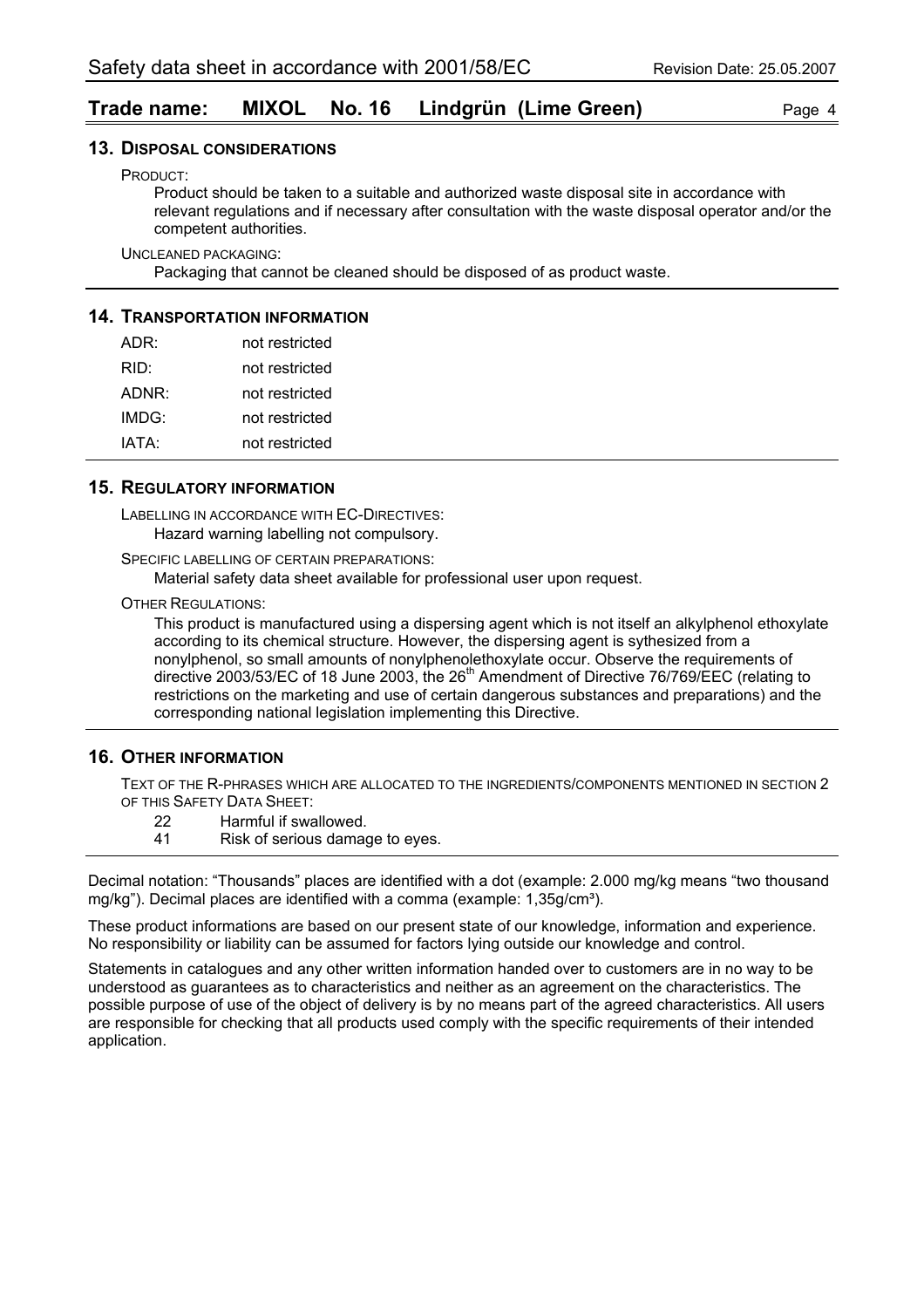## 13. Disposal considerations

PRODUCT:

Product should be taken to a suitable and authorized waste disposal site in accordance with relevant regulations and if necessary after consultation with the waste disposal operator and/or the competent authorities.

UNCLEANED PACKAGING:

Packaging that cannot be cleaned should be disposed of as product waste.

## 14. Transportation information

| | |
|---|---|
| ADR: | not restricted |
| RID: | not restricted |
| ADNR: | not restricted |
| IMDG: | not restricted |
| IATA: | not restricted |

## 15. Regulatory information

LABELLING IN ACCORDANCE WITH EC-DIRECTIVES:

Hazard warning labelling not compulsory.

SPECIFIC LABELLING OF CERTAIN PREPARATIONS:

Material safety data sheet available for professional user upon request.

OTHER REGULATIONS:

This product is manufactured using a dispersing agent which is not itself an alkylphenol ethoxylate according to its chemical structure. However, the dispersing agent is sythesized from a nonylphenol, so small amounts of nonylphenolethoxylate occur. Observe the requirements of directive 2003/53/EC of 18 June 2003, the 26th Amendment of Directive 76/769/EEC (relating to restrictions on the marketing and use of certain dangerous substances and preparations) and the corresponding national legislation implementing this Directive.

## 16. Other information

TEXT OF THE R-PHRASES WHICH ARE ALLOCATED TO THE INGREDIENTS/COMPONENTS MENTIONED IN SECTION 2 OF THIS SAFETY DATA SHEET:

| | |
|---|---|
| 22 | Harmful if swallowed. |
| 41 | Risk of serious damage to eyes. |

Decimal notation: "Thousands" places are identified with a dot (example: 2.000 mg/kg means "two thousand mg/kg"). Decimal places are identified with a comma (example: 1,35g/cm³).

These product informations are based on our present state of our knowledge, information and experience. No responsibility or liability can be assumed for factors lying outside our knowledge and control.

Statements in catalogues and any other written information handed over to customers are in no way to be understood as guarantees as to characteristics and neither as an agreement on the characteristics. The possible purpose of use of the object of delivery is by no means part of the agreed characteristics. All users are responsible for checking that all products used comply with the specific requirements of their intended application.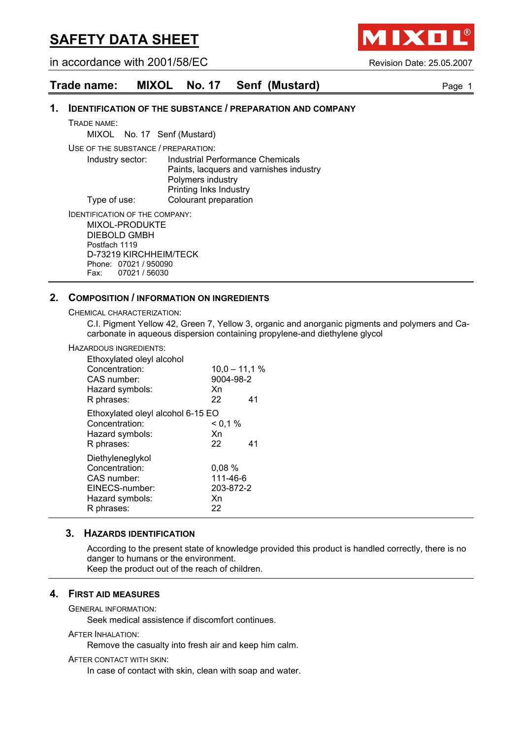# SAFETY DATA SHEET

in accordance with 2001/58/EC

Revision Date: 25.05.2007

## Trade name: MIXOL No. 17 Senf (Mustard)

### 1. IDENTIFICATION OF THE SUBSTANCE / PREPARATION AND COMPANY

TRADE NAME:

MIXOL No. 17 Senf (Mustard)

USE OF THE SUBSTANCE / PREPARATION:

| | |
|---|---|
| Industry sector: | Industrial Performance Chemicals |
| | Paints, lacquers and varnishes industry |
| | Polymers industry |
| | Printing Inks Industry |
| Type of use: | Colourant preparation |

IDENTIFICATION OF THE COMPANY:

MIXOL-PRODUKTE
DIEBOLD GMBH
Postfach 1119
D-73219 KIRCHHEIM/TECK
Phone: 07021 / 950090
Fax: 07021 / 56030

### 2. COMPOSITION / INFORMATION ON INGREDIENTS

CHEMICAL CHARACTERIZATION:

C.I. Pigment Yellow 42, Green 7, Yellow 3, organic and anorganic pigments and polymers and Ca-carbonate in aqueous dispersion containing propylene-and diethylene glycol

HAZARDOUS INGREDIENTS:

Ethoxylated oleyl alcohol

| | |
|---|---|
| Concentration: | 10,0 – 11,1 % |
| CAS number: | 9004-98-2 |
| Hazard symbols: | Xn |
| R phrases: | 22 41 |

Ethoxylated oleyl alcohol 6-15 EO

| | |
|---|---|
| Concentration: | < 0,1 % |
| Hazard symbols: | Xn |
| R phrases: | 22 41 |

Diethyleneglykol

| | |
|---|---|
| Concentration: | 0,08 % |
| CAS number: | 111-46-6 |
| EINECS-number: | 203-872-2 |
| Hazard symbols: | Xn |
| R phrases: | 22 |

### 3. HAZARDS IDENTIFICATION

According to the present state of knowledge provided this product is handled correctly, there is no danger to humans or the environment.
Keep the product out of the reach of children.

### 4. FIRST AID MEASURES

GENERAL INFORMATION:

Seek medical assistence if discomfort continues.

AFTER INHALATION:

Remove the casualty into fresh air and keep him calm.

AFTER CONTACT WITH SKIN:

In case of contact with skin, clean with soap and water.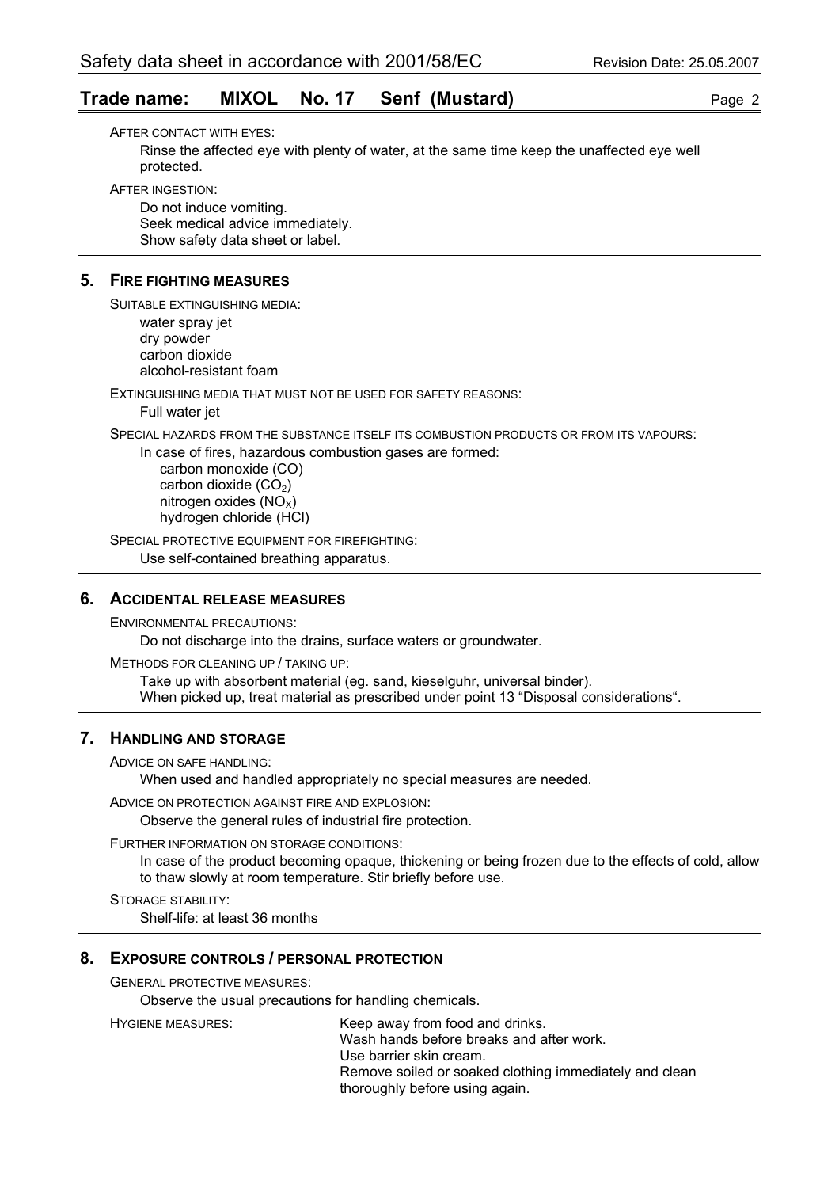AFTER CONTACT WITH EYES:

Rinse the affected eye with plenty of water, at the same time keep the unaffected eye well protected.

AFTER INGESTION:

Do not induce vomiting.
Seek medical advice immediately.
Show safety data sheet or label.

## 5. FIRE FIGHTING MEASURES

SUITABLE EXTINGUISHING MEDIA:

water spray jet
dry powder
carbon dioxide
alcohol-resistant foam

EXTINGUISHING MEDIA THAT MUST NOT BE USED FOR SAFETY REASONS:

Full water jet

SPECIAL HAZARDS FROM THE SUBSTANCE ITSELF ITS COMBUSTION PRODUCTS OR FROM ITS VAPOURS:

In case of fires, hazardous combustion gases are formed:

carbon monoxide (CO)
carbon dioxide ($CO_2$)
nitrogen oxides ($NO_X$)
hydrogen chloride (HCl)

SPECIAL PROTECTIVE EQUIPMENT FOR FIREFIGHTING:

Use self-contained breathing apparatus.

## 6. ACCIDENTAL RELEASE MEASURES

ENVIRONMENTAL PRECAUTIONS:

Do not discharge into the drains, surface waters or groundwater.

METHODS FOR CLEANING UP / TAKING UP:

Take up with absorbent material (eg. sand, kieselguhr, universal binder).
When picked up, treat material as prescribed under point 13 “Disposal considerations“.

## 7. HANDLING AND STORAGE

ADVICE ON SAFE HANDLING:

When used and handled appropriately no special measures are needed.

ADVICE ON PROTECTION AGAINST FIRE AND EXPLOSION:

Observe the general rules of industrial fire protection.

FURTHER INFORMATION ON STORAGE CONDITIONS:

In case of the product becoming opaque, thickening or being frozen due to the effects of cold, allow to thaw slowly at room temperature. Stir briefly before use.

STORAGE STABILITY:

Shelf-life: at least 36 months

## 8. EXPOSURE CONTROLS / PERSONAL PROTECTION

GENERAL PROTECTIVE MEASURES:

Observe the usual precautions for handling chemicals.

HYGIENE MEASURES:

Keep away from food and drinks.
Wash hands before breaks and after work.
Use barrier skin cream.
Remove soiled or soaked clothing immediately and clean thoroughly before using again.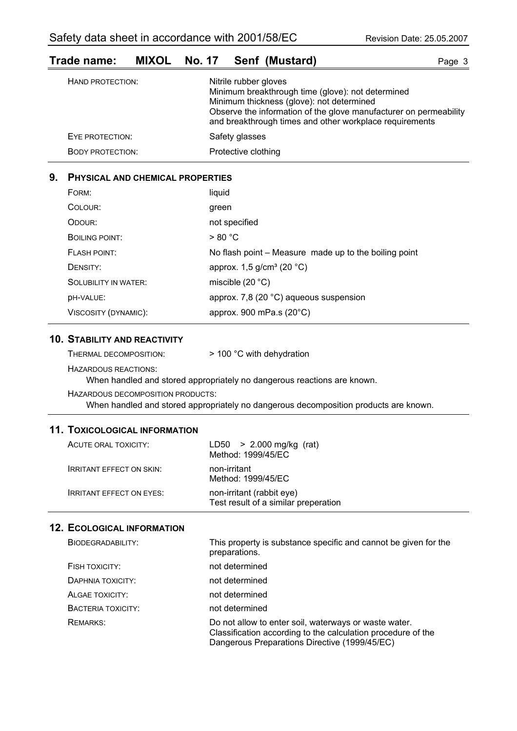| | |
|---|---|
| HAND PROTECTION: | Nitrile rubber gloves<br>Minimum breakthrough time (glove): not determined<br>Minimum thickness (glove): not determined<br>Observe the information of the glove manufacturer on permeability and breakthrough times and other workplace requirements |
| EYE PROTECTION: | Safety glasses |
| BODY PROTECTION: | Protective clothing |

## 9. PHYSICAL AND CHEMICAL PROPERTIES

| | |
|---|---|
| FORM: | liquid |
| COLOUR: | green |
| ODOUR: | not specified |
| BOILING POINT: | > 80 °C |
| FLASH POINT: | No flash point – Measure made up to the boiling point |
| DENSITY: | approx. 1,5 g/cm³ (20 °C) |
| SOLUBILITY IN WATER: | miscible (20 °C) |
| pH-VALUE: | approx. 7,8 (20 °C) aqueous suspension |
| VISCOSITY (DYNAMIC): | approx. 900 mPa.s (20°C) |

## 10. STABILITY AND REACTIVITY

THERMAL DECOMPOSITION: > 100 °C with dehydration

HAZARDOUS REACTIONS:

When handled and stored appropriately no dangerous reactions are known.

HAZARDOUS DECOMPOSITION PRODUCTS:

When handled and stored appropriately no dangerous decomposition products are known.

## 11. TOXICOLOGICAL INFORMATION

| | |
|---|---|
| ACUTE ORAL TOXICITY: | LD50 > 2.000 mg/kg (rat)<br>Method: 1999/45/EC |
| IRRITANT EFFECT ON SKIN: | non-irritant<br>Method: 1999/45/EC |
| IRRITANT EFFECT ON EYES: | non-irritant (rabbit eye)<br>Test result of a similar preperation |

## 12. ECOLOGICAL INFORMATION

| | |
|---|---|
| BIODEGRADABILITY: | This property is substance specific and cannot be given for the preparations. |
| FISH TOXICITY: | not determined |
| DAPHNIA TOXICITY: | not determined |
| ALGAE TOXICITY: | not determined |
| BACTERIA TOXICITY: | not determined |
| REMARKS: | Do not allow to enter soil, waterways or waste water.<br>Classification according to the calculation procedure of the Dangerous Preparations Directive (1999/45/EC) |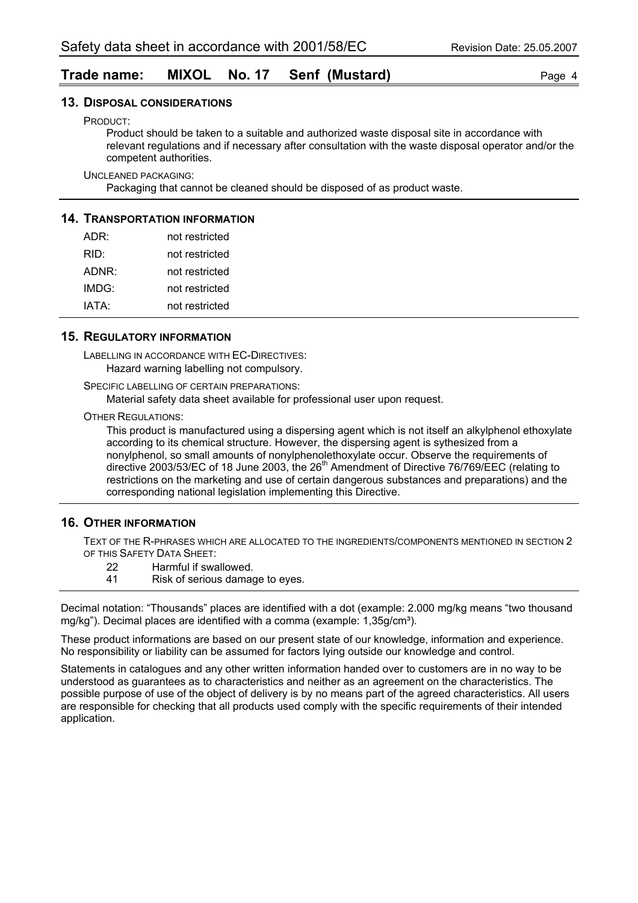## 13. Disposal considerations

PRODUCT:

Product should be taken to a suitable and authorized waste disposal site in accordance with relevant regulations and if necessary after consultation with the waste disposal operator and/or the competent authorities.

UNCLEANED PACKAGING:

Packaging that cannot be cleaned should be disposed of as product waste.

## 14. Transportation information

| | |
|---|---|
| ADR: | not restricted |
| RID: | not restricted |
| ADNR: | not restricted |
| IMDG: | not restricted |
| IATA: | not restricted |

## 15. Regulatory information

LABELLING IN ACCORDANCE WITH EC-DIRECTIVES:

Hazard warning labelling not compulsory.

SPECIFIC LABELLING OF CERTAIN PREPARATIONS:

Material safety data sheet available for professional user upon request.

OTHER REGULATIONS:

This product is manufactured using a dispersing agent which is not itself an alkylphenol ethoxylate according to its chemical structure. However, the dispersing agent is sythesized from a nonylphenol, so small amounts of nonylphenolethoxylate occur. Observe the requirements of directive 2003/53/EC of 18 June 2003, the 26th Amendment of Directive 76/769/EEC (relating to restrictions on the marketing and use of certain dangerous substances and preparations) and the corresponding national legislation implementing this Directive.

## 16. Other information

TEXT OF THE R-PHRASES WHICH ARE ALLOCATED TO THE INGREDIENTS/COMPONENTS MENTIONED IN SECTION 2 OF THIS SAFETY DATA SHEET:

| | |
|---|---|
| 22 | Harmful if swallowed. |
| 41 | Risk of serious damage to eyes. |

Decimal notation: "Thousands" places are identified with a dot (example: 2.000 mg/kg means "two thousand mg/kg"). Decimal places are identified with a comma (example: 1,35g/cm³).

These product informations are based on our present state of our knowledge, information and experience. No responsibility or liability can be assumed for factors lying outside our knowledge and control.

Statements in catalogues and any other written information handed over to customers are in no way to be understood as guarantees as to characteristics and neither as an agreement on the characteristics. The possible purpose of use of the object of delivery is by no means part of the agreed characteristics. All users are responsible for checking that all products used comply with the specific requirements of their intended application.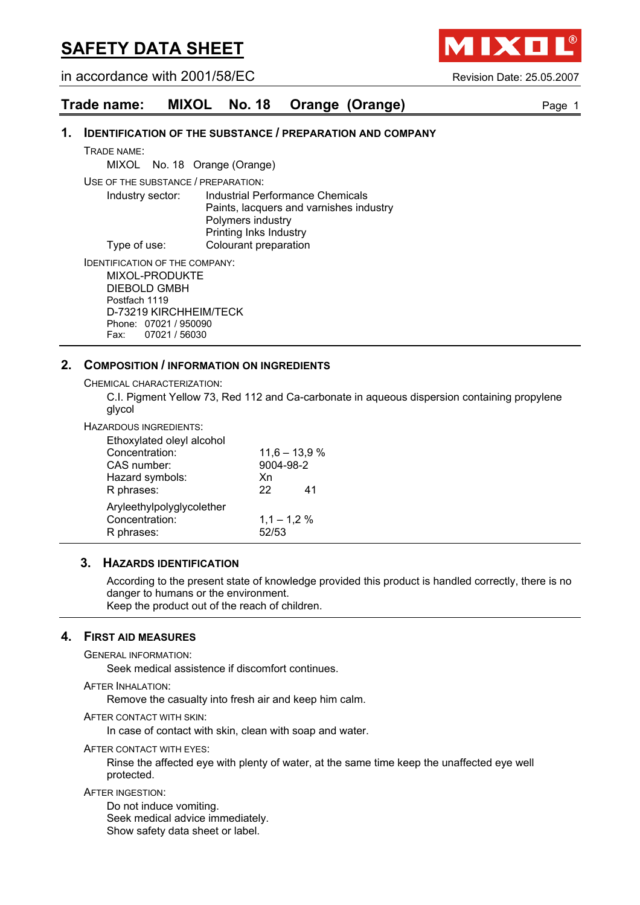# SAFETY DATA SHEET

in accordance with 2001/58/EC

Revision Date: 25.05.2007

## Trade name: MIXOL No. 18 Orange (Orange)

### 1. IDENTIFICATION OF THE SUBSTANCE / PREPARATION AND COMPANY

TRADE NAME:

MIXOL No. 18 Orange (Orange)

USE OF THE SUBSTANCE / PREPARATION:

Industry sector: Industrial Performance Chemicals
Paints, lacquers and varnishes industry
Polymers industry
Printing Inks Industry

Type of use: Colourant preparation

IDENTIFICATION OF THE COMPANY:

MIXOL-PRODUKTE
DIEBOLD GMBH
Postfach 1119
D-73219 KIRCHHEIM/TECK
Phone: 07021 / 950090
Fax: 07021 / 56030

### 2. COMPOSITION / INFORMATION ON INGREDIENTS

CHEMICAL CHARACTERIZATION:

C.I. Pigment Yellow 73, Red 112 and Ca-carbonate in aqueous dispersion containing propylene glycol

HAZARDOUS INGREDIENTS:

Ethoxylated oleyl alcohol
Concentration: 11,6 – 13,9 %
CAS number: 9004-98-2
Hazard symbols: Xn
R phrases: 22 41

Aryleethylpolyglycolether
Concentration: 1,1 – 1,2 %
R phrases: 52/53

### 3. HAZARDS IDENTIFICATION

According to the present state of knowledge provided this product is handled correctly, there is no danger to humans or the environment.
Keep the product out of the reach of children.

### 4. FIRST AID MEASURES

GENERAL INFORMATION:

Seek medical assistence if discomfort continues.

AFTER INHALATION:

Remove the casualty into fresh air and keep him calm.

AFTER CONTACT WITH SKIN:

In case of contact with skin, clean with soap and water.

AFTER CONTACT WITH EYES:

Rinse the affected eye with plenty of water, at the same time keep the unaffected eye well protected.

AFTER INGESTION:

Do not induce vomiting.
Seek medical advice immediately.
Show safety data sheet or label.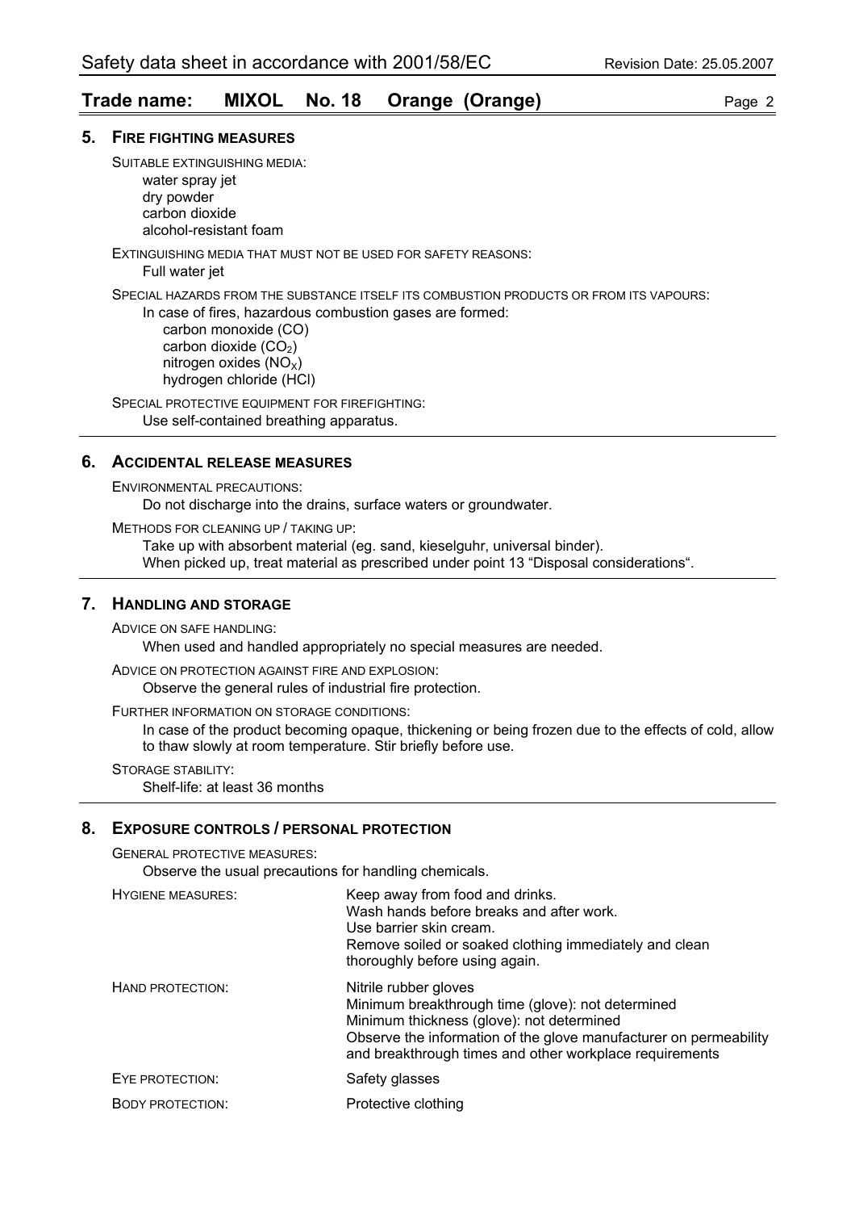## 5. FIRE FIGHTING MEASURES

SUITABLE EXTINGUISHING MEDIA:

water spray jet
dry powder
carbon dioxide
alcohol-resistant foam

EXTINGUISHING MEDIA THAT MUST NOT BE USED FOR SAFETY REASONS:

Full water jet

SPECIAL HAZARDS FROM THE SUBSTANCE ITSELF ITS COMBUSTION PRODUCTS OR FROM ITS VAPOURS:

In case of fires, hazardous combustion gases are formed:

- carbon monoxide (CO)
- carbon dioxide ($CO_2$)
- nitrogen oxides ($NO_X$)
- hydrogen chloride (HCl)

SPECIAL PROTECTIVE EQUIPMENT FOR FIREFIGHTING:

Use self-contained breathing apparatus.

## 6. ACCIDENTAL RELEASE MEASURES

ENVIRONMENTAL PRECAUTIONS:

Do not discharge into the drains, surface waters or groundwater.

METHODS FOR CLEANING UP / TAKING UP:

Take up with absorbent material (eg. sand, kieselguhr, universal binder).
When picked up, treat material as prescribed under point 13 "Disposal considerations".

## 7. HANDLING AND STORAGE

ADVICE ON SAFE HANDLING:

When used and handled appropriately no special measures are needed.

ADVICE ON PROTECTION AGAINST FIRE AND EXPLOSION:

Observe the general rules of industrial fire protection.

FURTHER INFORMATION ON STORAGE CONDITIONS:

In case of the product becoming opaque, thickening or being frozen due to the effects of cold, allow to thaw slowly at room temperature. Stir briefly before use.

STORAGE STABILITY:

Shelf-life: at least 36 months

## 8. EXPOSURE CONTROLS / PERSONAL PROTECTION

GENERAL PROTECTIVE MEASURES:

Observe the usual precautions for handling chemicals.

HYGIENE MEASURES:
Keep away from food and drinks.
Wash hands before breaks and after work.
Use barrier skin cream.
Remove soiled or soaked clothing immediately and clean thoroughly before using again.

HAND PROTECTION:
Nitrile rubber gloves
Minimum breakthrough time (glove): not determined
Minimum thickness (glove): not determined
Observe the information of the glove manufacturer on permeability and breakthrough times and other workplace requirements

EYE PROTECTION:
Safety glasses

BODY PROTECTION:
Protective clothing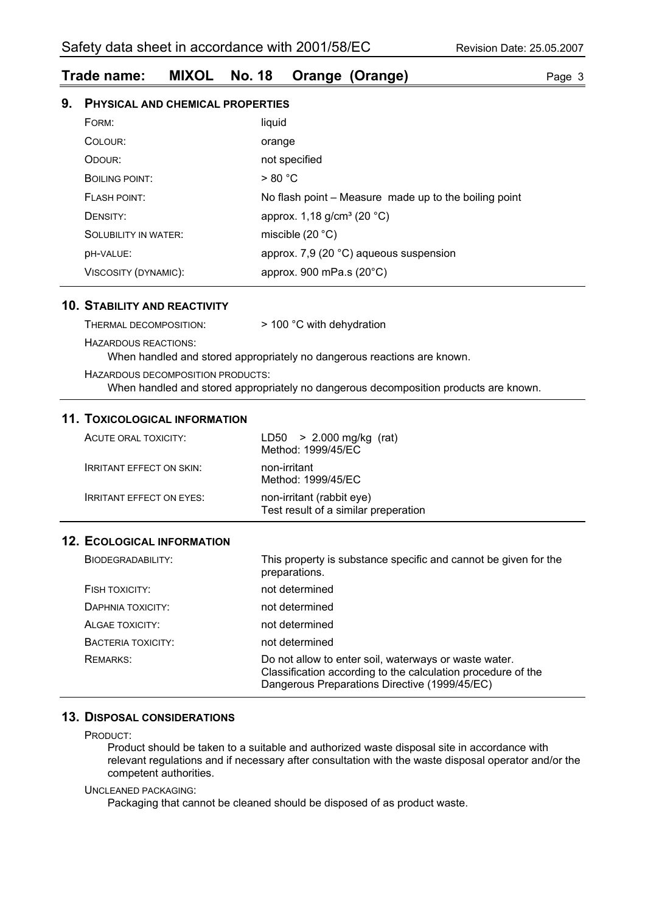## 9. Physical and chemical properties

| | |
|---|---|
| Form: | liquid |
| Colour: | orange |
| Odour: | not specified |
| Boiling point: | > 80 °C |
| Flash point: | No flash point – Measure made up to the boiling point |
| Density: | approx. 1,18 g/cm³ (20 °C) |
| Solubility in water: | miscible (20 °C) |
| pH-value: | approx. 7,9 (20 °C) aqueous suspension |
| Viscosity (dynamic): | approx. 900 mPa.s (20°C) |

## 10. Stability and reactivity

Thermal decomposition: > 100 °C with dehydration

Hazardous reactions:
When handled and stored appropriately no dangerous reactions are known.

Hazardous decomposition products:
When handled and stored appropriately no dangerous decomposition products are known.

## 11. Toxicological information

| | |
|---|---|
| Acute oral toxicity: | LD50 > 2.000 mg/kg (rat)<br>Method: 1999/45/EC |
| Irritant effect on skin: | non-irritant<br>Method: 1999/45/EC |
| Irritant effect on eyes: | non-irritant (rabbit eye)<br>Test result of a similar preperation |

## 12. Ecological information

| | |
|---|---|
| Biodegradability: | This property is substance specific and cannot be given for the preparations. |
| Fish toxicity: | not determined |
| Daphnia toxicity: | not determined |
| Algae toxicity: | not determined |
| Bacteria toxicity: | not determined |
| Remarks: | Do not allow to enter soil, waterways or waste water.<br>Classification according to the calculation procedure of the Dangerous Preparations Directive (1999/45/EC) |

## 13. Disposal considerations

Product:
Product should be taken to a suitable and authorized waste disposal site in accordance with relevant regulations and if necessary after consultation with the waste disposal operator and/or the competent authorities.

Uncleaned packaging:
Packaging that cannot be cleaned should be disposed of as product waste.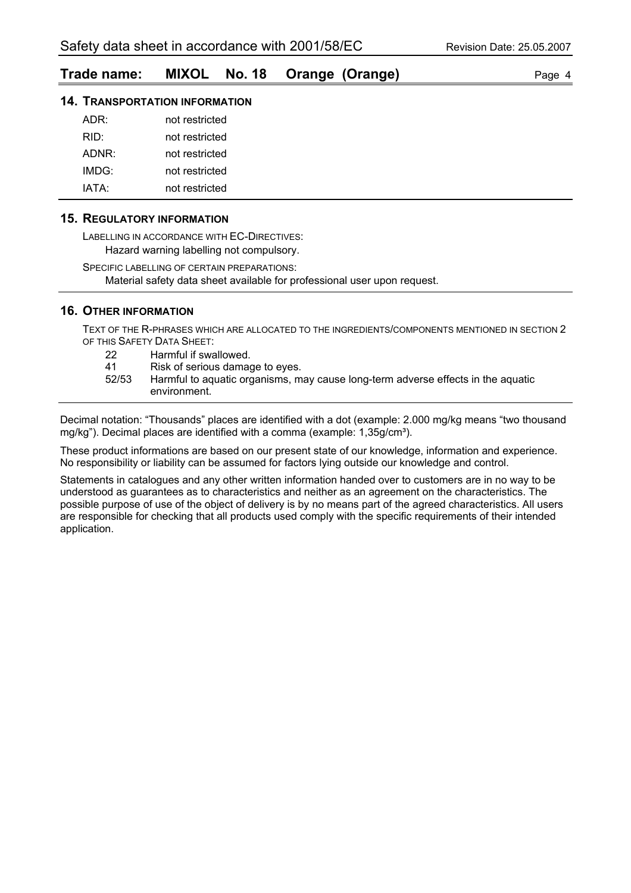## 14. Transportation Information

| | |
|---|---|
| ADR: | not restricted |
| RID: | not restricted |
| ADNR: | not restricted |
| IMDG: | not restricted |
| IATA: | not restricted |

## 15. Regulatory Information

Labelling in accordance with EC-Directives:

Hazard warning labelling not compulsory.

Specific labelling of certain preparations:

Material safety data sheet available for professional user upon request.

## 16. Other Information

Text of the R-phrases which are allocated to the ingredients/components mentioned in section 2 of this Safety Data Sheet:

| | |
|---|---|
| 22 | Harmful if swallowed. |
| 41 | Risk of serious damage to eyes. |
| 52/53 | Harmful to aquatic organisms, may cause long-term adverse effects in the aquatic environment. |

Decimal notation: "Thousands" places are identified with a dot (example: 2.000 mg/kg means "two thousand mg/kg"). Decimal places are identified with a comma (example: 1,35g/cm³).

These product informations are based on our present state of our knowledge, information and experience. No responsibility or liability can be assumed for factors lying outside our knowledge and control.

Statements in catalogues and any other written information handed over to customers are in no way to be understood as guarantees as to characteristics and neither as an agreement on the characteristics. The possible purpose of use of the object of delivery is by no means part of the agreed characteristics. All users are responsible for checking that all products used comply with the specific requirements of their intended application.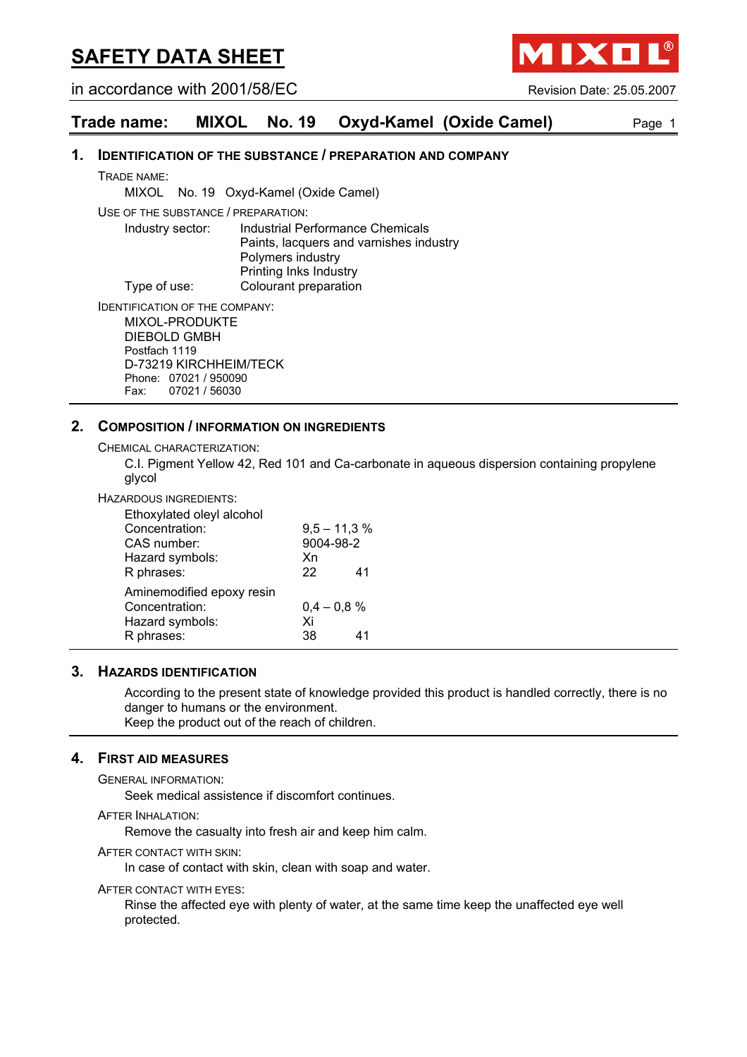# SAFETY DATA SHEET

in accordance with 2001/58/EC

Revision Date: 25.05.2007

## Trade name: MIXOL No. 19 Oxyd-Kamel (Oxide Camel)

### 1. IDENTIFICATION OF THE SUBSTANCE / PREPARATION AND COMPANY

TRADE NAME:

MIXOL No. 19 Oxyd-Kamel (Oxide Camel)

USE OF THE SUBSTANCE / PREPARATION:

Industry sector: Industrial Performance Chemicals
Paints, lacquers and varnishes industry
Polymers industry
Printing Inks Industry

Type of use: Colourant preparation

IDENTIFICATION OF THE COMPANY:

MIXOL-PRODUKTE
DIEBOLD GMBH
Postfach 1119
D-73219 KIRCHHEIM/TECK
Phone: 07021 / 950090
Fax: 07021 / 56030

### 2. COMPOSITION / INFORMATION ON INGREDIENTS

CHEMICAL CHARACTERIZATION:

C.I. Pigment Yellow 42, Red 101 and Ca-carbonate in aqueous dispersion containing propylene glycol

HAZARDOUS INGREDIENTS:

Ethoxylated oleyl alcohol
Concentration: 9,5 – 11,3 %
CAS number: 9004-98-2
Hazard symbols: Xn
R phrases: 22 41

Aminemodified epoxy resin
Concentration: 0,4 – 0,8 %
Hazard symbols: Xi
R phrases: 38 41

### 3. HAZARDS IDENTIFICATION

According to the present state of knowledge provided this product is handled correctly, there is no danger to humans or the environment.
Keep the product out of the reach of children.

### 4. FIRST AID MEASURES

GENERAL INFORMATION:

Seek medical assistence if discomfort continues.

AFTER INHALATION:

Remove the casualty into fresh air and keep him calm.

AFTER CONTACT WITH SKIN:

In case of contact with skin, clean with soap and water.

AFTER CONTACT WITH EYES:

Rinse the affected eye with plenty of water, at the same time keep the unaffected eye well protected.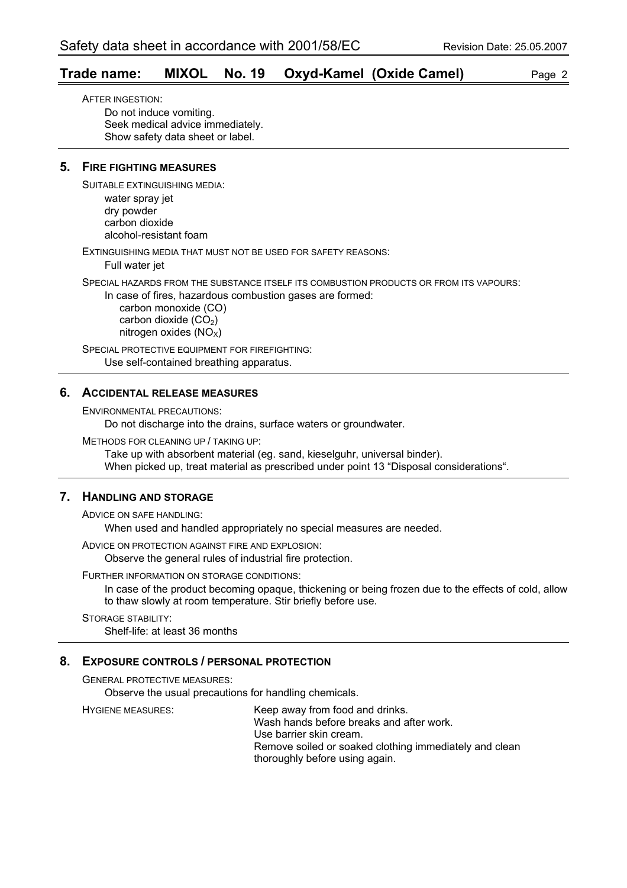AFTER INGESTION:

Do not induce vomiting.
Seek medical advice immediately.
Show safety data sheet or label.

## 5. FIRE FIGHTING MEASURES

SUITABLE EXTINGUISHING MEDIA:

water spray jet
dry powder
carbon dioxide
alcohol-resistant foam

EXTINGUISHING MEDIA THAT MUST NOT BE USED FOR SAFETY REASONS:

Full water jet

SPECIAL HAZARDS FROM THE SUBSTANCE ITSELF ITS COMBUSTION PRODUCTS OR FROM ITS VAPOURS:

In case of fires, hazardous combustion gases are formed:

carbon monoxide (CO)
carbon dioxide ($CO_2$)
nitrogen oxides ($NO_X$)

SPECIAL PROTECTIVE EQUIPMENT FOR FIREFIGHTING:

Use self-contained breathing apparatus.

## 6. ACCIDENTAL RELEASE MEASURES

ENVIRONMENTAL PRECAUTIONS:

Do not discharge into the drains, surface waters or groundwater.

METHODS FOR CLEANING UP / TAKING UP:

Take up with absorbent material (eg. sand, kieselguhr, universal binder).
When picked up, treat material as prescribed under point 13 “Disposal considerations“.

## 7. HANDLING AND STORAGE

ADVICE ON SAFE HANDLING:

When used and handled appropriately no special measures are needed.

ADVICE ON PROTECTION AGAINST FIRE AND EXPLOSION:

Observe the general rules of industrial fire protection.

FURTHER INFORMATION ON STORAGE CONDITIONS:

In case of the product becoming opaque, thickening or being frozen due to the effects of cold, allow to thaw slowly at room temperature. Stir briefly before use.

STORAGE STABILITY:

Shelf-life: at least 36 months

## 8. EXPOSURE CONTROLS / PERSONAL PROTECTION

GENERAL PROTECTIVE MEASURES:

Observe the usual precautions for handling chemicals.

HYGIENE MEASURES:

Keep away from food and drinks.
Wash hands before breaks and after work.
Use barrier skin cream.
Remove soiled or soaked clothing immediately and clean thoroughly before using again.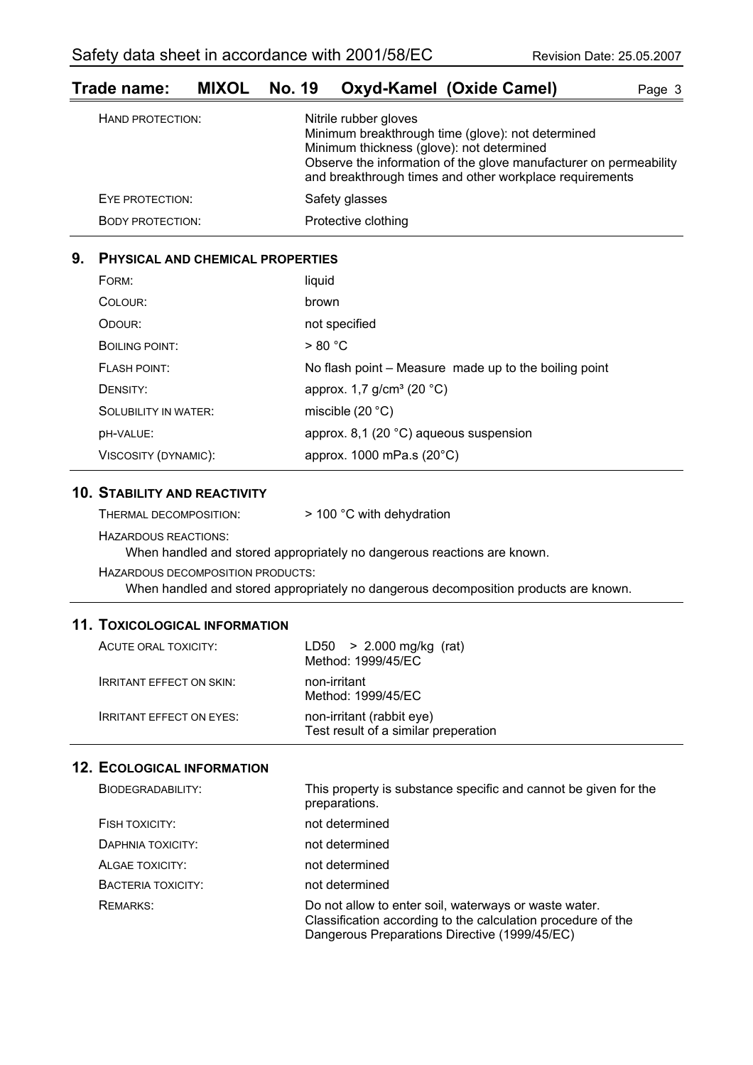| | |
|---|---|
| HAND PROTECTION: | Nitrile rubber gloves<br>Minimum breakthrough time (glove): not determined<br>Minimum thickness (glove): not determined<br>Observe the information of the glove manufacturer on permeability and breakthrough times and other workplace requirements |
| EYE PROTECTION: | Safety glasses |
| BODY PROTECTION: | Protective clothing |

## 9. PHYSICAL AND CHEMICAL PROPERTIES

| | |
|---|---|
| FORM: | liquid |
| COLOUR: | brown |
| ODOUR: | not specified |
| BOILING POINT: | > 80 °C |
| FLASH POINT: | No flash point – Measure made up to the boiling point |
| DENSITY: | approx. 1,7 g/cm³ (20 °C) |
| SOLUBILITY IN WATER: | miscible (20 °C) |
| pH-VALUE: | approx. 8,1 (20 °C) aqueous suspension |
| VISCOSITY (DYNAMIC): | approx. 1000 mPa.s (20°C) |

## 10. STABILITY AND REACTIVITY

THERMAL DECOMPOSITION: > 100 °C with dehydration

HAZARDOUS REACTIONS:

When handled and stored appropriately no dangerous reactions are known.

HAZARDOUS DECOMPOSITION PRODUCTS:

When handled and stored appropriately no dangerous decomposition products are known.

## 11. TOXICOLOGICAL INFORMATION

| | |
|---|---|
| ACUTE ORAL TOXICITY: | LD50 > 2.000 mg/kg (rat)<br>Method: 1999/45/EC |
| IRRITANT EFFECT ON SKIN: | non-irritant<br>Method: 1999/45/EC |
| IRRITANT EFFECT ON EYES: | non-irritant (rabbit eye)<br>Test result of a similar preperation |

## 12. ECOLOGICAL INFORMATION

| | |
|---|---|
| BIODEGRADABILITY: | This property is substance specific and cannot be given for the preparations. |
| FISH TOXICITY: | not determined |
| DAPHNIA TOXICITY: | not determined |
| ALGAE TOXICITY: | not determined |
| BACTERIA TOXICITY: | not determined |
| REMARKS: | Do not allow to enter soil, waterways or waste water.<br>Classification according to the calculation procedure of the Dangerous Preparations Directive (1999/45/EC) |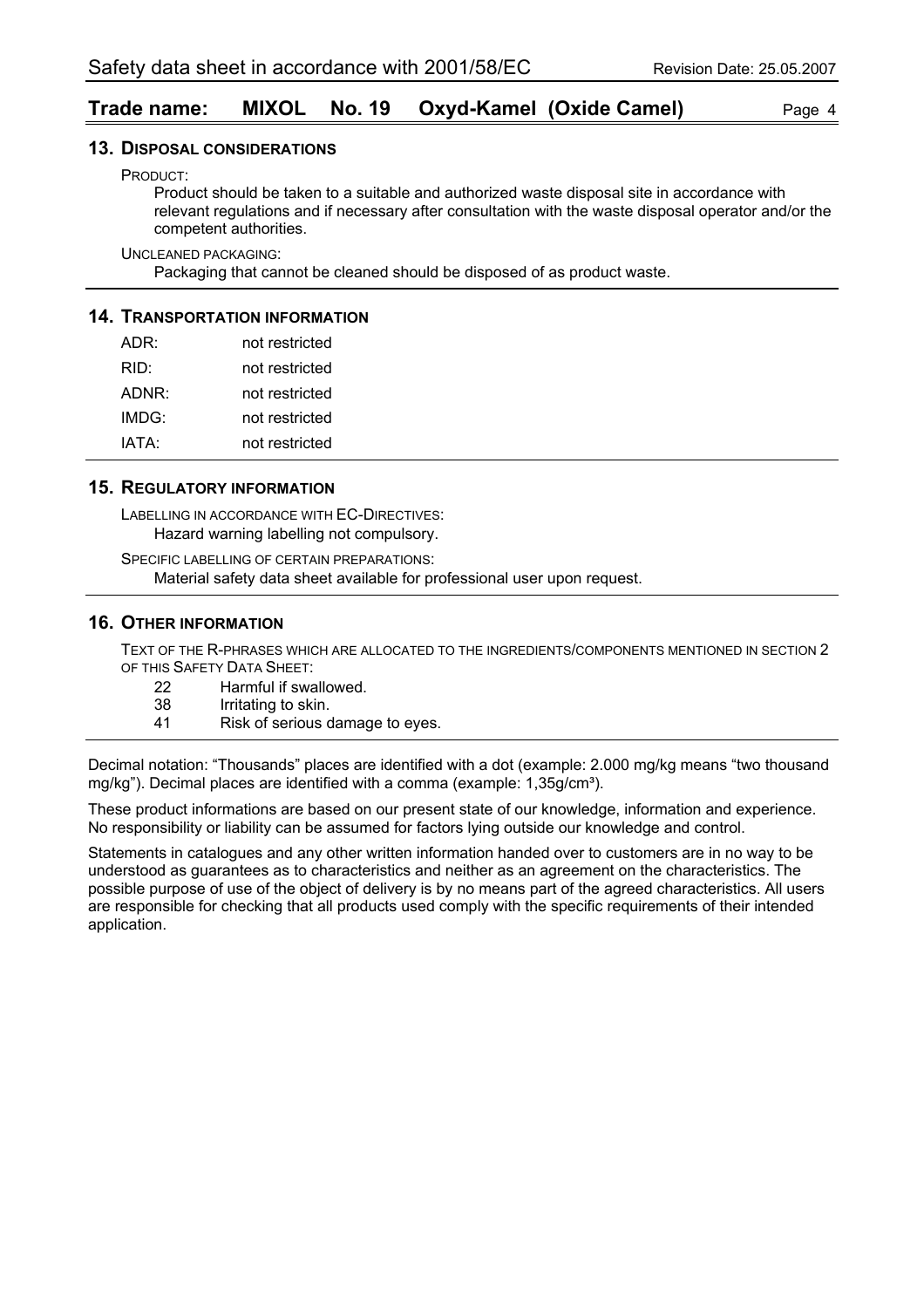## 13. Disposal considerations

PRODUCT:

Product should be taken to a suitable and authorized waste disposal site in accordance with relevant regulations and if necessary after consultation with the waste disposal operator and/or the competent authorities.

UNCLEANED PACKAGING:

Packaging that cannot be cleaned should be disposed of as product waste.

## 14. Transportation information

| | |
|---|---|
| ADR: | not restricted |
| RID: | not restricted |
| ADNR: | not restricted |
| IMDG: | not restricted |
| IATA: | not restricted |

## 15. Regulatory information

LABELLING IN ACCORDANCE WITH EC-DIRECTIVES:

Hazard warning labelling not compulsory.

SPECIFIC LABELLING OF CERTAIN PREPARATIONS:

Material safety data sheet available for professional user upon request.

## 16. Other information

TEXT OF THE R-PHRASES WHICH ARE ALLOCATED TO THE INGREDIENTS/COMPONENTS MENTIONED IN SECTION 2 OF THIS SAFETY DATA SHEET:

| | |
|---|---|
| 22 | Harmful if swallowed. |
| 38 | Irritating to skin. |
| 41 | Risk of serious damage to eyes. |

Decimal notation: "Thousands" places are identified with a dot (example: 2.000 mg/kg means "two thousand mg/kg"). Decimal places are identified with a comma (example: 1,35g/cm³).

These product informations are based on our present state of our knowledge, information and experience. No responsibility or liability can be assumed for factors lying outside our knowledge and control.

Statements in catalogues and any other written information handed over to customers are in no way to be understood as guarantees as to characteristics and neither as an agreement on the characteristics. The possible purpose of use of the object of delivery is by no means part of the agreed characteristics. All users are responsible for checking that all products used comply with the specific requirements of their intended application.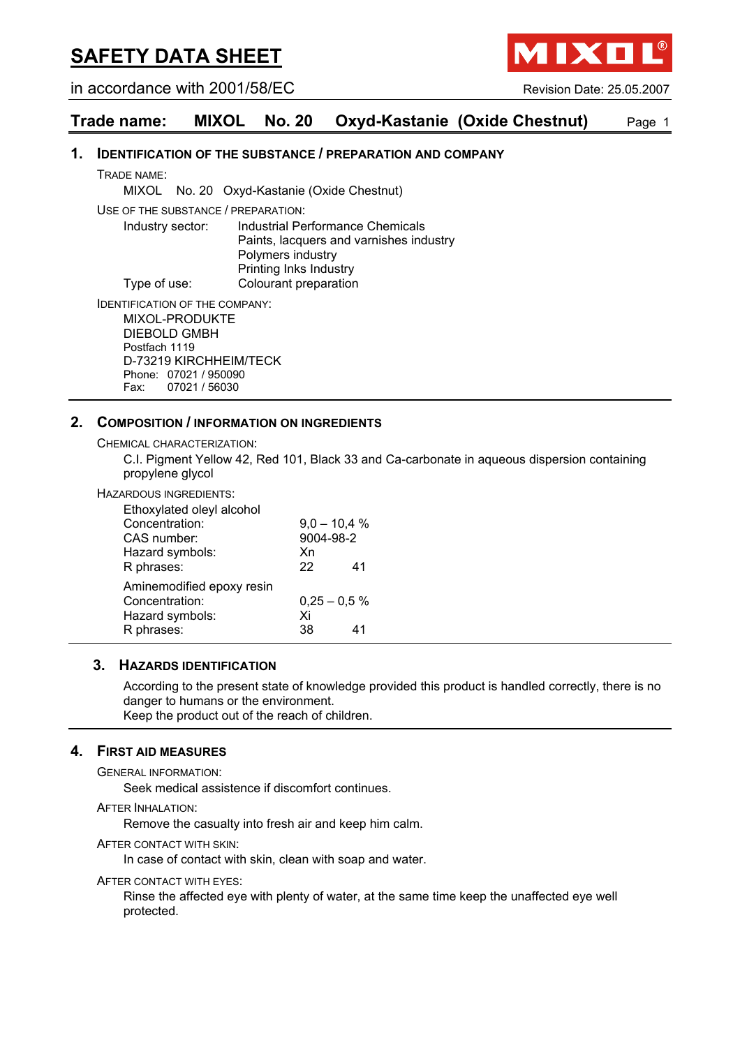# SAFETY DATA SHEET

in accordance with 2001/58/EC

Revision Date: 25.05.2007

**Trade name: MIXOL No. 20 Oxyd-Kastanie (Oxide Chestnut)**

## 1. Identification of the substance / preparation and company

TRADE NAME:

MIXOL No. 20 Oxyd-Kastanie (Oxide Chestnut)

USE OF THE SUBSTANCE / PREPARATION:

| | |
|---|---|
| Industry sector: | Industrial Performance Chemicals<br>Paints, lacquers and varnishes industry<br>Polymers industry<br>Printing Inks Industry |
| Type of use: | Colourant preparation |

IDENTIFICATION OF THE COMPANY:

MIXOL-PRODUKTE
DIEBOLD GMBH
Postfach 1119
D-73219 KIRCHHEIM/TECK
Phone: 07021 / 950090
Fax: 07021 / 56030

## 2. Composition / information on ingredients

CHEMICAL CHARACTERIZATION:

C.I. Pigment Yellow 42, Red 101, Black 33 and Ca-carbonate in aqueous dispersion containing propylene glycol

HAZARDOUS INGREDIENTS:

Ethoxylated oleyl alcohol

| | |
|---|---|
| Concentration: | 9,0 – 10,4 % |
| CAS number: | 9004-98-2 |
| Hazard symbols: | Xn |
| R phrases: | 22 41 |

Aminemodified epoxy resin

| | |
|---|---|
| Concentration: | 0,25 – 0,5 % |
| Hazard symbols: | Xi |
| R phrases: | 38 41 |

## 3. Hazards identification

According to the present state of knowledge provided this product is handled correctly, there is no danger to humans or the environment.
Keep the product out of the reach of children.

## 4. First aid measures

GENERAL INFORMATION:

Seek medical assistence if discomfort continues.

AFTER INHALATION:

Remove the casualty into fresh air and keep him calm.

AFTER CONTACT WITH SKIN:

In case of contact with skin, clean with soap and water.

AFTER CONTACT WITH EYES:

Rinse the affected eye with plenty of water, at the same time keep the unaffected eye well protected.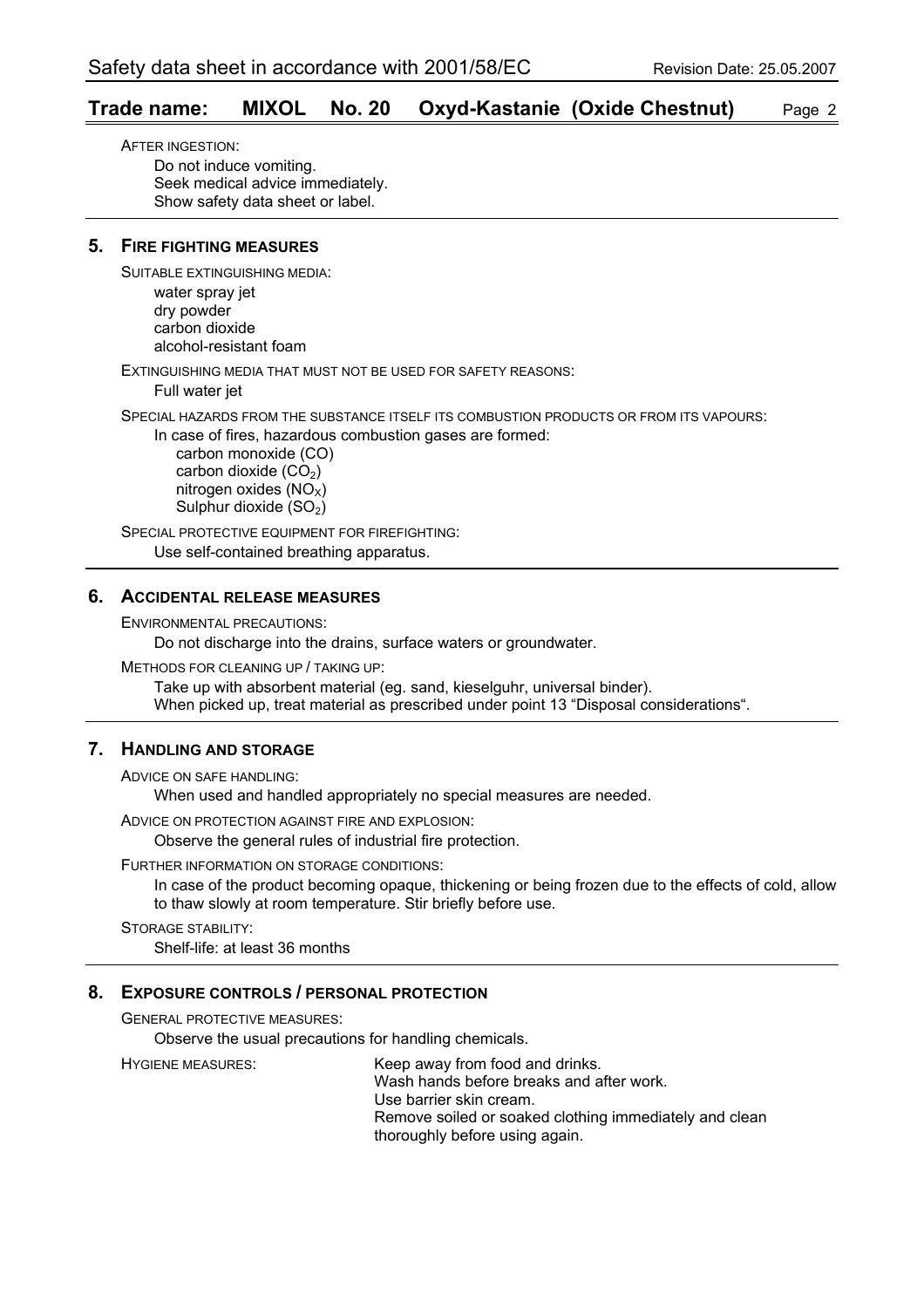AFTER INGESTION:

Do not induce vomiting.
Seek medical advice immediately.
Show safety data sheet or label.

## 5. FIRE FIGHTING MEASURES

SUITABLE EXTINGUISHING MEDIA:

water spray jet
dry powder
carbon dioxide
alcohol-resistant foam

EXTINGUISHING MEDIA THAT MUST NOT BE USED FOR SAFETY REASONS:

Full water jet

SPECIAL HAZARDS FROM THE SUBSTANCE ITSELF ITS COMBUSTION PRODUCTS OR FROM ITS VAPOURS:

In case of fires, hazardous combustion gases are formed:

- carbon monoxide (CO)
- carbon dioxide ($CO_2$)
- nitrogen oxides ($NO_X$)
- Sulphur dioxide ($SO_2$)

SPECIAL PROTECTIVE EQUIPMENT FOR FIREFIGHTING:

Use self-contained breathing apparatus.

## 6. ACCIDENTAL RELEASE MEASURES

ENVIRONMENTAL PRECAUTIONS:

Do not discharge into the drains, surface waters or groundwater.

METHODS FOR CLEANING UP / TAKING UP:

Take up with absorbent material (eg. sand, kieselguhr, universal binder).
When picked up, treat material as prescribed under point 13 “Disposal considerations“.

## 7. HANDLING AND STORAGE

ADVICE ON SAFE HANDLING:

When used and handled appropriately no special measures are needed.

ADVICE ON PROTECTION AGAINST FIRE AND EXPLOSION:

Observe the general rules of industrial fire protection.

FURTHER INFORMATION ON STORAGE CONDITIONS:

In case of the product becoming opaque, thickening or being frozen due to the effects of cold, allow to thaw slowly at room temperature. Stir briefly before use.

STORAGE STABILITY:

Shelf-life: at least 36 months

## 8. EXPOSURE CONTROLS / PERSONAL PROTECTION

GENERAL PROTECTIVE MEASURES:

Observe the usual precautions for handling chemicals.

HYGIENE MEASURES:

Keep away from food and drinks.
Wash hands before breaks and after work.
Use barrier skin cream.
Remove soiled or soaked clothing immediately and clean thoroughly before using again.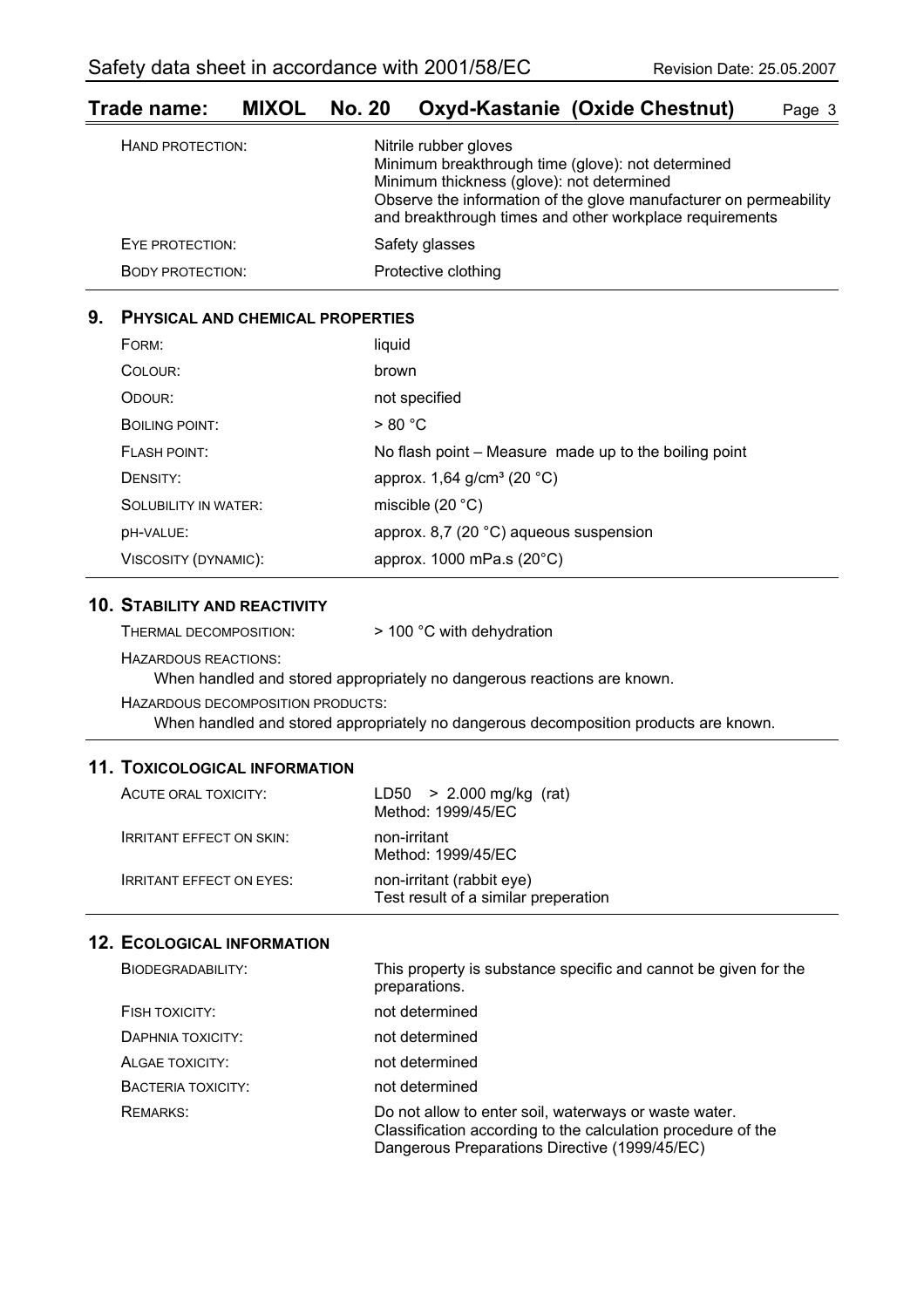| | |
|---|---|
| HAND PROTECTION: | Nitrile rubber gloves<br>Minimum breakthrough time (glove): not determined<br>Minimum thickness (glove): not determined<br>Observe the information of the glove manufacturer on permeability and breakthrough times and other workplace requirements |
| EYE PROTECTION: | Safety glasses |
| BODY PROTECTION: | Protective clothing |

## 9. PHYSICAL AND CHEMICAL PROPERTIES

| | |
|---|---|
| FORM: | liquid |
| COLOUR: | brown |
| ODOUR: | not specified |
| BOILING POINT: | > 80 °C |
| FLASH POINT: | No flash point – Measure made up to the boiling point |
| DENSITY: | approx. 1,64 g/cm³ (20 °C) |
| SOLUBILITY IN WATER: | miscible (20 °C) |
| pH-VALUE: | approx. 8,7 (20 °C) aqueous suspension |
| VISCOSITY (DYNAMIC): | approx. 1000 mPa.s (20°C) |

## 10. STABILITY AND REACTIVITY

THERMAL DECOMPOSITION: > 100 °C with dehydration

HAZARDOUS REACTIONS:

When handled and stored appropriately no dangerous reactions are known.

HAZARDOUS DECOMPOSITION PRODUCTS:

When handled and stored appropriately no dangerous decomposition products are known.

## 11. TOXICOLOGICAL INFORMATION

| | |
|---|---|
| ACUTE ORAL TOXICITY: | LD50 > 2.000 mg/kg (rat)<br>Method: 1999/45/EC |
| IRRITANT EFFECT ON SKIN: | non-irritant<br>Method: 1999/45/EC |
| IRRITANT EFFECT ON EYES: | non-irritant (rabbit eye)<br>Test result of a similar preperation |

## 12. ECOLOGICAL INFORMATION

| | |
|---|---|
| BIODEGRADABILITY: | This property is substance specific and cannot be given for the preparations. |
| FISH TOXICITY: | not determined |
| DAPHNIA TOXICITY: | not determined |
| ALGAE TOXICITY: | not determined |
| BACTERIA TOXICITY: | not determined |
| REMARKS: | Do not allow to enter soil, waterways or waste water.<br>Classification according to the calculation procedure of the Dangerous Preparations Directive (1999/45/EC) |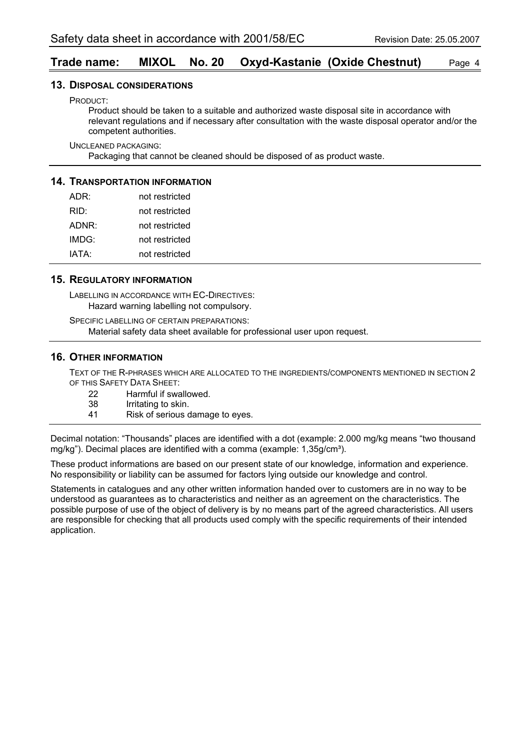## 13. Disposal considerations

PRODUCT:

Product should be taken to a suitable and authorized waste disposal site in accordance with relevant regulations and if necessary after consultation with the waste disposal operator and/or the competent authorities.

UNCLEANED PACKAGING:

Packaging that cannot be cleaned should be disposed of as product waste.

## 14. Transportation information

| | |
|---|---|
| ADR: | not restricted |
| RID: | not restricted |
| ADNR: | not restricted |
| IMDG: | not restricted |
| IATA: | not restricted |

## 15. Regulatory information

LABELLING IN ACCORDANCE WITH EC-DIRECTIVES:

Hazard warning labelling not compulsory.

SPECIFIC LABELLING OF CERTAIN PREPARATIONS:

Material safety data sheet available for professional user upon request.

## 16. Other information

TEXT OF THE R-PHRASES WHICH ARE ALLOCATED TO THE INGREDIENTS/COMPONENTS MENTIONED IN SECTION 2 OF THIS SAFETY DATA SHEET:

| | |
|---|---|
| 22 | Harmful if swallowed. |
| 38 | Irritating to skin. |
| 41 | Risk of serious damage to eyes. |

Decimal notation: “Thousands” places are identified with a dot (example: 2.000 mg/kg means “two thousand mg/kg”). Decimal places are identified with a comma (example: 1,35g/cm³).

These product informations are based on our present state of our knowledge, information and experience. No responsibility or liability can be assumed for factors lying outside our knowledge and control.

Statements in catalogues and any other written information handed over to customers are in no way to be understood as guarantees as to characteristics and neither as an agreement on the characteristics. The possible purpose of use of the object of delivery is by no means part of the agreed characteristics. All users are responsible for checking that all products used comply with the specific requirements of their intended application.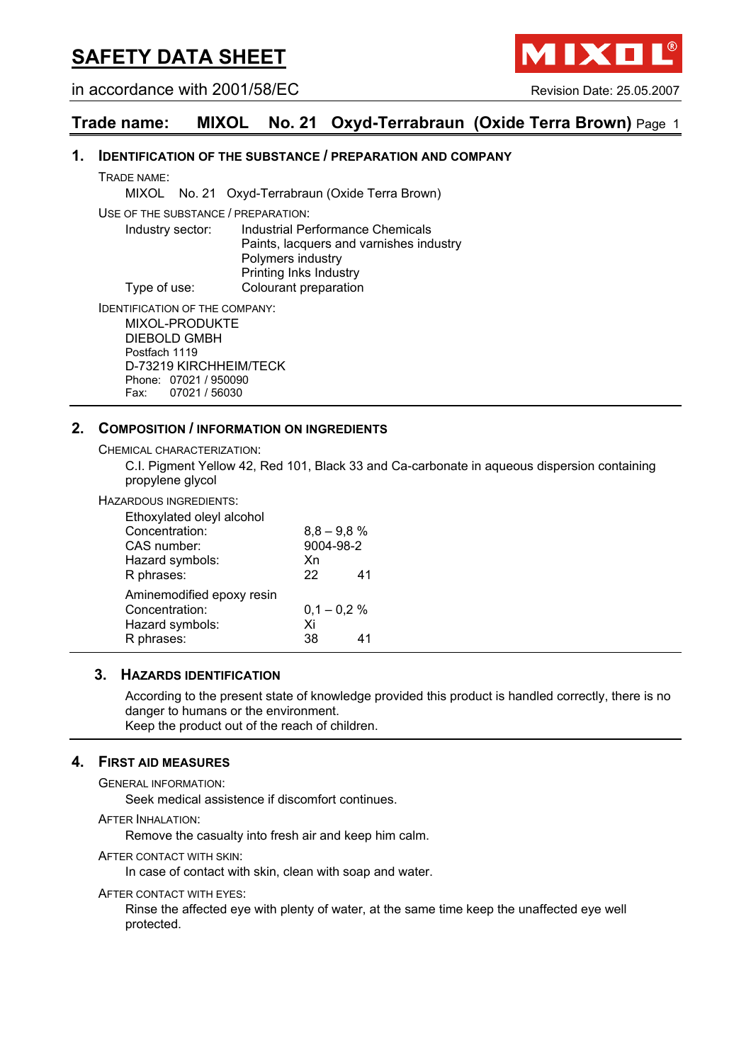# SAFETY DATA SHEET

in accordance with 2001/58/EC

Revision Date: 25.05.2007

## Trade name: MIXOL No. 21 Oxyd-Terrabraun (Oxide Terra Brown)

## 1. IDENTIFICATION OF THE SUBSTANCE / PREPARATION AND COMPANY

TRADE NAME:

MIXOL No. 21 Oxyd-Terrabraun (Oxide Terra Brown)

USE OF THE SUBSTANCE / PREPARATION:

Industry sector: Industrial Performance Chemicals
Paints, lacquers and varnishes industry
Polymers industry
Printing Inks Industry

Type of use: Colourant preparation

IDENTIFICATION OF THE COMPANY:

MIXOL-PRODUKTE
DIEBOLD GMBH
Postfach 1119
D-73219 KIRCHHEIM/TECK
Phone: 07021 / 950090
Fax: 07021 / 56030

## 2. COMPOSITION / INFORMATION ON INGREDIENTS

CHEMICAL CHARACTERIZATION:

C.I. Pigment Yellow 42, Red 101, Black 33 and Ca-carbonate in aqueous dispersion containing propylene glycol

HAZARDOUS INGREDIENTS:

Ethoxylated oleyl alcohol

| | | |
|---|---|---|
| Concentration: | 8,8 – 9,8 % | |
| CAS number: | 9004-98-2 | |
| Hazard symbols: | Xn | |
| R phrases: | 22 | 41 |

Aminemodified epoxy resin

| | | |
|---|---|---|
| Concentration: | 0,1 – 0,2 % | |
| Hazard symbols: | Xi | |
| R phrases: | 38 | 41 |

## 3. HAZARDS IDENTIFICATION

According to the present state of knowledge provided this product is handled correctly, there is no danger to humans or the environment.
Keep the product out of the reach of children.

## 4. FIRST AID MEASURES

GENERAL INFORMATION:

Seek medical assistence if discomfort continues.

AFTER INHALATION:

Remove the casualty into fresh air and keep him calm.

AFTER CONTACT WITH SKIN:

In case of contact with skin, clean with soap and water.

AFTER CONTACT WITH EYES:

Rinse the affected eye with plenty of water, at the same time keep the unaffected eye well protected.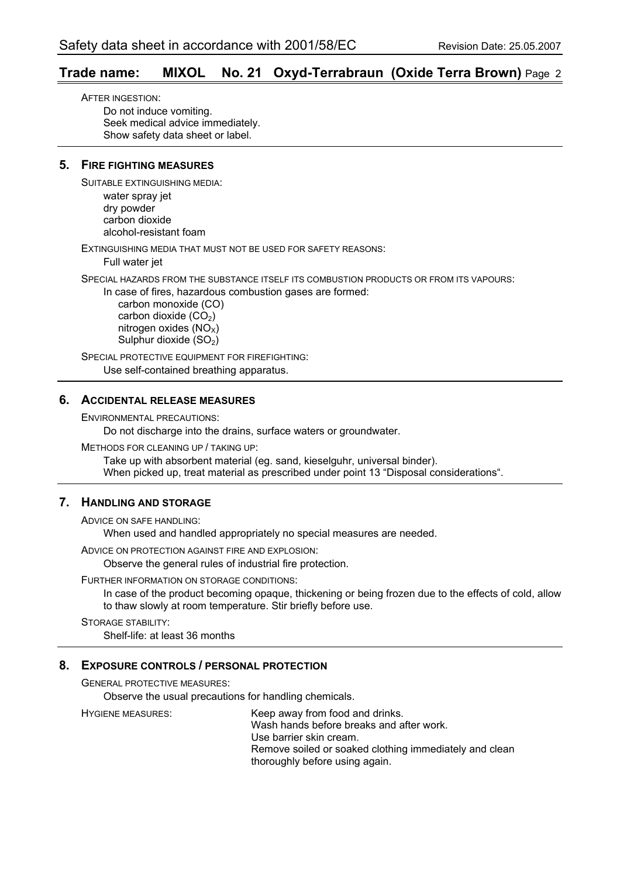AFTER INGESTION:

Do not induce vomiting.
Seek medical advice immediately.
Show safety data sheet or label.

## 5. FIRE FIGHTING MEASURES

SUITABLE EXTINGUISHING MEDIA:

water spray jet
dry powder
carbon dioxide
alcohol-resistant foam

EXTINGUISHING MEDIA THAT MUST NOT BE USED FOR SAFETY REASONS:

Full water jet

SPECIAL HAZARDS FROM THE SUBSTANCE ITSELF ITS COMBUSTION PRODUCTS OR FROM ITS VAPOURS:

In case of fires, hazardous combustion gases are formed:

- carbon monoxide (CO)
- carbon dioxide ($CO_2$)
- nitrogen oxides ($NO_X$)
- Sulphur dioxide ($SO_2$)

SPECIAL PROTECTIVE EQUIPMENT FOR FIREFIGHTING:

Use self-contained breathing apparatus.

## 6. ACCIDENTAL RELEASE MEASURES

ENVIRONMENTAL PRECAUTIONS:

Do not discharge into the drains, surface waters or groundwater.

METHODS FOR CLEANING UP / TAKING UP:

Take up with absorbent material (eg. sand, kieselguhr, universal binder).
When picked up, treat material as prescribed under point 13 “Disposal considerations“.

## 7. HANDLING AND STORAGE

ADVICE ON SAFE HANDLING:

When used and handled appropriately no special measures are needed.

ADVICE ON PROTECTION AGAINST FIRE AND EXPLOSION:

Observe the general rules of industrial fire protection.

FURTHER INFORMATION ON STORAGE CONDITIONS:

In case of the product becoming opaque, thickening or being frozen due to the effects of cold, allow to thaw slowly at room temperature. Stir briefly before use.

STORAGE STABILITY:

Shelf-life: at least 36 months

## 8. EXPOSURE CONTROLS / PERSONAL PROTECTION

GENERAL PROTECTIVE MEASURES:

Observe the usual precautions for handling chemicals.

HYGIENE MEASURES:

Keep away from food and drinks.
Wash hands before breaks and after work.
Use barrier skin cream.
Remove soiled or soaked clothing immediately and clean thoroughly before using again.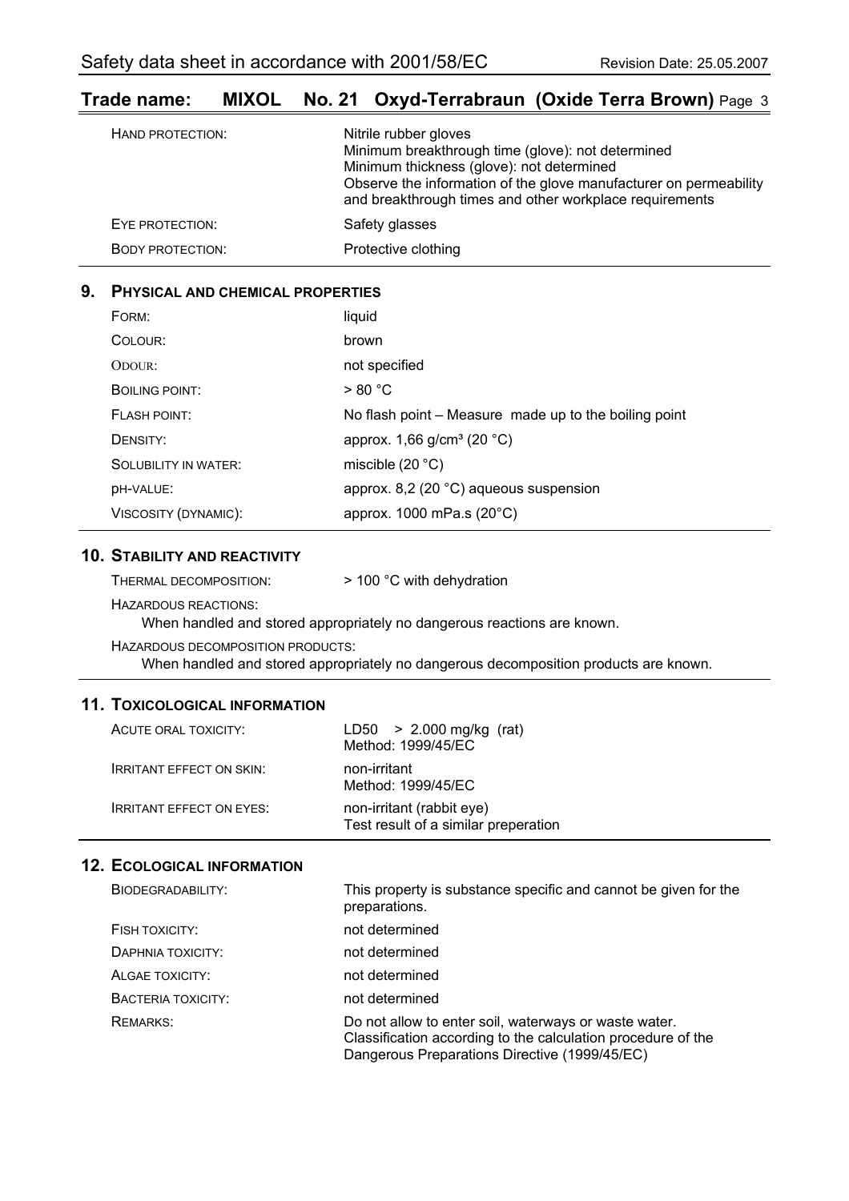| | |
|---|---|
| HAND PROTECTION: | Nitrile rubber gloves<br>Minimum breakthrough time (glove): not determined<br>Minimum thickness (glove): not determined<br>Observe the information of the glove manufacturer on permeability and breakthrough times and other workplace requirements |
| EYE PROTECTION: | Safety glasses |
| BODY PROTECTION: | Protective clothing |

## 9. PHYSICAL AND CHEMICAL PROPERTIES

| | |
|---|---|
| FORM: | liquid |
| COLOUR: | brown |
| ODOUR: | not specified |
| BOILING POINT: | > 80 °C |
| FLASH POINT: | No flash point – Measure made up to the boiling point |
| DENSITY: | approx. 1,66 g/cm³ (20 °C) |
| SOLUBILITY IN WATER: | miscible (20 °C) |
| pH-VALUE: | approx. 8,2 (20 °C) aqueous suspension |
| VISCOSITY (DYNAMIC): | approx. 1000 mPa.s (20°C) |

## 10. STABILITY AND REACTIVITY

THERMAL DECOMPOSITION: > 100 °C with dehydration

HAZARDOUS REACTIONS:

When handled and stored appropriately no dangerous reactions are known.

HAZARDOUS DECOMPOSITION PRODUCTS:

When handled and stored appropriately no dangerous decomposition products are known.

## 11. TOXICOLOGICAL INFORMATION

| | |
|---|---|
| ACUTE ORAL TOXICITY: | LD50 > 2.000 mg/kg (rat)<br>Method: 1999/45/EC |
| IRRITANT EFFECT ON SKIN: | non-irritant<br>Method: 1999/45/EC |
| IRRITANT EFFECT ON EYES: | non-irritant (rabbit eye)<br>Test result of a similar preperation |

## 12. ECOLOGICAL INFORMATION

| | |
|---|---|
| BIODEGRADABILITY: | This property is substance specific and cannot be given for the preparations. |
| FISH TOXICITY: | not determined |
| DAPHNIA TOXICITY: | not determined |
| ALGAE TOXICITY: | not determined |
| BACTERIA TOXICITY: | not determined |
| REMARKS: | Do not allow to enter soil, waterways or waste water.<br>Classification according to the calculation procedure of the Dangerous Preparations Directive (1999/45/EC) |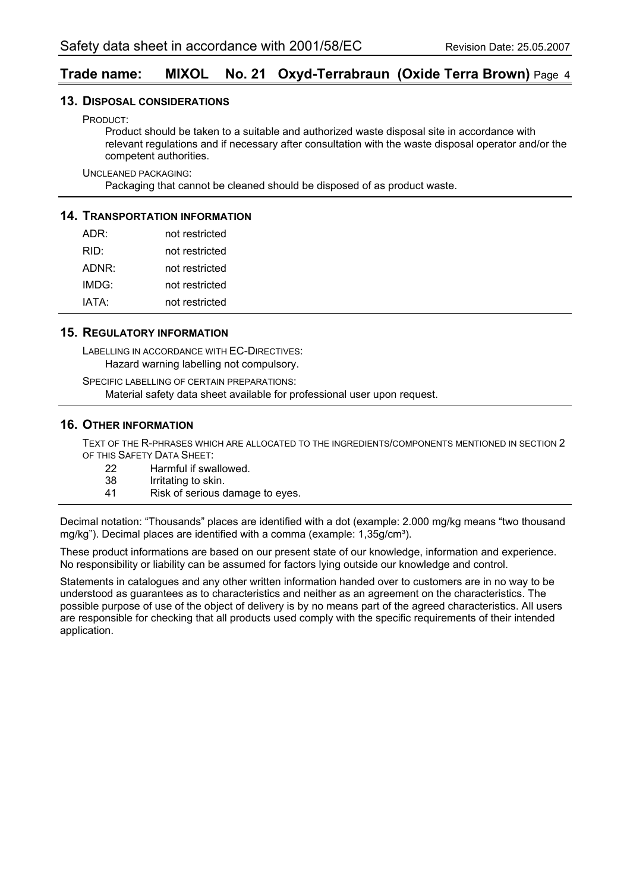## 13. Disposal considerations

PRODUCT:

Product should be taken to a suitable and authorized waste disposal site in accordance with relevant regulations and if necessary after consultation with the waste disposal operator and/or the competent authorities.

UNCLEANED PACKAGING:

Packaging that cannot be cleaned should be disposed of as product waste.

## 14. Transportation information

| | |
|---|---|
| ADR: | not restricted |
| RID: | not restricted |
| ADNR: | not restricted |
| IMDG: | not restricted |
| IATA: | not restricted |

## 15. Regulatory information

LABELLING IN ACCORDANCE WITH EC-DIRECTIVES:

Hazard warning labelling not compulsory.

SPECIFIC LABELLING OF CERTAIN PREPARATIONS:

Material safety data sheet available for professional user upon request.

## 16. Other information

TEXT OF THE R-PHRASES WHICH ARE ALLOCATED TO THE INGREDIENTS/COMPONENTS MENTIONED IN SECTION 2 OF THIS SAFETY DATA SHEET:

| | |
|---|---|
| 22 | Harmful if swallowed. |
| 38 | Irritating to skin. |
| 41 | Risk of serious damage to eyes. |

Decimal notation: "Thousands" places are identified with a dot (example: 2.000 mg/kg means "two thousand mg/kg"). Decimal places are identified with a comma (example: 1,35g/cm³).

These product informations are based on our present state of our knowledge, information and experience. No responsibility or liability can be assumed for factors lying outside our knowledge and control.

Statements in catalogues and any other written information handed over to customers are in no way to be understood as guarantees as to characteristics and neither as an agreement on the characteristics. The possible purpose of use of the object of delivery is by no means part of the agreed characteristics. All users are responsible for checking that all products used comply with the specific requirements of their intended application.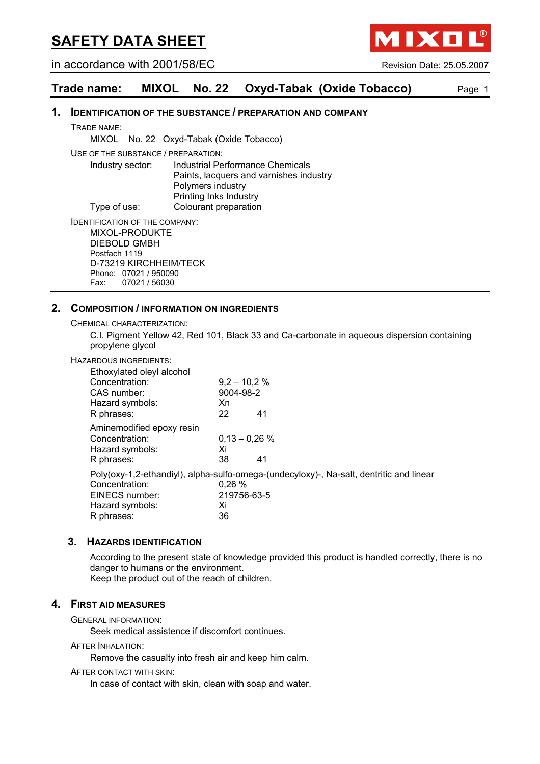# SAFETY DATA SHEET

in accordance with 2001/58/EC

Revision Date: 25.05.2007

## Trade name: MIXOL No. 22 Oxyd-Tabak (Oxide Tobacco)

### 1. Identification of the substance / preparation and company

TRADE NAME:

MIXOL No. 22 Oxyd-Tabak (Oxide Tobacco)

USE OF THE SUBSTANCE / PREPARATION:

| | |
|---|---|
| Industry sector: | Industrial Performance Chemicals<br>Paints, lacquers and varnishes industry<br>Polymers industry<br>Printing Inks Industry |
| Type of use: | Colourant preparation |

IDENTIFICATION OF THE COMPANY:

MIXOL-PRODUKTE
DIEBOLD GMBH
Postfach 1119
D-73219 KIRCHHEIM/TECK
Phone: 07021 / 950090
Fax: 07021 / 56030

### 2. Composition / information on ingredients

CHEMICAL CHARACTERIZATION:

C.I. Pigment Yellow 42, Red 101, Black 33 and Ca-carbonate in aqueous dispersion containing propylene glycol

HAZARDOUS INGREDIENTS:

Ethoxylated oleyl alcohol

| | |
|---|---|
| Concentration: | 9,2 – 10,2 % |
| CAS number: | 9004-98-2 |
| Hazard symbols: | Xn |
| R phrases: | 22 41 |

Aminemodified epoxy resin

| | |
|---|---|
| Concentration: | 0,13 – 0,26 % |
| Hazard symbols: | Xi |
| R phrases: | 38 41 |

Poly(oxy-1,2-ethandiyl), alpha-sulfo-omega-(undecyloxy)-, Na-salt, dentritic and linear

| | |
|---|---|
| Concentration: | 0,26 % |
| EINECS number: | 219756-63-5 |
| Hazard symbols: | Xi |
| R phrases: | 36 |

### 3. Hazards identification

According to the present state of knowledge provided this product is handled correctly, there is no danger to humans or the environment.
Keep the product out of the reach of children.

### 4. First aid measures

GENERAL INFORMATION:

Seek medical assistence if discomfort continues.

AFTER INHALATION:

Remove the casualty into fresh air and keep him calm.

AFTER CONTACT WITH SKIN:

In case of contact with skin, clean with soap and water.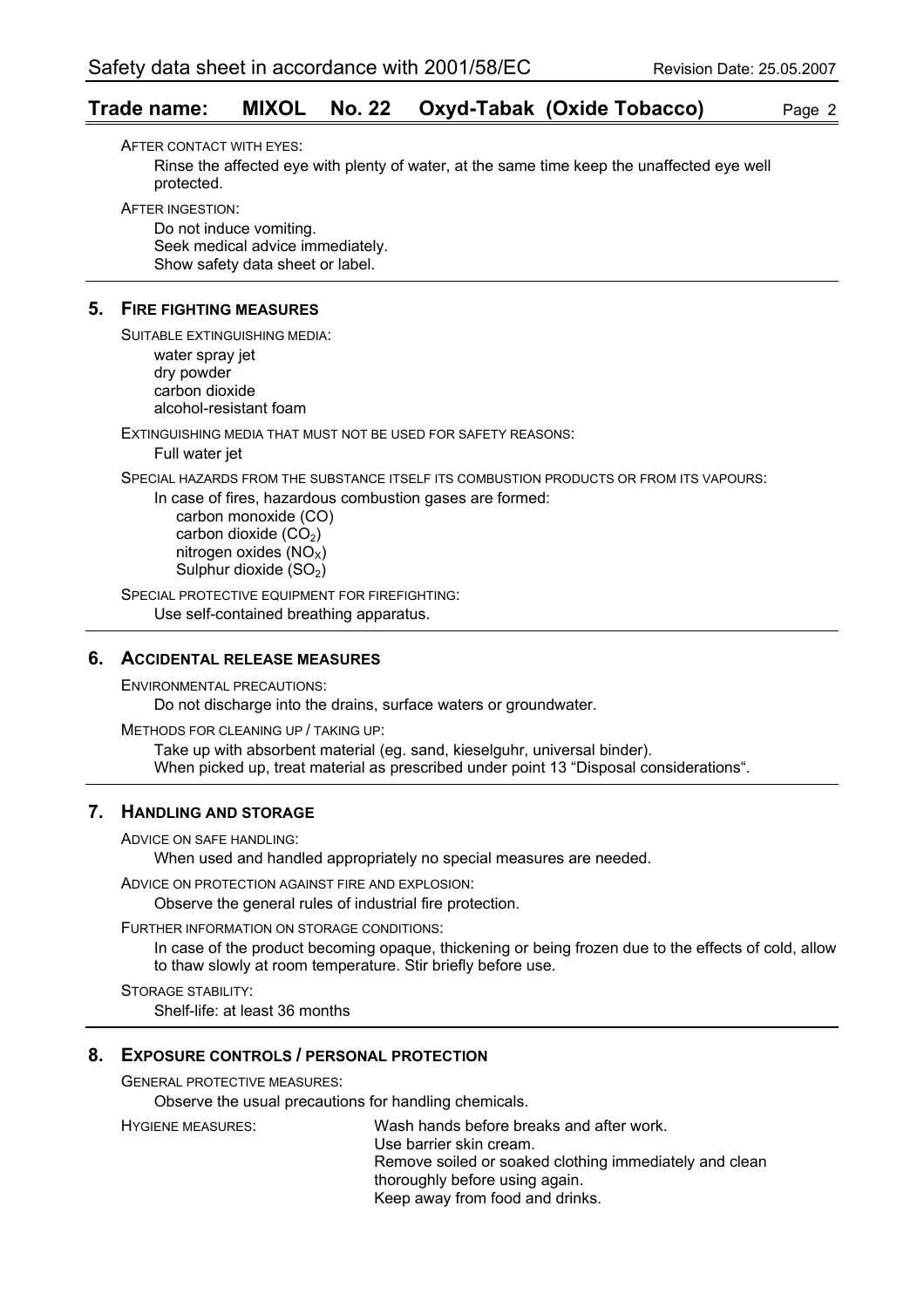AFTER CONTACT WITH EYES:

Rinse the affected eye with plenty of water, at the same time keep the unaffected eye well protected.

AFTER INGESTION:

Do not induce vomiting.
Seek medical advice immediately.
Show safety data sheet or label.

## 5. FIRE FIGHTING MEASURES

SUITABLE EXTINGUISHING MEDIA:

water spray jet
dry powder
carbon dioxide
alcohol-resistant foam

EXTINGUISHING MEDIA THAT MUST NOT BE USED FOR SAFETY REASONS:

Full water jet

SPECIAL HAZARDS FROM THE SUBSTANCE ITSELF ITS COMBUSTION PRODUCTS OR FROM ITS VAPOURS:

In case of fires, hazardous combustion gases are formed:

carbon monoxide (CO)
carbon dioxide ($CO_2$)
nitrogen oxides ($NO_X$)
Sulphur dioxide ($SO_2$)

SPECIAL PROTECTIVE EQUIPMENT FOR FIREFIGHTING:

Use self-contained breathing apparatus.

## 6. ACCIDENTAL RELEASE MEASURES

ENVIRONMENTAL PRECAUTIONS:

Do not discharge into the drains, surface waters or groundwater.

METHODS FOR CLEANING UP / TAKING UP:

Take up with absorbent material (eg. sand, kieselguhr, universal binder).
When picked up, treat material as prescribed under point 13 “Disposal considerations“.

## 7. HANDLING AND STORAGE

ADVICE ON SAFE HANDLING:

When used and handled appropriately no special measures are needed.

ADVICE ON PROTECTION AGAINST FIRE AND EXPLOSION:

Observe the general rules of industrial fire protection.

FURTHER INFORMATION ON STORAGE CONDITIONS:

In case of the product becoming opaque, thickening or being frozen due to the effects of cold, allow to thaw slowly at room temperature. Stir briefly before use.

STORAGE STABILITY:

Shelf-life: at least 36 months

## 8. EXPOSURE CONTROLS / PERSONAL PROTECTION

GENERAL PROTECTIVE MEASURES:

Observe the usual precautions for handling chemicals.

HYGIENE MEASURES:

Wash hands before breaks and after work.
Use barrier skin cream.
Remove soiled or soaked clothing immediately and clean thoroughly before using again.
Keep away from food and drinks.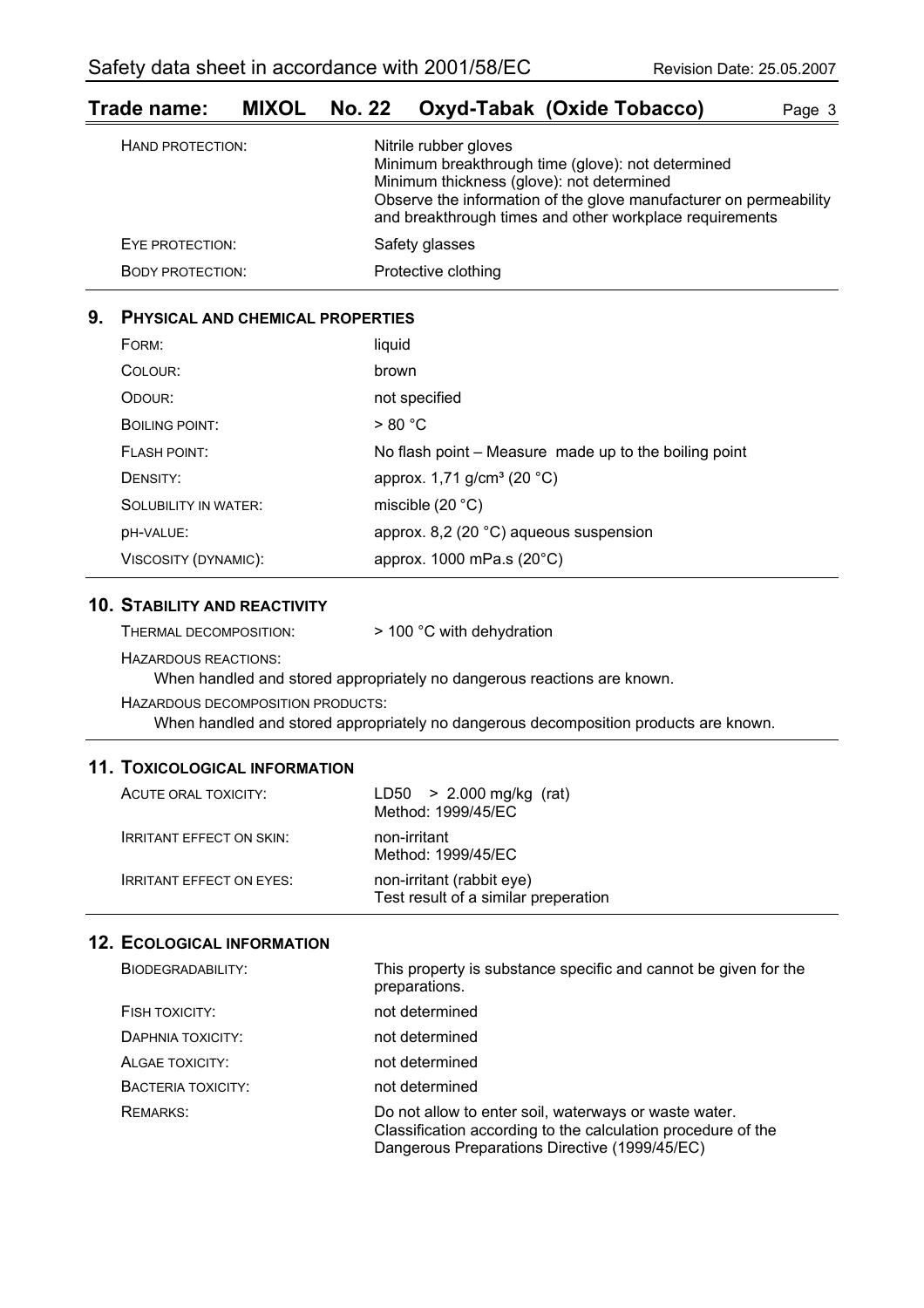## Trade name: MIXOL No. 22 Oxyd-Tabak (Oxide Tobacco)

| | |
|---|---|
| HAND PROTECTION: | Nitrile rubber gloves<br>Minimum breakthrough time (glove): not determined<br>Minimum thickness (glove): not determined<br>Observe the information of the glove manufacturer on permeability and breakthrough times and other workplace requirements |
| EYE PROTECTION: | Safety glasses |
| BODY PROTECTION: | Protective clothing |

## 9. PHYSICAL AND CHEMICAL PROPERTIES

| | |
|---|---|
| FORM: | liquid |
| COLOUR: | brown |
| ODOUR: | not specified |
| BOILING POINT: | > 80 °C |
| FLASH POINT: | No flash point – Measure made up to the boiling point |
| DENSITY: | approx. 1,71 g/cm³ (20 °C) |
| SOLUBILITY IN WATER: | miscible (20 °C) |
| pH-VALUE: | approx. 8,2 (20 °C) aqueous suspension |
| VISCOSITY (DYNAMIC): | approx. 1000 mPa.s (20°C) |

## 10. STABILITY AND REACTIVITY

THERMAL DECOMPOSITION: > 100 °C with dehydration

HAZARDOUS REACTIONS:

When handled and stored appropriately no dangerous reactions are known.

HAZARDOUS DECOMPOSITION PRODUCTS:

When handled and stored appropriately no dangerous decomposition products are known.

## 11. TOXICOLOGICAL INFORMATION

| | |
|---|---|
| ACUTE ORAL TOXICITY: | LD50 > 2.000 mg/kg (rat)<br>Method: 1999/45/EC |
| IRRITANT EFFECT ON SKIN: | non-irritant<br>Method: 1999/45/EC |
| IRRITANT EFFECT ON EYES: | non-irritant (rabbit eye)<br>Test result of a similar preperation |

## 12. ECOLOGICAL INFORMATION

| | |
|---|---|
| BIODEGRADABILITY: | This property is substance specific and cannot be given for the preparations. |
| FISH TOXICITY: | not determined |
| DAPHNIA TOXICITY: | not determined |
| ALGAE TOXICITY: | not determined |
| BACTERIA TOXICITY: | not determined |
| REMARKS: | Do not allow to enter soil, waterways or waste water.<br>Classification according to the calculation procedure of the Dangerous Preparations Directive (1999/45/EC) |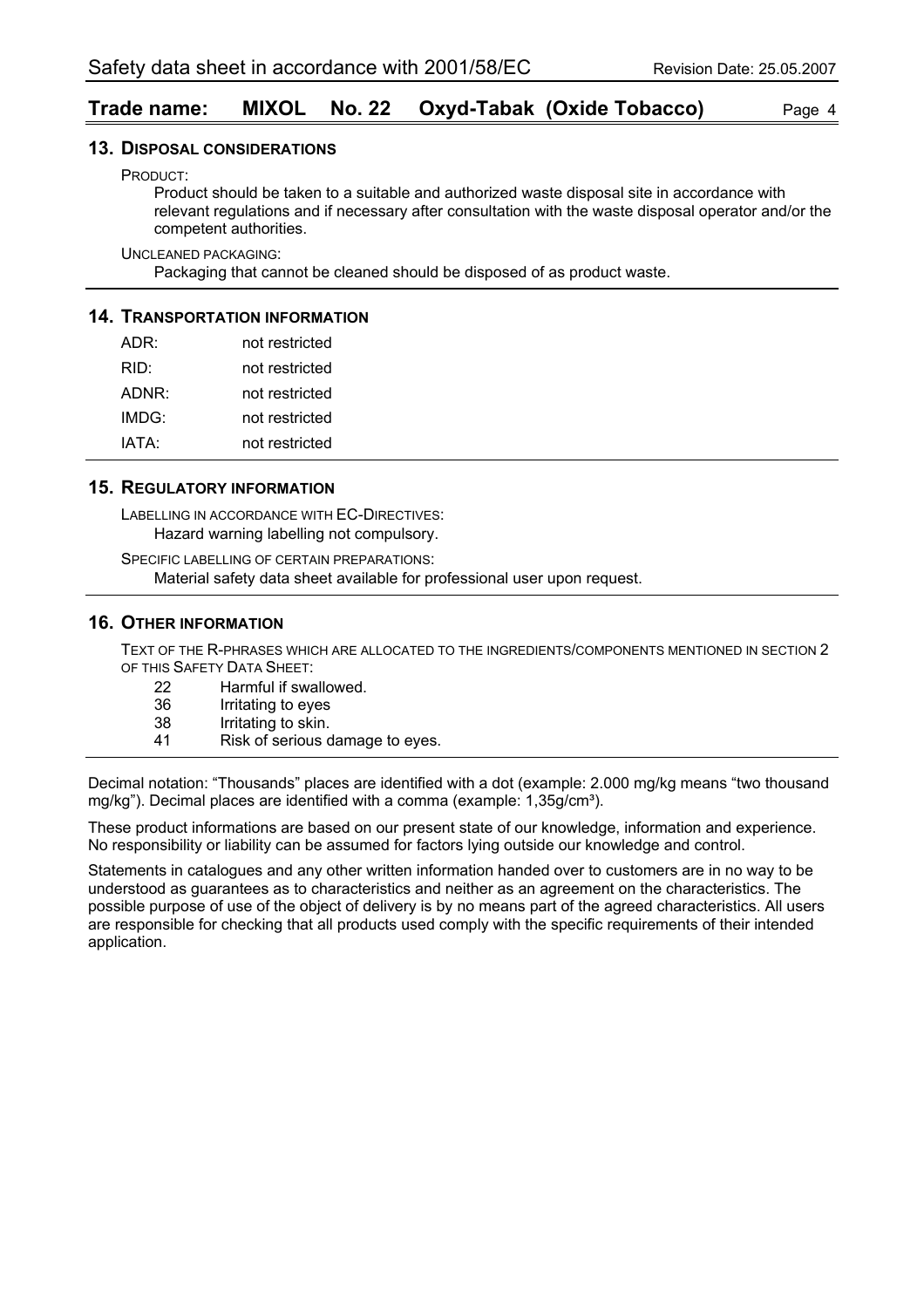## 13. Disposal considerations

PRODUCT:

Product should be taken to a suitable and authorized waste disposal site in accordance with relevant regulations and if necessary after consultation with the waste disposal operator and/or the competent authorities.

UNCLEANED PACKAGING:

Packaging that cannot be cleaned should be disposed of as product waste.

## 14. Transportation information

| | |
|---|---|
| ADR: | not restricted |
| RID: | not restricted |
| ADNR: | not restricted |
| IMDG: | not restricted |
| IATA: | not restricted |

## 15. Regulatory information

LABELLING IN ACCORDANCE WITH EC-DIRECTIVES:

Hazard warning labelling not compulsory.

SPECIFIC LABELLING OF CERTAIN PREPARATIONS:

Material safety data sheet available for professional user upon request.

## 16. Other information

TEXT OF THE R-PHRASES WHICH ARE ALLOCATED TO THE INGREDIENTS/COMPONENTS MENTIONED IN SECTION 2 OF THIS SAFETY DATA SHEET:

| | |
|---|---|
| 22 | Harmful if swallowed. |
| 36 | Irritating to eyes |
| 38 | Irritating to skin. |
| 41 | Risk of serious damage to eyes. |

Decimal notation: “Thousands” places are identified with a dot (example: 2.000 mg/kg means “two thousand mg/kg”). Decimal places are identified with a comma (example: 1,35g/cm³).

These product informations are based on our present state of our knowledge, information and experience. No responsibility or liability can be assumed for factors lying outside our knowledge and control.

Statements in catalogues and any other written information handed over to customers are in no way to be understood as guarantees as to characteristics and neither as an agreement on the characteristics. The possible purpose of use of the object of delivery is by no means part of the agreed characteristics. All users are responsible for checking that all products used comply with the specific requirements of their intended application.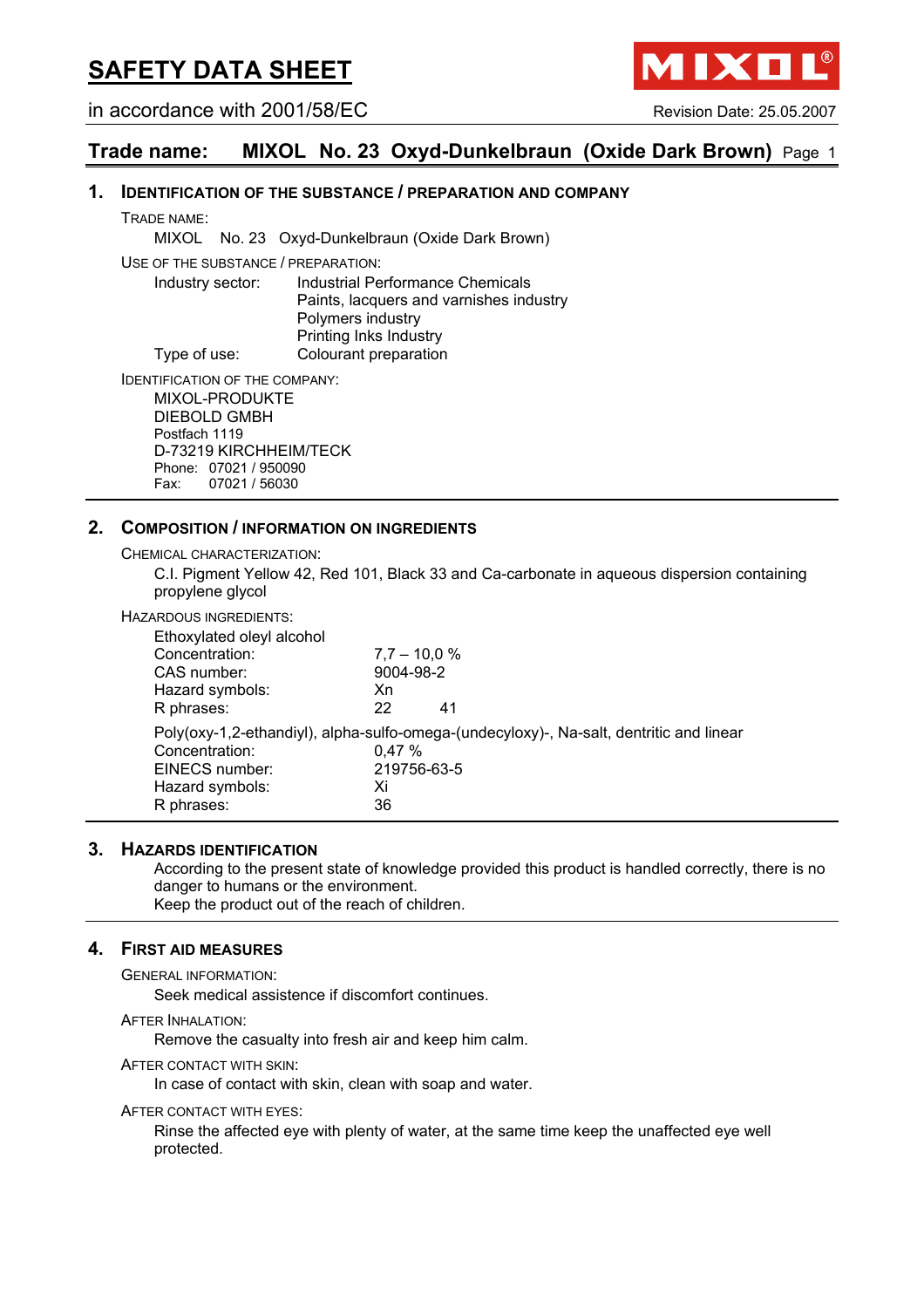# SAFETY DATA SHEET

in accordance with 2001/58/EC

Revision Date: 25.05.2007

## Trade name: MIXOL No. 23 Oxyd-Dunkelbraun (Oxide Dark Brown)

### 1. IDENTIFICATION OF THE SUBSTANCE / PREPARATION AND COMPANY

TRADE NAME:

MIXOL No. 23 Oxyd-Dunkelbraun (Oxide Dark Brown)

USE OF THE SUBSTANCE / PREPARATION:

| | |
|---|---|
| Industry sector: | Industrial Performance Chemicals<br>Paints, lacquers and varnishes industry<br>Polymers industry<br>Printing Inks Industry |
| Type of use: | Colourant preparation |

IDENTIFICATION OF THE COMPANY:

MIXOL-PRODUKTE
DIEBOLD GMBH
Postfach 1119
D-73219 KIRCHHEIM/TECK
Phone: 07021 / 950090
Fax: 07021 / 56030

### 2. COMPOSITION / INFORMATION ON INGREDIENTS

CHEMICAL CHARACTERIZATION:

C.I. Pigment Yellow 42, Red 101, Black 33 and Ca-carbonate in aqueous dispersion containing propylene glycol

HAZARDOUS INGREDIENTS:

Ethoxylated oleyl alcohol

| | |
|---|---|
| Concentration: | 7,7 – 10,0 % |
| CAS number: | 9004-98-2 |
| Hazard symbols: | Xn |
| R phrases: | 22 41 |

Poly(oxy-1,2-ethandiyl), alpha-sulfo-omega-(undecyloxy)-, Na-salt, dentritic and linear

| | |
|---|---|
| Concentration: | 0,47 % |
| EINECS number: | 219756-63-5 |
| Hazard symbols: | Xi |
| R phrases: | 36 |

### 3. HAZARDS IDENTIFICATION

According to the present state of knowledge provided this product is handled correctly, there is no danger to humans or the environment.
Keep the product out of the reach of children.

### 4. FIRST AID MEASURES

GENERAL INFORMATION:

Seek medical assistence if discomfort continues.

AFTER INHALATION:

Remove the casualty into fresh air and keep him calm.

AFTER CONTACT WITH SKIN:

In case of contact with skin, clean with soap and water.

AFTER CONTACT WITH EYES:

Rinse the affected eye with plenty of water, at the same time keep the unaffected eye well protected.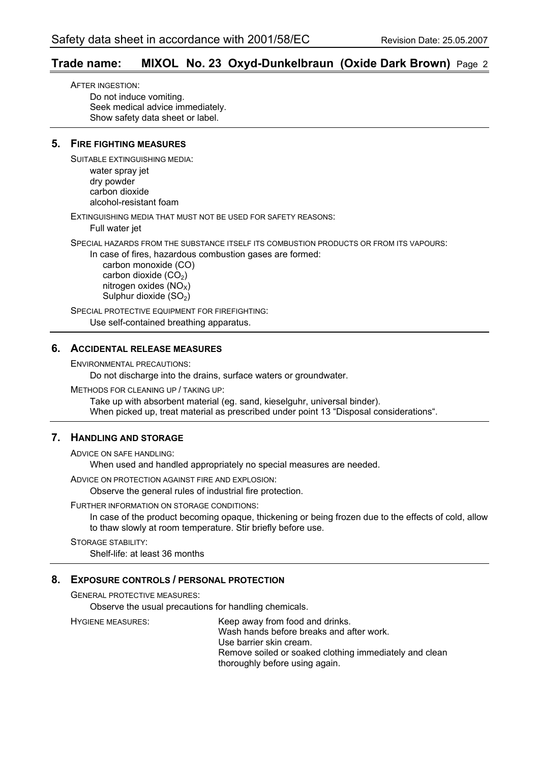AFTER INGESTION:

Do not induce vomiting.
Seek medical advice immediately.
Show safety data sheet or label.

## 5. FIRE FIGHTING MEASURES

SUITABLE EXTINGUISHING MEDIA:

water spray jet
dry powder
carbon dioxide
alcohol-resistant foam

EXTINGUISHING MEDIA THAT MUST NOT BE USED FOR SAFETY REASONS:

Full water jet

SPECIAL HAZARDS FROM THE SUBSTANCE ITSELF ITS COMBUSTION PRODUCTS OR FROM ITS VAPOURS:

In case of fires, hazardous combustion gases are formed:

carbon monoxide (CO)
carbon dioxide ($CO_2$)
nitrogen oxides ($NO_X$)
Sulphur dioxide ($SO_2$)

SPECIAL PROTECTIVE EQUIPMENT FOR FIREFIGHTING:

Use self-contained breathing apparatus.

## 6. ACCIDENTAL RELEASE MEASURES

ENVIRONMENTAL PRECAUTIONS:

Do not discharge into the drains, surface waters or groundwater.

METHODS FOR CLEANING UP / TAKING UP:

Take up with absorbent material (eg. sand, kieselguhr, universal binder).
When picked up, treat material as prescribed under point 13 "Disposal considerations".

## 7. HANDLING AND STORAGE

ADVICE ON SAFE HANDLING:

When used and handled appropriately no special measures are needed.

ADVICE ON PROTECTION AGAINST FIRE AND EXPLOSION:

Observe the general rules of industrial fire protection.

FURTHER INFORMATION ON STORAGE CONDITIONS:

In case of the product becoming opaque, thickening or being frozen due to the effects of cold, allow to thaw slowly at room temperature. Stir briefly before use.

STORAGE STABILITY:

Shelf-life: at least 36 months

## 8. EXPOSURE CONTROLS / PERSONAL PROTECTION

GENERAL PROTECTIVE MEASURES:

Observe the usual precautions for handling chemicals.

HYGIENE MEASURES:

Keep away from food and drinks.
Wash hands before breaks and after work.
Use barrier skin cream.
Remove soiled or soaked clothing immediately and clean thoroughly before using again.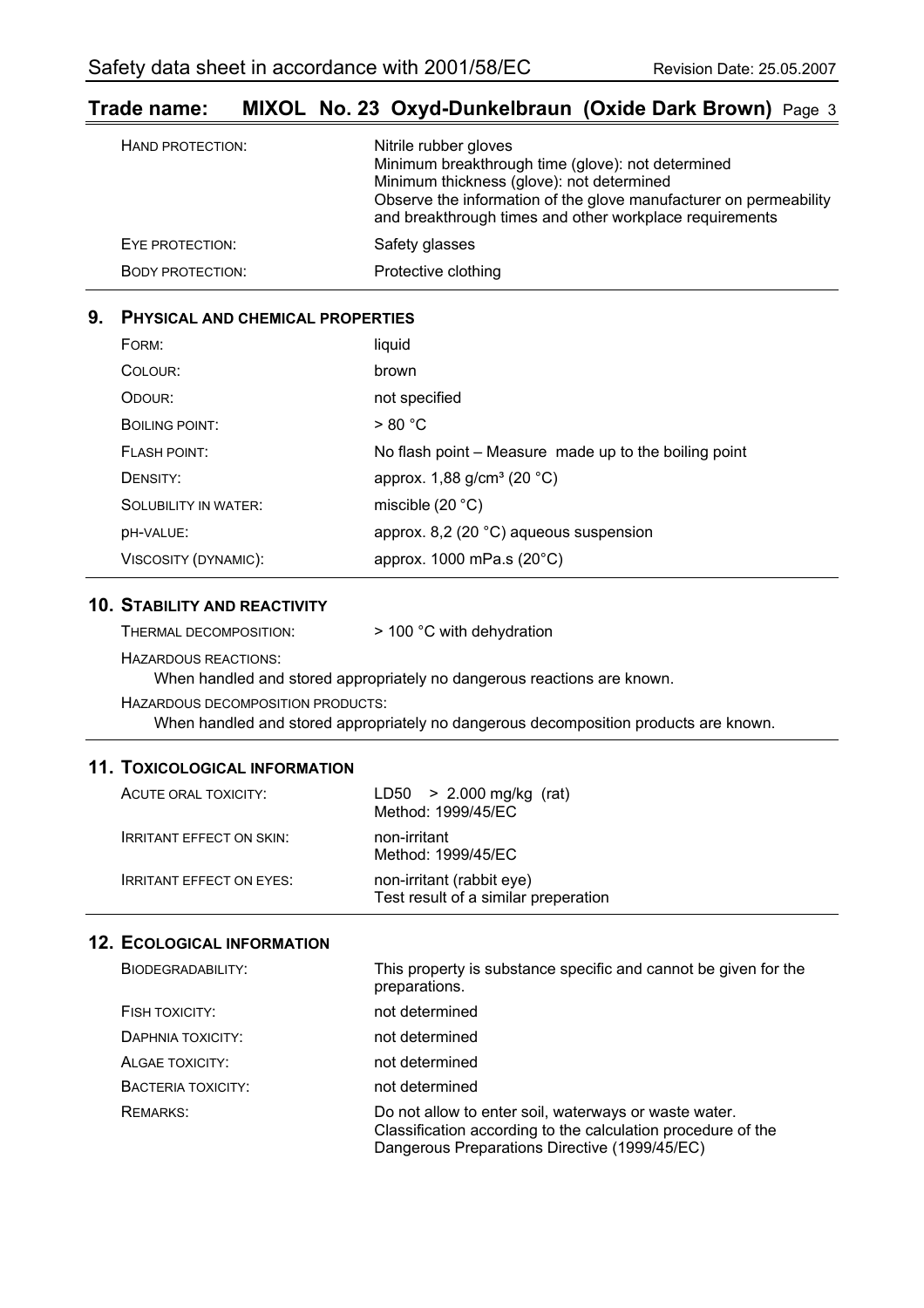| | |
|---|---|
| HAND PROTECTION: | Nitrile rubber gloves<br>Minimum breakthrough time (glove): not determined<br>Minimum thickness (glove): not determined<br>Observe the information of the glove manufacturer on permeability and breakthrough times and other workplace requirements |
| EYE PROTECTION: | Safety glasses |
| BODY PROTECTION: | Protective clothing |

## 9. PHYSICAL AND CHEMICAL PROPERTIES

| | |
|---|---|
| FORM: | liquid |
| COLOUR: | brown |
| ODOUR: | not specified |
| BOILING POINT: | > 80 °C |
| FLASH POINT: | No flash point – Measure made up to the boiling point |
| DENSITY: | approx. 1,88 g/cm³ (20 °C) |
| SOLUBILITY IN WATER: | miscible (20 °C) |
| pH-VALUE: | approx. 8,2 (20 °C) aqueous suspension |
| VISCOSITY (DYNAMIC): | approx. 1000 mPa.s (20°C) |

## 10. STABILITY AND REACTIVITY

THERMAL DECOMPOSITION: > 100 °C with dehydration

HAZARDOUS REACTIONS:
When handled and stored appropriately no dangerous reactions are known.

HAZARDOUS DECOMPOSITION PRODUCTS:
When handled and stored appropriately no dangerous decomposition products are known.

## 11. TOXICOLOGICAL INFORMATION

| | |
|---|---|
| ACUTE ORAL TOXICITY: | LD50 > 2.000 mg/kg (rat)<br>Method: 1999/45/EC |
| IRRITANT EFFECT ON SKIN: | non-irritant<br>Method: 1999/45/EC |
| IRRITANT EFFECT ON EYES: | non-irritant (rabbit eye)<br>Test result of a similar preperation |

## 12. ECOLOGICAL INFORMATION

| | |
|---|---|
| BIODEGRADABILITY: | This property is substance specific and cannot be given for the preparations. |
| FISH TOXICITY: | not determined |
| DAPHNIA TOXICITY: | not determined |
| ALGAE TOXICITY: | not determined |
| BACTERIA TOXICITY: | not determined |
| REMARKS: | Do not allow to enter soil, waterways or waste water.<br>Classification according to the calculation procedure of the Dangerous Preparations Directive (1999/45/EC) |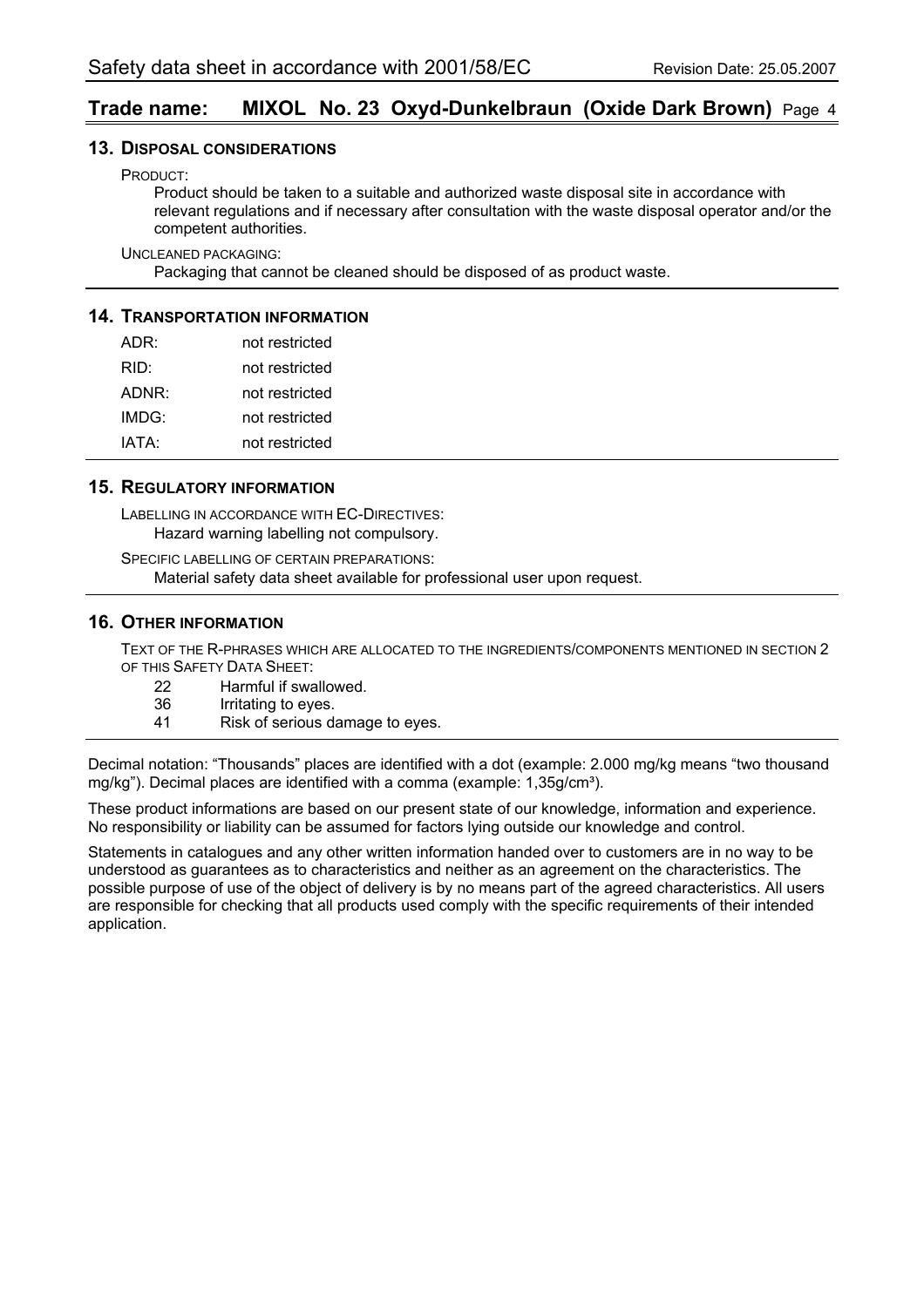## 13. Disposal considerations

PRODUCT:

Product should be taken to a suitable and authorized waste disposal site in accordance with relevant regulations and if necessary after consultation with the waste disposal operator and/or the competent authorities.

UNCLEANED PACKAGING:

Packaging that cannot be cleaned should be disposed of as product waste.

## 14. Transportation information

| | |
|---|---|
| ADR: | not restricted |
| RID: | not restricted |
| ADNR: | not restricted |
| IMDG: | not restricted |
| IATA: | not restricted |

## 15. Regulatory information

LABELLING IN ACCORDANCE WITH EC-DIRECTIVES:

Hazard warning labelling not compulsory.

SPECIFIC LABELLING OF CERTAIN PREPARATIONS:

Material safety data sheet available for professional user upon request.

## 16. Other information

TEXT OF THE R-PHRASES WHICH ARE ALLOCATED TO THE INGREDIENTS/COMPONENTS MENTIONED IN SECTION 2 OF THIS SAFETY DATA SHEET:

| | |
|---|---|
| 22 | Harmful if swallowed. |
| 36 | Irritating to eyes. |
| 41 | Risk of serious damage to eyes. |

Decimal notation: “Thousands” places are identified with a dot (example: 2.000 mg/kg means “two thousand mg/kg”). Decimal places are identified with a comma (example: 1,35g/cm³).

These product informations are based on our present state of our knowledge, information and experience. No responsibility or liability can be assumed for factors lying outside our knowledge and control.

Statements in catalogues and any other written information handed over to customers are in no way to be understood as guarantees as to characteristics and neither as an agreement on the characteristics. The possible purpose of use of the object of delivery is by no means part of the agreed characteristics. All users are responsible for checking that all products used comply with the specific requirements of their intended application.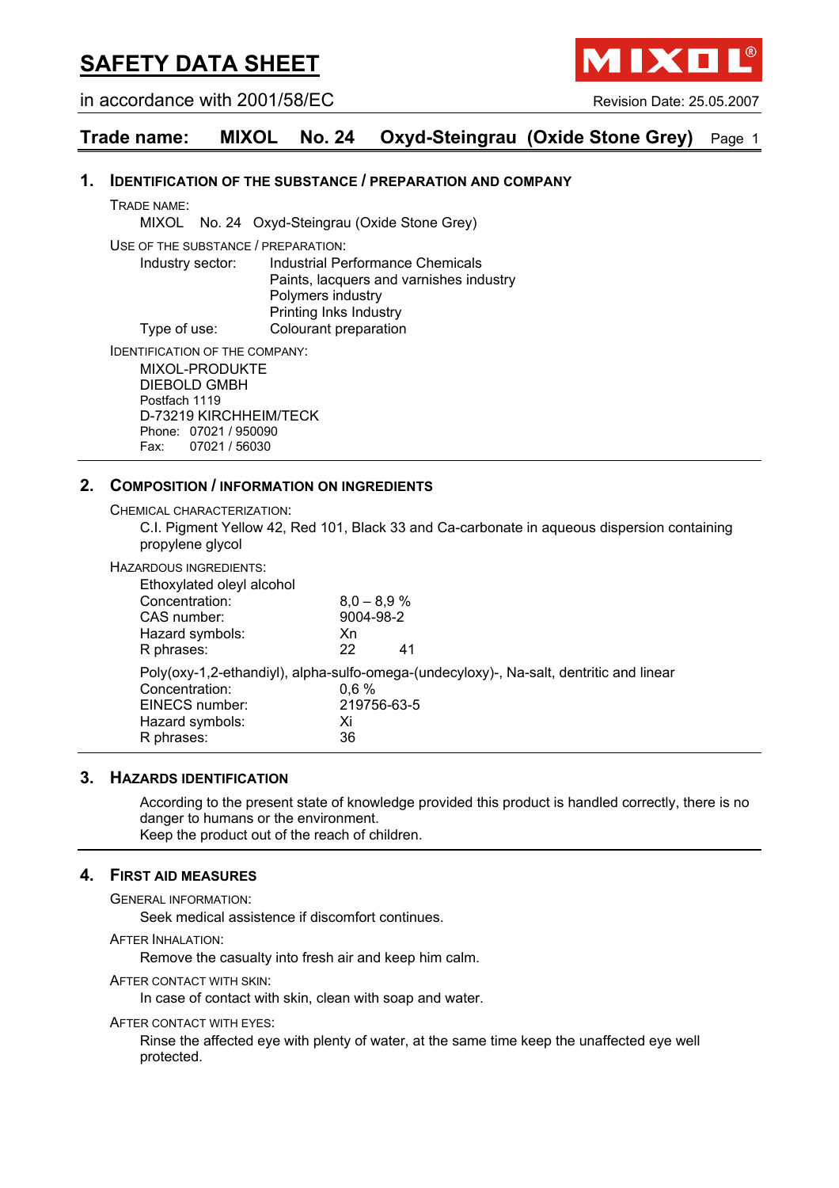# SAFETY DATA SHEET

in accordance with 2001/58/EC

Revision Date: 25.05.2007

## Trade name: MIXOL No. 24 Oxyd-Steingrau (Oxide Stone Grey)

### 1. Identification of the substance / preparation and company

TRADE NAME:

MIXOL No. 24 Oxyd-Steingrau (Oxide Stone Grey)

USE OF THE SUBSTANCE / PREPARATION:

| | |
|---|---|
| Industry sector: | Industrial Performance Chemicals |
| | Paints, lacquers and varnishes industry |
| | Polymers industry |
| | Printing Inks Industry |
| Type of use: | Colourant preparation |

IDENTIFICATION OF THE COMPANY:

MIXOL-PRODUKTE
DIEBOLD GMBH
Postfach 1119
D-73219 KIRCHHEIM/TECK
Phone: 07021 / 950090
Fax: 07021 / 56030

### 2. Composition / information on ingredients

CHEMICAL CHARACTERIZATION:

C.I. Pigment Yellow 42, Red 101, Black 33 and Ca-carbonate in aqueous dispersion containing propylene glycol

HAZARDOUS INGREDIENTS:

Ethoxylated oleyl alcohol

| | |
|---|---|
| Concentration: | 8,0 – 8,9 % |
| CAS number: | 9004-98-2 |
| Hazard symbols: | Xn |
| R phrases: | 22 41 |

Poly(oxy-1,2-ethandiyl), alpha-sulfo-omega-(undecyloxy)-, Na-salt, dentritic and linear

| | |
|---|---|
| Concentration: | 0,6 % |
| EINECS number: | 219756-63-5 |
| Hazard symbols: | Xi |
| R phrases: | 36 |

### 3. Hazards identification

According to the present state of knowledge provided this product is handled correctly, there is no danger to humans or the environment.
Keep the product out of the reach of children.

### 4. First aid measures

GENERAL INFORMATION:

Seek medical assistence if discomfort continues.

AFTER INHALATION:

Remove the casualty into fresh air and keep him calm.

AFTER CONTACT WITH SKIN:

In case of contact with skin, clean with soap and water.

AFTER CONTACT WITH EYES:

Rinse the affected eye with plenty of water, at the same time keep the unaffected eye well protected.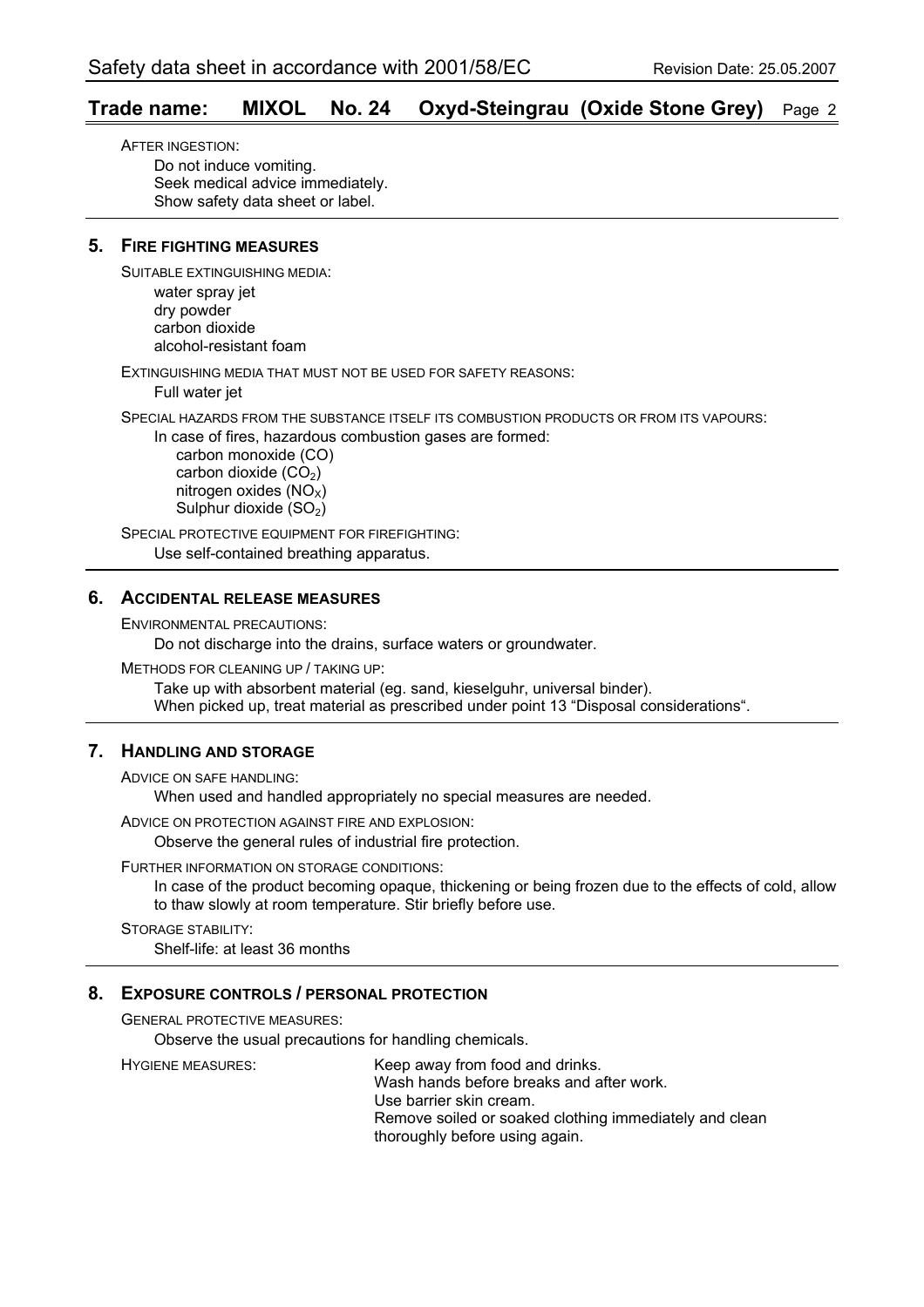AFTER INGESTION:

Do not induce vomiting.
Seek medical advice immediately.
Show safety data sheet or label.

## 5. FIRE FIGHTING MEASURES

SUITABLE EXTINGUISHING MEDIA:

water spray jet
dry powder
carbon dioxide
alcohol-resistant foam

EXTINGUISHING MEDIA THAT MUST NOT BE USED FOR SAFETY REASONS:

Full water jet

SPECIAL HAZARDS FROM THE SUBSTANCE ITSELF ITS COMBUSTION PRODUCTS OR FROM ITS VAPOURS:

In case of fires, hazardous combustion gases are formed:

- carbon monoxide (CO)
- carbon dioxide ($CO_2$)
- nitrogen oxides ($NO_X$)
- Sulphur dioxide ($SO_2$)

SPECIAL PROTECTIVE EQUIPMENT FOR FIREFIGHTING:

Use self-contained breathing apparatus.

## 6. ACCIDENTAL RELEASE MEASURES

ENVIRONMENTAL PRECAUTIONS:

Do not discharge into the drains, surface waters or groundwater.

METHODS FOR CLEANING UP / TAKING UP:

Take up with absorbent material (eg. sand, kieselguhr, universal binder).
When picked up, treat material as prescribed under point 13 "Disposal considerations".

## 7. HANDLING AND STORAGE

ADVICE ON SAFE HANDLING:

When used and handled appropriately no special measures are needed.

ADVICE ON PROTECTION AGAINST FIRE AND EXPLOSION:

Observe the general rules of industrial fire protection.

FURTHER INFORMATION ON STORAGE CONDITIONS:

In case of the product becoming opaque, thickening or being frozen due to the effects of cold, allow to thaw slowly at room temperature. Stir briefly before use.

STORAGE STABILITY:

Shelf-life: at least 36 months

## 8. EXPOSURE CONTROLS / PERSONAL PROTECTION

GENERAL PROTECTIVE MEASURES:

Observe the usual precautions for handling chemicals.

HYGIENE MEASURES:

Keep away from food and drinks.
Wash hands before breaks and after work.
Use barrier skin cream.
Remove soiled or soaked clothing immediately and clean thoroughly before using again.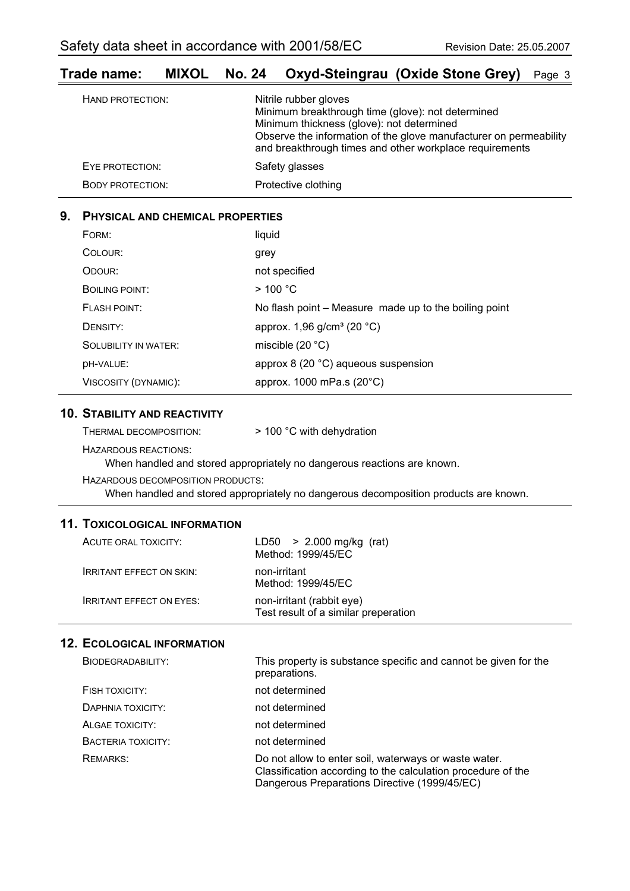| | |
|---|---|
| HAND PROTECTION: | Nitrile rubber gloves<br>Minimum breakthrough time (glove): not determined<br>Minimum thickness (glove): not determined<br>Observe the information of the glove manufacturer on permeability and breakthrough times and other workplace requirements |
| EYE PROTECTION: | Safety glasses |
| BODY PROTECTION: | Protective clothing |

## 9. PHYSICAL AND CHEMICAL PROPERTIES

| | |
|---|---|
| FORM: | liquid |
| COLOUR: | grey |
| ODOUR: | not specified |
| BOILING POINT: | > 100 °C |
| FLASH POINT: | No flash point – Measure made up to the boiling point |
| DENSITY: | approx. 1,96 g/cm³ (20 °C) |
| SOLUBILITY IN WATER: | miscible (20 °C) |
| pH-VALUE: | approx 8 (20 °C) aqueous suspension |
| VISCOSITY (DYNAMIC): | approx. 1000 mPa.s (20°C) |

## 10. STABILITY AND REACTIVITY

THERMAL DECOMPOSITION: > 100 °C with dehydration

HAZARDOUS REACTIONS:

When handled and stored appropriately no dangerous reactions are known.

HAZARDOUS DECOMPOSITION PRODUCTS:

When handled and stored appropriately no dangerous decomposition products are known.

## 11. TOXICOLOGICAL INFORMATION

| | |
|---|---|
| ACUTE ORAL TOXICITY: | LD50 > 2.000 mg/kg (rat)<br>Method: 1999/45/EC |
| IRRITANT EFFECT ON SKIN: | non-irritant<br>Method: 1999/45/EC |
| IRRITANT EFFECT ON EYES: | non-irritant (rabbit eye)<br>Test result of a similar preperation |

## 12. ECOLOGICAL INFORMATION

| | |
|---|---|
| BIODEGRADABILITY: | This property is substance specific and cannot be given for the preparations. |
| FISH TOXICITY: | not determined |
| DAPHNIA TOXICITY: | not determined |
| ALGAE TOXICITY: | not determined |
| BACTERIA TOXICITY: | not determined |
| REMARKS: | Do not allow to enter soil, waterways or waste water.<br>Classification according to the calculation procedure of the Dangerous Preparations Directive (1999/45/EC) |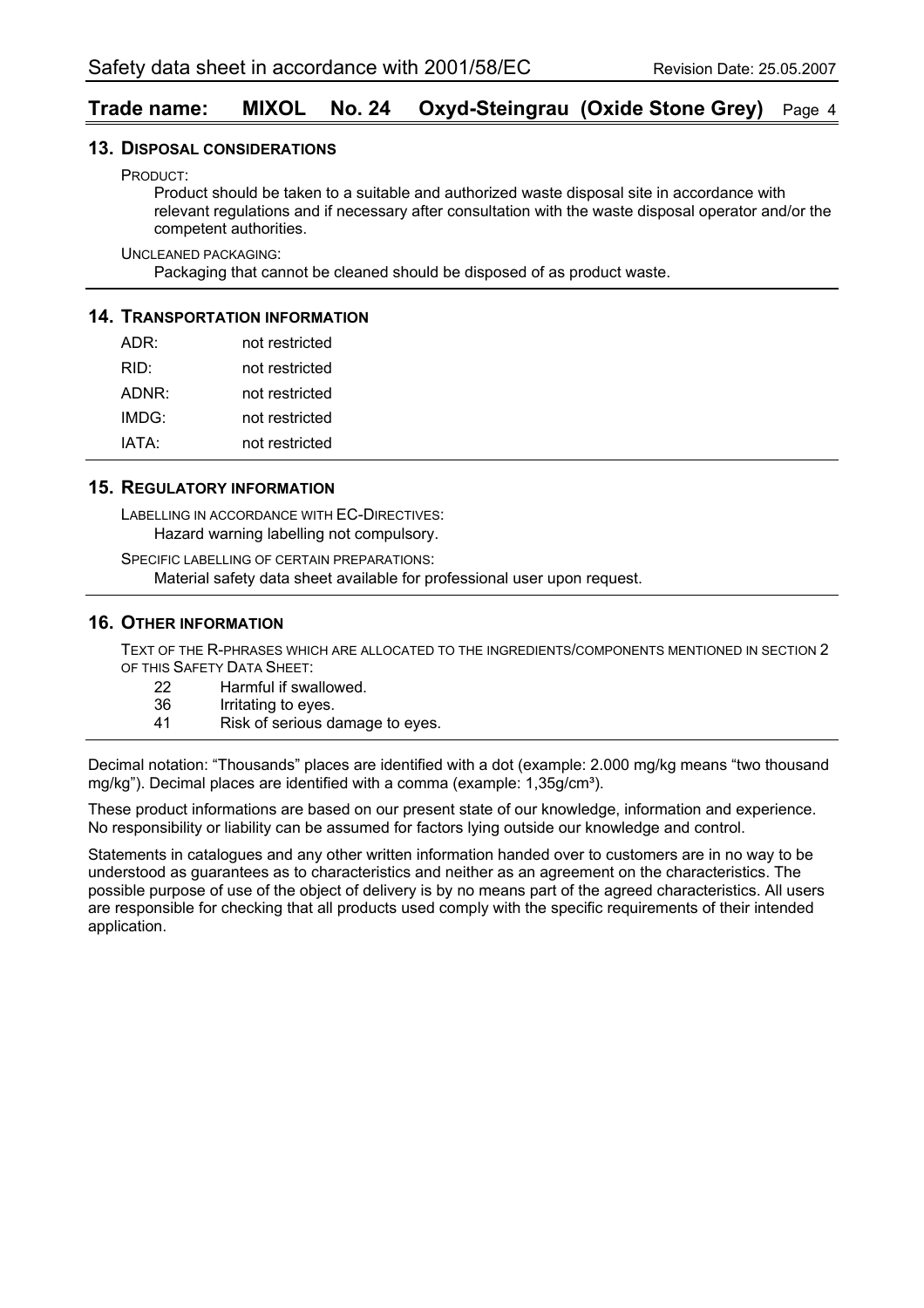## 13. Disposal considerations

PRODUCT:

Product should be taken to a suitable and authorized waste disposal site in accordance with relevant regulations and if necessary after consultation with the waste disposal operator and/or the competent authorities.

UNCLEANED PACKAGING:

Packaging that cannot be cleaned should be disposed of as product waste.

## 14. Transportation information

| | |
|---|---|
| ADR: | not restricted |
| RID: | not restricted |
| ADNR: | not restricted |
| IMDG: | not restricted |
| IATA: | not restricted |

## 15. Regulatory information

LABELLING IN ACCORDANCE WITH EC-DIRECTIVES:

Hazard warning labelling not compulsory.

SPECIFIC LABELLING OF CERTAIN PREPARATIONS:

Material safety data sheet available for professional user upon request.

## 16. Other information

TEXT OF THE R-PHRASES WHICH ARE ALLOCATED TO THE INGREDIENTS/COMPONENTS MENTIONED IN SECTION 2 OF THIS SAFETY DATA SHEET:

| | |
|---|---|
| 22 | Harmful if swallowed. |
| 36 | Irritating to eyes. |
| 41 | Risk of serious damage to eyes. |

Decimal notation: "Thousands" places are identified with a dot (example: 2.000 mg/kg means "two thousand mg/kg"). Decimal places are identified with a comma (example: 1,35g/cm³).

These product informations are based on our present state of our knowledge, information and experience. No responsibility or liability can be assumed for factors lying outside our knowledge and control.

Statements in catalogues and any other written information handed over to customers are in no way to be understood as guarantees as to characteristics and neither as an agreement on the characteristics. The possible purpose of use of the object of delivery is by no means part of the agreed characteristics. All users are responsible for checking that all products used comply with the specific requirements of their intended application.